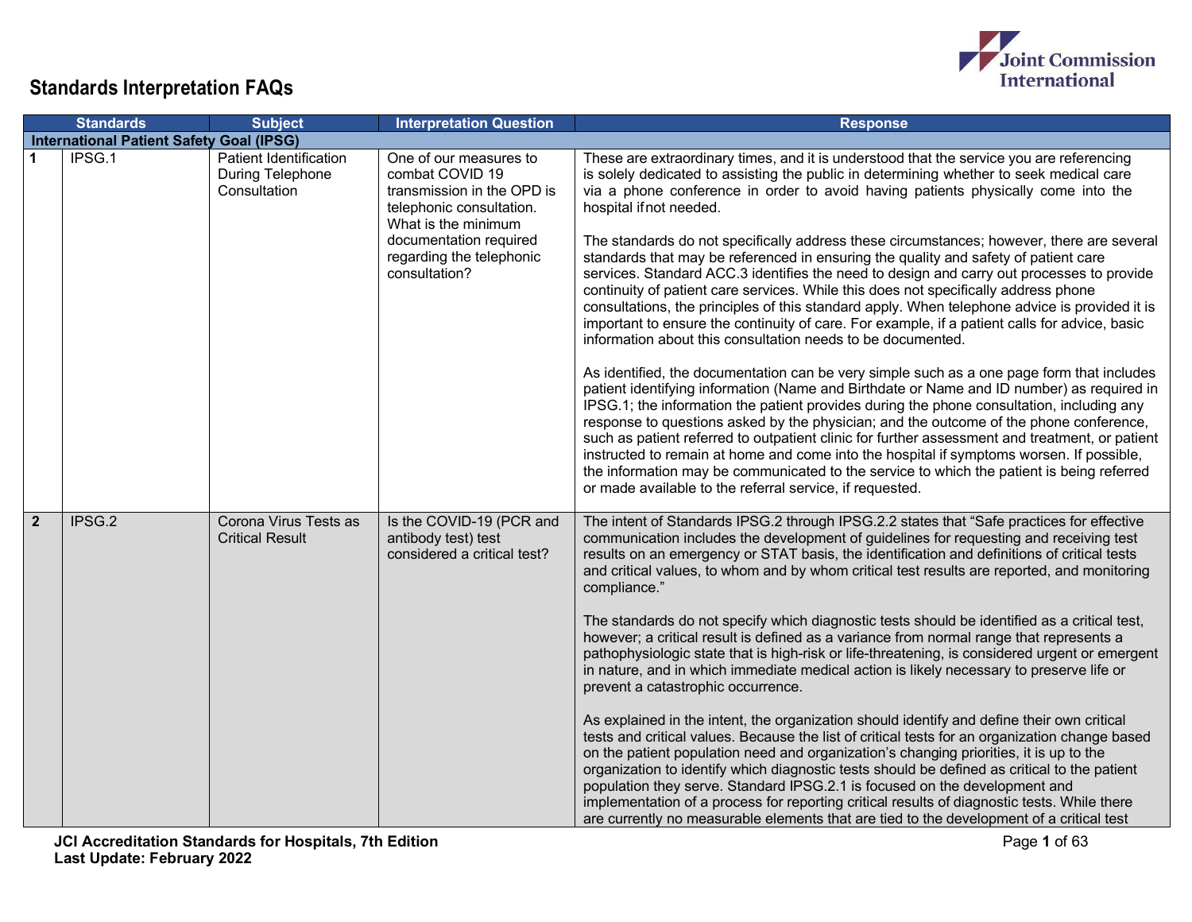# Standards Interpretation FAQs

| | Standards | Subject | Interpretation Question | Response |
|---|---|---|---|---|
| **International Patient Safety Goal (IPSG)** | | | | |
| **1** | IPSG.1 | Patient Identification During Telephone Consultation | One of our measures to combat COVID 19 transmission in the OPD is telephonic consultation. What is the minimum documentation required regarding the telephonic consultation? | These are extraordinary times, and it is understood that the service you are referencing is solely dedicated to assisting the public in determining whether to seek medical care via a phone conference in order to avoid having patients physically come into the hospital if not needed.<br><br>The standards do not specifically address these circumstances; however, there are several standards that may be referenced in ensuring the quality and safety of patient care services. Standard ACC.3 identifies the need to design and carry out processes to provide continuity of patient care services. While this does not specifically address phone consultations, the principles of this standard apply. When telephone advice is provided it is important to ensure the continuity of care. For example, if a patient calls for advice, basic information about this consultation needs to be documented.<br><br>As identified, the documentation can be very simple such as a one page form that includes patient identifying information (Name and Birthdate or Name and ID number) as required in IPSG.1; the information the patient provides during the phone consultation, including any response to questions asked by the physician; and the outcome of the phone conference, such as patient referred to outpatient clinic for further assessment and treatment, or patient instructed to remain at home and come into the hospital if symptoms worsen. If possible, the information may be communicated to the service to which the patient is being referred or made available to the referral service, if requested. |
| **2** | IPSG.2 | Corona Virus Tests as Critical Result | Is the COVID-19 (PCR and antibody test) test considered a critical test? | The intent of Standards IPSG.2 through IPSG.2.2 states that "Safe practices for effective communication includes the development of guidelines for requesting and receiving test results on an emergency or STAT basis, the identification and definitions of critical tests and critical values, to whom and by whom critical test results are reported, and monitoring compliance."<br><br>The standards do not specify which diagnostic tests should be identified as a critical test, however; a critical result is defined as a variance from normal range that represents a pathophysiologic state that is high-risk or life-threatening, is considered urgent or emergent in nature, and in which immediate medical action is likely necessary to preserve life or prevent a catastrophic occurrence.<br><br>As explained in the intent, the organization should identify and define their own critical tests and critical values. Because the list of critical tests for an organization change based on the patient population need and organization's changing priorities, it is up to the organization to identify which diagnostic tests should be defined as critical to the patient population they serve. Standard IPSG.2.1 is focused on the development and implementation of a process for reporting critical results of diagnostic tests. While there are currently no measurable elements that are tied to the development of a critical test |

**JCI Accreditation Standards for Hospitals, 7th Edition**
**Last Update: February 2022**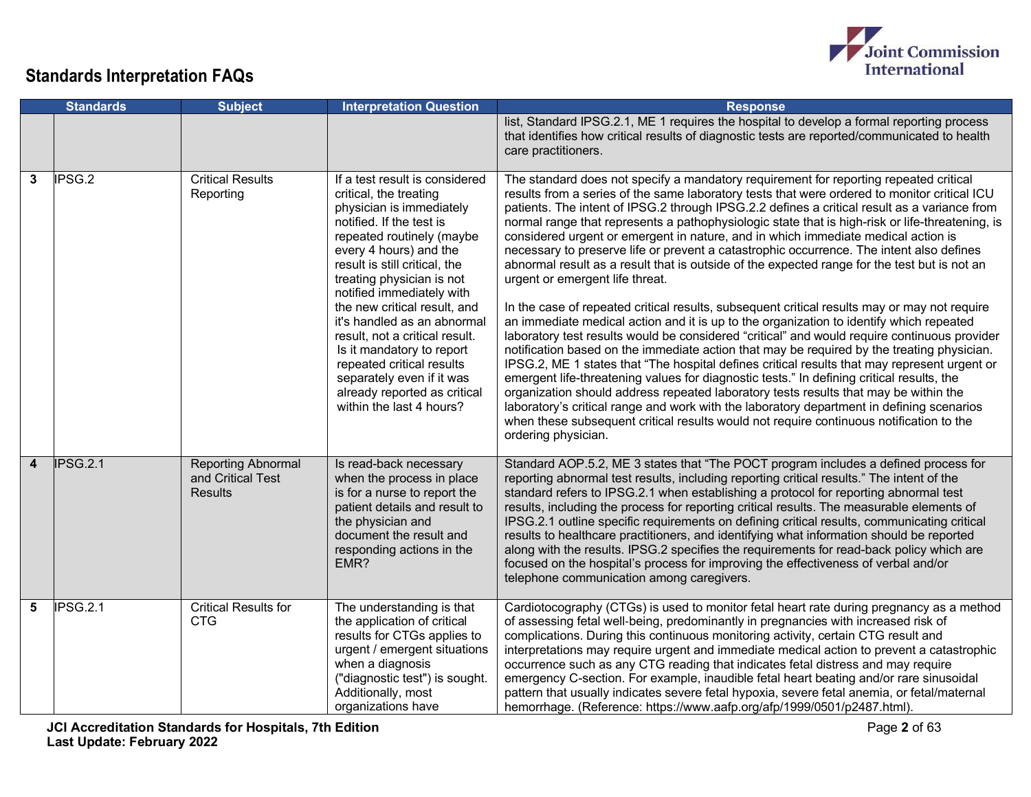## Standards Interpretation FAQs

| | Standards | Subject | Interpretation Question | Response |
|---|---|---|---|---|
| | | | | list, Standard IPSG.2.1, ME 1 requires the hospital to develop a formal reporting process that identifies how critical results of diagnostic tests are reported/communicated to health care practitioners. |
| 3 | IPSG.2 | Critical Results Reporting | If a test result is considered critical, the treating physician is immediately notified. If the test is repeated routinely (maybe every 4 hours) and the result is still critical, the treating physician is not notified immediately with the new critical result, and it's handled as an abnormal result, not a critical result. Is it mandatory to report repeated critical results separately even if it was already reported as critical within the last 4 hours? | The standard does not specify a mandatory requirement for reporting repeated critical results from a series of the same laboratory tests that were ordered to monitor critical ICU patients. The intent of IPSG.2 through IPSG.2.2 defines a critical result as a variance from normal range that represents a pathophysiologic state that is high-risk or life-threatening, is considered urgent or emergent in nature, and in which immediate medical action is necessary to preserve life or prevent a catastrophic occurrence. The intent also defines abnormal result as a result that is outside of the expected range for the test but is not an urgent or emergent life threat.<br><br>In the case of repeated critical results, subsequent critical results may or may not require an immediate medical action and it is up to the organization to identify which repeated laboratory test results would be considered "critical" and would require continuous provider notification based on the immediate action that may be required by the treating physician. IPSG.2, ME 1 states that "The hospital defines critical results that may represent urgent or emergent life-threatening values for diagnostic tests." In defining critical results, the organization should address repeated laboratory tests results that may be within the laboratory's critical range and work with the laboratory department in defining scenarios when these subsequent critical results would not require continuous notification to the ordering physician. |
| 4 | IPSG.2.1 | Reporting Abnormal and Critical Test Results | Is read-back necessary when the process in place is for a nurse to report the patient details and result to the physician and document the result and responding actions in the EMR? | Standard AOP.5.2, ME 3 states that "The POCT program includes a defined process for reporting abnormal test results, including reporting critical results." The intent of the standard refers to IPSG.2.1 when establishing a protocol for reporting abnormal test results, including the process for reporting critical results. The measurable elements of IPSG.2.1 outline specific requirements on defining critical results, communicating critical results to healthcare practitioners, and identifying what information should be reported along with the results. IPSG.2 specifies the requirements for read-back policy which are focused on the hospital's process for improving the effectiveness of verbal and/or telephone communication among caregivers. |
| 5 | IPSG.2.1 | Critical Results for CTG | The understanding is that the application of critical results for CTGs applies to urgent / emergent situations when a diagnosis ("diagnostic test") is sought. Additionally, most organizations have | Cardiotocography (CTGs) is used to monitor fetal heart rate during pregnancy as a method of assessing fetal well-being, predominantly in pregnancies with increased risk of complications. During this continuous monitoring activity, certain CTG result and interpretations may require urgent and immediate medical action to prevent a catastrophic occurrence such as any CTG reading that indicates fetal distress and may require emergency C-section. For example, inaudible fetal heart beating and/or rare sinusoidal pattern that usually indicates severe fetal hypoxia, severe fetal anemia, or fetal/maternal hemorrhage. (Reference: https://www.aafp.org/afp/1999/0501/p2487.html). |

JCI Accreditation Standards for Hospitals, 7th Edition
Last Update: February 2022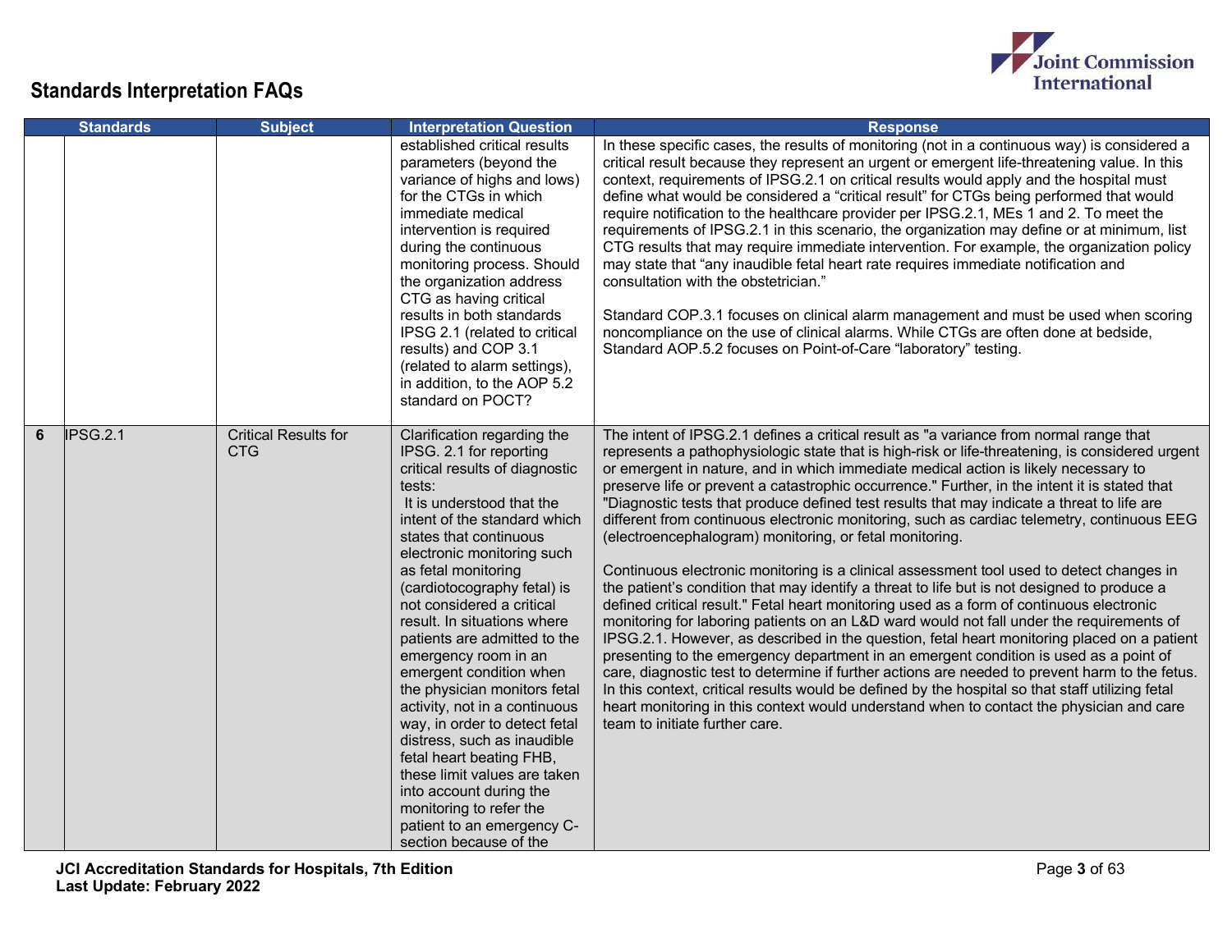## Standards Interpretation FAQs

| | Standards | Subject | Interpretation Question | Response |
|---|---|---|---|---|
| | | | established critical results parameters (beyond the variance of highs and lows) for the CTGs in which immediate medical intervention is required during the continuous monitoring process. Should the organization address CTG as having critical results in both standards IPSG 2.1 (related to critical results) and COP 3.1 (related to alarm settings), in addition, to the AOP 5.2 standard on POCT? | In these specific cases, the results of monitoring (not in a continuous way) is considered a critical result because they represent an urgent or emergent life-threatening value. In this context, requirements of IPSG.2.1 on critical results would apply and the hospital must define what would be considered a "critical result" for CTGs being performed that would require notification to the healthcare provider per IPSG.2.1, MEs 1 and 2. To meet the requirements of IPSG.2.1 in this scenario, the organization may define or at minimum, list CTG results that may require immediate intervention. For example, the organization policy may state that "any inaudible fetal heart rate requires immediate notification and consultation with the obstetrician."<br><br>Standard COP.3.1 focuses on clinical alarm management and must be used when scoring noncompliance on the use of clinical alarms. While CTGs are often done at bedside, Standard AOP.5.2 focuses on Point-of-Care "laboratory" testing. |
| 6 | IPSG.2.1 | Critical Results for CTG | Clarification regarding the IPSG. 2.1 for reporting critical results of diagnostic tests:<br>It is understood that the intent of the standard which states that continuous electronic monitoring such as fetal monitoring (cardiotocography fetal) is not considered a critical result. In situations where patients are admitted to the emergency room in an emergent condition when the physician monitors fetal activity, not in a continuous way, in order to detect fetal distress, such as inaudible fetal heart beating FHB, these limit values are taken into account during the monitoring to refer the patient to an emergency C-section because of the | The intent of IPSG.2.1 defines a critical result as "a variance from normal range that represents a pathophysiologic state that is high-risk or life-threatening, is considered urgent or emergent in nature, and in which immediate medical action is likely necessary to preserve life or prevent a catastrophic occurrence." Further, in the intent it is stated that "Diagnostic tests that produce defined test results that may indicate a threat to life are different from continuous electronic monitoring, such as cardiac telemetry, continuous EEG (electroencephalogram) monitoring, or fetal monitoring.<br><br>Continuous electronic monitoring is a clinical assessment tool used to detect changes in the patient's condition that may identify a threat to life but is not designed to produce a defined critical result." Fetal heart monitoring used as a form of continuous electronic monitoring for laboring patients on an L&D ward would not fall under the requirements of IPSG.2.1. However, as described in the question, fetal heart monitoring placed on a patient presenting to the emergency department in an emergent condition is used as a point of care, diagnostic test to determine if further actions are needed to prevent harm to the fetus. In this context, critical results would be defined by the hospital so that staff utilizing fetal heart monitoring in this context would understand when to contact the physician and care team to initiate further care. |

**JCI Accreditation Standards for Hospitals, 7th Edition**
**Last Update: February 2022**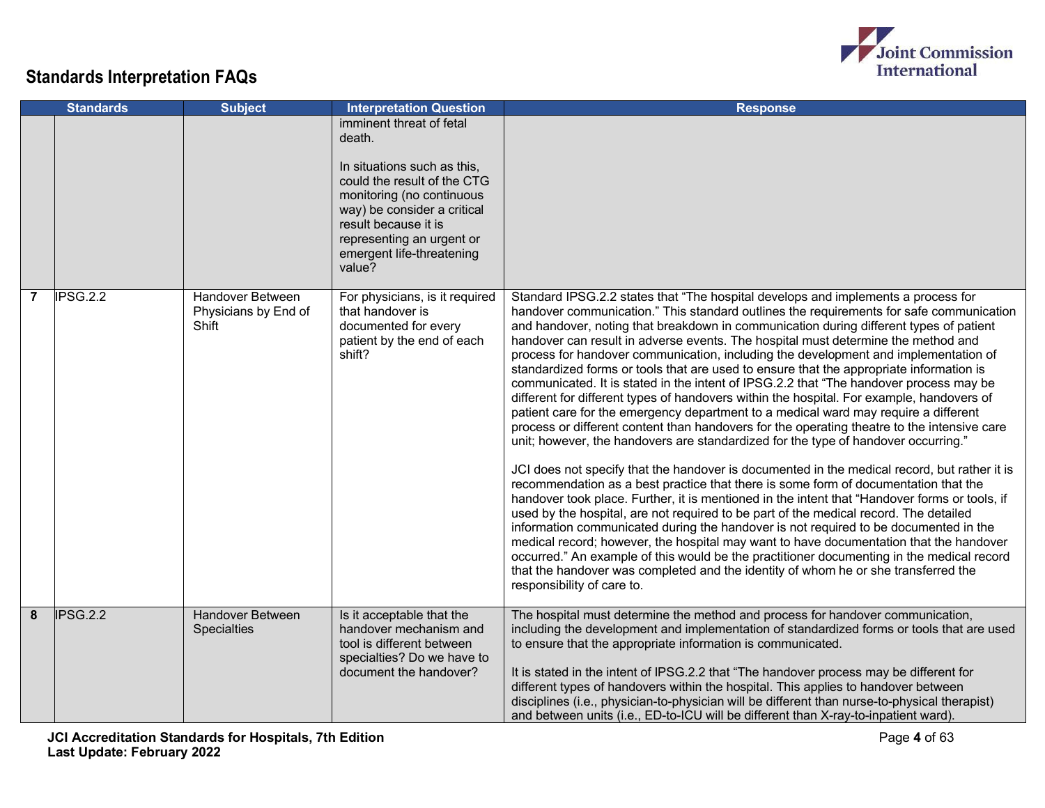## Standards Interpretation FAQs

| | Standards | Subject | Interpretation Question | Response |
|---|---|---|---|---|
| | | | imminent threat of fetal death.<br><br>In situations such as this, could the result of the CTG monitoring (no continuous way) be consider a critical result because it is representing an urgent or emergent life-threatening value? | |
| 7 | IPSG.2.2 | Handover Between Physicians by End of Shift | For physicians, is it required that handover is documented for every patient by the end of each shift? | Standard IPSG.2.2 states that "The hospital develops and implements a process for handover communication." This standard outlines the requirements for safe communication and handover, noting that breakdown in communication during different types of patient handover can result in adverse events. The hospital must determine the method and process for handover communication, including the development and implementation of standardized forms or tools that are used to ensure that the appropriate information is communicated. It is stated in the intent of IPSG.2.2 that "The handover process may be different for different types of handovers within the hospital. For example, handovers of patient care for the emergency department to a medical ward may require a different process or different content than handovers for the operating theatre to the intensive care unit; however, the handovers are standardized for the type of handover occurring."<br><br>JCI does not specify that the handover is documented in the medical record, but rather it is recommendation as a best practice that there is some form of documentation that the handover took place. Further, it is mentioned in the intent that "Handover forms or tools, if used by the hospital, are not required to be part of the medical record. The detailed information communicated during the handover is not required to be documented in the medical record; however, the hospital may want to have documentation that the handover occurred." An example of this would be the practitioner documenting in the medical record that the handover was completed and the identity of whom he or she transferred the responsibility of care to. |
| 8 | IPSG.2.2 | Handover Between Specialties | Is it acceptable that the handover mechanism and tool is different between specialties? Do we have to document the handover? | The hospital must determine the method and process for handover communication, including the development and implementation of standardized forms or tools that are used to ensure that the appropriate information is communicated.<br><br>It is stated in the intent of IPSG.2.2 that "The handover process may be different for different types of handovers within the hospital. This applies to handover between disciplines (i.e., physician-to-physician will be different than nurse-to-physical therapist) and between units (i.e., ED-to-ICU will be different than X-ray-to-inpatient ward). |

JCI Accreditation Standards for Hospitals, 7th Edition
Last Update: February 2022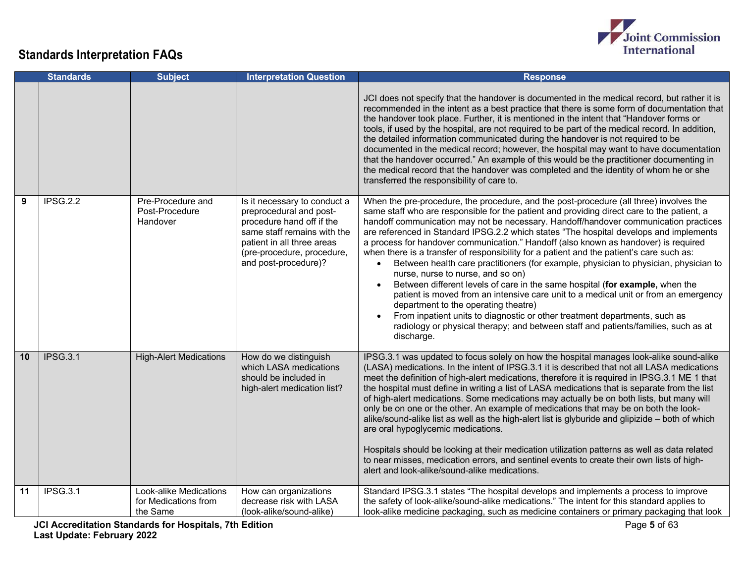## Standards Interpretation FAQs

| | Standards | Subject | Interpretation Question | Response |
|---|---|---|---|---|
| | | | | JCI does not specify that the handover is documented in the medical record, but rather it is recommended in the intent as a best practice that there is some form of documentation that the handover took place. Further, it is mentioned in the intent that "Handover forms or tools, if used by the hospital, are not required to be part of the medical record. In addition, the detailed information communicated during the handover is not required to be documented in the medical record; however, the hospital may want to have documentation that the handover occurred." An example of this would be the practitioner documenting in the medical record that the handover was completed and the identity of whom he or she transferred the responsibility of care to. |
| **9** | IPSG.2.2 | Pre-Procedure and Post-Procedure Handover | Is it necessary to conduct a preprocedural and post-procedure hand off if the same staff remains with the patient in all three areas (pre-procedure, procedure, and post-procedure)? | When the pre-procedure, the procedure, and the post-procedure (all three) involves the same staff who are responsible for the patient and providing direct care to the patient, a handoff communication may not be necessary. Handoff/handover communication practices are referenced in Standard IPSG.2.2 which states "The hospital develops and implements a process for handover communication." Handoff (also known as handover) is required when there is a transfer of responsibility for a patient and the patient's care such as:<br>• Between health care practitioners (for example, physician to physician, physician to nurse, nurse to nurse, and so on)<br>• Between different levels of care in the same hospital (**for example,** when the patient is moved from an intensive care unit to a medical unit or from an emergency department to the operating theatre)<br>• From inpatient units to diagnostic or other treatment departments, such as radiology or physical therapy; and between staff and patients/families, such as at discharge. |
| **10** | IPSG.3.1 | High-Alert Medications | How do we distinguish which LASA medications should be included in high-alert medication list? | IPSG.3.1 was updated to focus solely on how the hospital manages look-alike sound-alike (LASA) medications. In the intent of IPSG.3.1 it is described that not all LASA medications meet the definition of high-alert medications, therefore it is required in IPSG.3.1 ME 1 that the hospital must define in writing a list of LASA medications that is separate from the list of high-alert medications. Some medications may actually be on both lists, but many will only be on one or the other. An example of medications that may be on both the look-alike/sound-alike list as well as the high-alert list is glyburide and glipizide – both of which are oral hypoglycemic medications.<br><br>Hospitals should be looking at their medication utilization patterns as well as data related to near misses, medication errors, and sentinel events to create their own lists of high-alert and look-alike/sound-alike medications. |
| **11** | IPSG.3.1 | Look-alike Medications for Medications from the Same | How can organizations decrease risk with LASA (look-alike/sound-alike) | Standard IPSG.3.1 states "The hospital develops and implements a process to improve the safety of look-alike/sound-alike medications." The intent for this standard applies to look-alike medicine packaging, such as medicine containers or primary packaging that look |

**JCI Accreditation Standards for Hospitals, 7th Edition**
**Last Update: February 2022**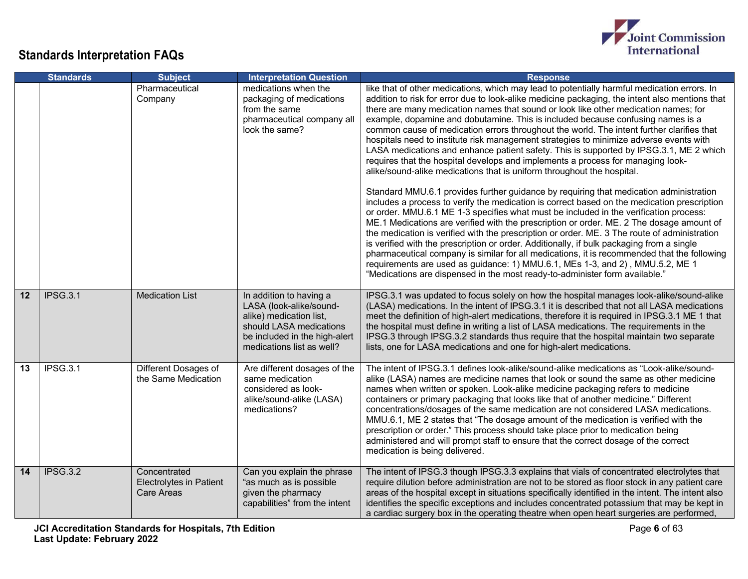## Standards Interpretation FAQs

| | Standards | Subject | Interpretation Question | Response |
|---|---|---|---|---|
| | | Pharmaceutical Company | medications when the packaging of medications from the same pharmaceutical company all look the same? | like that of other medications, which may lead to potentially harmful medication errors. In addition to risk for error due to look-alike medicine packaging, the intent also mentions that there are many medication names that sound or look like other medication names; for example, dopamine and dobutamine. This is included because confusing names is a common cause of medication errors throughout the world. The intent further clarifies that hospitals need to institute risk management strategies to minimize adverse events with LASA medications and enhance patient safety. This is supported by IPSG.3.1, ME 2 which requires that the hospital develops and implements a process for managing look-alike/sound-alike medications that is uniform throughout the hospital.<br><br>Standard MMU.6.1 provides further guidance by requiring that medication administration includes a process to verify the medication is correct based on the medication prescription or order. MMU.6.1 ME 1-3 specifies what must be included in the verification process: ME.1 Medications are verified with the prescription or order. ME. 2 The dosage amount of the medication is verified with the prescription or order. ME. 3 The route of administration is verified with the prescription or order. Additionally, if bulk packaging from a single pharmaceutical company is similar for all medications, it is recommended that the following requirements are used as guidance: 1) MMU.6.1, MEs 1-3, and 2) , MMU.5.2, ME 1 "Medications are dispensed in the most ready-to-administer form available." |
| 12 | IPSG.3.1 | Medication List | In addition to having a LASA (look-alike/sound-alike) medication list, should LASA medications be included in the high-alert medications list as well? | IPSG.3.1 was updated to focus solely on how the hospital manages look-alike/sound-alike (LASA) medications. In the intent of IPSG.3.1 it is described that not all LASA medications meet the definition of high-alert medications, therefore it is required in IPSG.3.1 ME 1 that the hospital must define in writing a list of LASA medications. The requirements in the IPSG.3 through IPSG.3.2 standards thus require that the hospital maintain two separate lists, one for LASA medications and one for high-alert medications. |
| 13 | IPSG.3.1 | Different Dosages of the Same Medication | Are different dosages of the same medication considered as look-alike/sound-alike (LASA) medications? | The intent of IPSG.3.1 defines look-alike/sound-alike medications as "Look-alike/sound-alike (LASA) names are medicine names that look or sound the same as other medicine names when written or spoken. Look-alike medicine packaging refers to medicine containers or primary packaging that looks like that of another medicine." Different concentrations/dosages of the same medication are not considered LASA medications. MMU.6.1, ME 2 states that "The dosage amount of the medication is verified with the prescription or order." This process should take place prior to medication being administered and will prompt staff to ensure that the correct dosage of the correct medication is being delivered. |
| 14 | IPSG.3.2 | Concentrated Electrolytes in Patient Care Areas | Can you explain the phrase "as much as is possible given the pharmacy capabilities" from the intent | The intent of IPSG.3 though IPSG.3.3 explains that vials of concentrated electrolytes that require dilution before administration are not to be stored as floor stock in any patient care areas of the hospital except in situations specifically identified in the intent. The intent also identifies the specific exceptions and includes concentrated potassium that may be kept in a cardiac surgery box in the operating theatre when open heart surgeries are performed, |

JCI Accreditation Standards for Hospitals, 7th Edition
Last Update: February 2022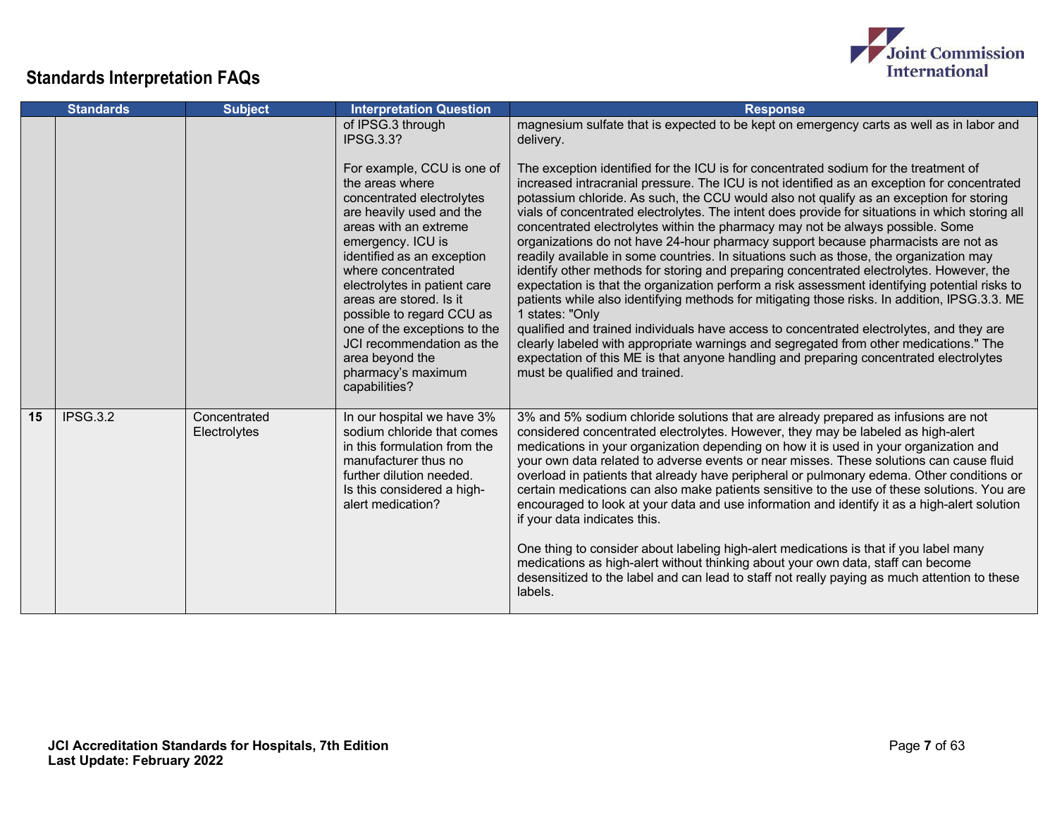## Standards Interpretation FAQs

| | Standards | Subject | Interpretation Question | Response |
|---|---|---|---|---|
| | | | of IPSG.3 through IPSG.3.3?<br><br>For example, CCU is one of the areas where concentrated electrolytes are heavily used and the areas with an extreme emergency. ICU is identified as an exception where concentrated electrolytes in patient care areas are stored. Is it possible to regard CCU as one of the exceptions to the JCI recommendation as the area beyond the pharmacy's maximum capabilities? | magnesium sulfate that is expected to be kept on emergency carts as well as in labor and delivery.<br><br>The exception identified for the ICU is for concentrated sodium for the treatment of increased intracranial pressure. The ICU is not identified as an exception for concentrated potassium chloride. As such, the CCU would also not qualify as an exception for storing vials of concentrated electrolytes. The intent does provide for situations in which storing all concentrated electrolytes within the pharmacy may not be always possible. Some organizations do not have 24-hour pharmacy support because pharmacists are not as readily available in some countries. In situations such as those, the organization may identify other methods for storing and preparing concentrated electrolytes. However, the expectation is that the organization perform a risk assessment identifying potential risks to patients while also identifying methods for mitigating those risks. In addition, IPSG.3.3. ME 1 states: "Only qualified and trained individuals have access to concentrated electrolytes, and they are clearly labeled with appropriate warnings and segregated from other medications." The expectation of this ME is that anyone handling and preparing concentrated electrolytes must be qualified and trained. |
| 15 | IPSG.3.2 | Concentrated Electrolytes | In our hospital we have 3% sodium chloride that comes in this formulation from the manufacturer thus no further dilution needed. Is this considered a high-alert medication? | 3% and 5% sodium chloride solutions that are already prepared as infusions are not considered concentrated electrolytes. However, they may be labeled as high-alert medications in your organization depending on how it is used in your organization and your own data related to adverse events or near misses. These solutions can cause fluid overload in patients that already have peripheral or pulmonary edema. Other conditions or certain medications can also make patients sensitive to the use of these solutions. You are encouraged to look at your data and use information and identify it as a high-alert solution if your data indicates this.<br><br>One thing to consider about labeling high-alert medications is that if you label many medications as high-alert without thinking about your own data, staff can become desensitized to the label and can lead to staff not really paying as much attention to these labels. |

**JCI Accreditation Standards for Hospitals, 7th Edition**
**Last Update: February 2022**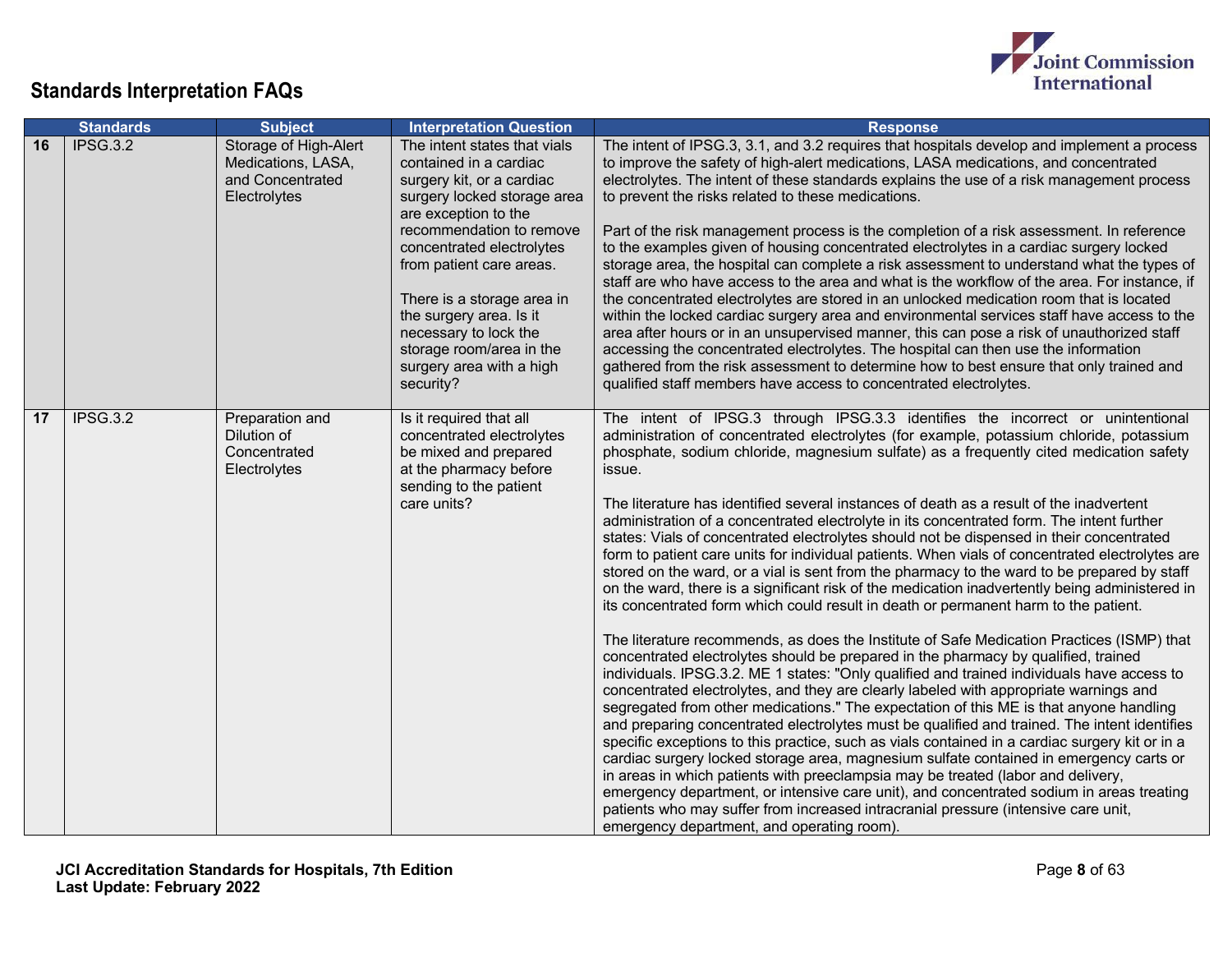## Standards Interpretation FAQs

| | Standards | Subject | Interpretation Question | Response |
|---|---|---|---|---|
| 16 | IPSG.3.2 | Storage of High-Alert Medications, LASA, and Concentrated Electrolytes | The intent states that vials contained in a cardiac surgery kit, or a cardiac surgery locked storage area are exception to the recommendation to remove concentrated electrolytes from patient care areas.<br><br>There is a storage area in the surgery area. Is it necessary to lock the storage room/area in the surgery area with a high security? | The intent of IPSG.3, 3.1, and 3.2 requires that hospitals develop and implement a process to improve the safety of high-alert medications, LASA medications, and concentrated electrolytes. The intent of these standards explains the use of a risk management process to prevent the risks related to these medications.<br><br>Part of the risk management process is the completion of a risk assessment. In reference to the examples given of housing concentrated electrolytes in a cardiac surgery locked storage area, the hospital can complete a risk assessment to understand what the types of staff are who have access to the area and what is the workflow of the area. For instance, if the concentrated electrolytes are stored in an unlocked medication room that is located within the locked cardiac surgery area and environmental services staff have access to the area after hours or in an unsupervised manner, this can pose a risk of unauthorized staff accessing the concentrated electrolytes. The hospital can then use the information gathered from the risk assessment to determine how to best ensure that only trained and qualified staff members have access to concentrated electrolytes. |
| 17 | IPSG.3.2 | Preparation and Dilution of Concentrated Electrolytes | Is it required that all concentrated electrolytes be mixed and prepared at the pharmacy before sending to the patient care units? | The intent of IPSG.3 through IPSG.3.3 identifies the incorrect or unintentional administration of concentrated electrolytes (for example, potassium chloride, potassium phosphate, sodium chloride, magnesium sulfate) as a frequently cited medication safety issue.<br><br>The literature has identified several instances of death as a result of the inadvertent administration of a concentrated electrolyte in its concentrated form. The intent further states: Vials of concentrated electrolytes should not be dispensed in their concentrated form to patient care units for individual patients. When vials of concentrated electrolytes are stored on the ward, or a vial is sent from the pharmacy to the ward to be prepared by staff on the ward, there is a significant risk of the medication inadvertently being administered in its concentrated form which could result in death or permanent harm to the patient.<br><br>The literature recommends, as does the Institute of Safe Medication Practices (ISMP) that concentrated electrolytes should be prepared in the pharmacy by qualified, trained individuals. IPSG.3.2. ME 1 states: "Only qualified and trained individuals have access to concentrated electrolytes, and they are clearly labeled with appropriate warnings and segregated from other medications." The expectation of this ME is that anyone handling and preparing concentrated electrolytes must be qualified and trained. The intent identifies specific exceptions to this practice, such as vials contained in a cardiac surgery kit or in a cardiac surgery locked storage area, magnesium sulfate contained in emergency carts or in areas in which patients with preeclampsia may be treated (labor and delivery, emergency department, or intensive care unit), and concentrated sodium in areas treating patients who may suffer from increased intracranial pressure (intensive care unit, emergency department, and operating room). |

**JCI Accreditation Standards for Hospitals, 7th Edition**
**Last Update: February 2022**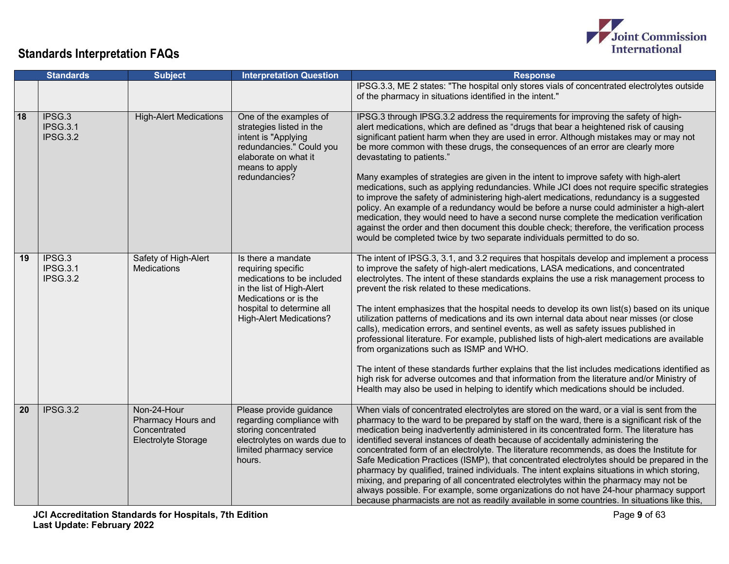## Standards Interpretation FAQs

| | Standards | Subject | Interpretation Question | Response |
|---|---|---|---|---|
| | | | | IPSG.3.3, ME 2 states: "The hospital only stores vials of concentrated electrolytes outside of the pharmacy in situations identified in the intent." |
| 18 | IPSG.3<br>IPSG.3.1<br>IPSG.3.2 | High-Alert Medications | One of the examples of strategies listed in the intent is "Applying redundancies." Could you elaborate on what it means to apply redundancies? | IPSG.3 through IPSG.3.2 address the requirements for improving the safety of high-alert medications, which are defined as "drugs that bear a heightened risk of causing significant patient harm when they are used in error. Although mistakes may or may not be more common with these drugs, the consequences of an error are clearly more devastating to patients."<br><br>Many examples of strategies are given in the intent to improve safety with high-alert medications, such as applying redundancies. While JCI does not require specific strategies to improve the safety of administering high-alert medications, redundancy is a suggested policy. An example of a redundancy would be before a nurse could administer a high-alert medication, they would need to have a second nurse complete the medication verification against the order and then document this double check; therefore, the verification process would be completed twice by two separate individuals permitted to do so. |
| 19 | IPSG.3<br>IPSG.3.1<br>IPSG.3.2 | Safety of High-Alert Medications | Is there a mandate requiring specific medications to be included in the list of High-Alert Medications or is the hospital to determine all High-Alert Medications? | The intent of IPSG.3, 3.1, and 3.2 requires that hospitals develop and implement a process to improve the safety of high-alert medications, LASA medications, and concentrated electrolytes. The intent of these standards explains the use a risk management process to prevent the risk related to these medications.<br><br>The intent emphasizes that the hospital needs to develop its own list(s) based on its unique utilization patterns of medications and its own internal data about near misses (or close calls), medication errors, and sentinel events, as well as safety issues published in professional literature. For example, published lists of high-alert medications are available from organizations such as ISMP and WHO.<br><br>The intent of these standards further explains that the list includes medications identified as high risk for adverse outcomes and that information from the literature and/or Ministry of Health may also be used in helping to identify which medications should be included. |
| 20 | IPSG.3.2 | Non-24-Hour Pharmacy Hours and Concentrated Electrolyte Storage | Please provide guidance regarding compliance with storing concentrated electrolytes on wards due to limited pharmacy service hours. | When vials of concentrated electrolytes are stored on the ward, or a vial is sent from the pharmacy to the ward to be prepared by staff on the ward, there is a significant risk of the medication being inadvertently administered in its concentrated form. The literature has identified several instances of death because of accidentally administering the concentrated form of an electrolyte. The literature recommends, as does the Institute for Safe Medication Practices (ISMP), that concentrated electrolytes should be prepared in the pharmacy by qualified, trained individuals. The intent explains situations in which storing, mixing, and preparing of all concentrated electrolytes within the pharmacy may not be always possible. For example, some organizations do not have 24-hour pharmacy support because pharmacists are not as readily available in some countries. In situations like this, |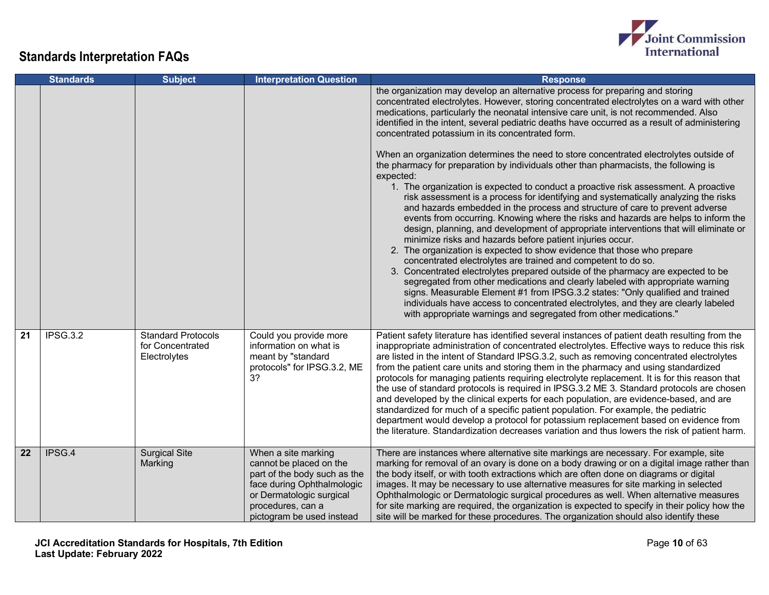## Standards Interpretation FAQs

| | Standards | Subject | Interpretation Question | Response |
|---|---|---|---|---|
| | | | | the organization may develop an alternative process for preparing and storing concentrated electrolytes. However, storing concentrated electrolytes on a ward with other medications, particularly the neonatal intensive care unit, is not recommended. Also identified in the intent, several pediatric deaths have occurred as a result of administering concentrated potassium in its concentrated form.<br><br>When an organization determines the need to store concentrated electrolytes outside of the pharmacy for preparation by individuals other than pharmacists, the following is expected:<br>1. The organization is expected to conduct a proactive risk assessment. A proactive risk assessment is a process for identifying and systematically analyzing the risks and hazards embedded in the process and structure of care to prevent adverse events from occurring. Knowing where the risks and hazards are helps to inform the design, planning, and development of appropriate interventions that will eliminate or minimize risks and hazards before patient injuries occur.<br>2. The organization is expected to show evidence that those who prepare concentrated electrolytes are trained and competent to do so.<br>3. Concentrated electrolytes prepared outside of the pharmacy are expected to be segregated from other medications and clearly labeled with appropriate warning signs. Measurable Element #1 from IPSG.3.2 states: "Only qualified and trained individuals have access to concentrated electrolytes, and they are clearly labeled with appropriate warnings and segregated from other medications." |
| **21** | IPSG.3.2 | Standard Protocols for Concentrated Electrolytes | Could you provide more information on what is meant by "standard protocols" for IPSG.3.2, ME 3? | Patient safety literature has identified several instances of patient death resulting from the inappropriate administration of concentrated electrolytes. Effective ways to reduce this risk are listed in the intent of Standard IPSG.3.2, such as removing concentrated electrolytes from the patient care units and storing them in the pharmacy and using standardized protocols for managing patients requiring electrolyte replacement. It is for this reason that the use of standard protocols is required in IPSG.3.2 ME 3. Standard protocols are chosen and developed by the clinical experts for each population, are evidence-based, and are standardized for much of a specific patient population. For example, the pediatric department would develop a protocol for potassium replacement based on evidence from the literature. Standardization decreases variation and thus lowers the risk of patient harm. |
| **22** | IPSG.4 | Surgical Site Marking | When a site marking cannot be placed on the part of the body such as the face during Ophthalmologic or Dermatologic surgical procedures, can a pictogram be used instead | There are instances where alternative site markings are necessary. For example, site marking for removal of an ovary is done on a body drawing or on a digital image rather than the body itself, or with tooth extractions which are often done on diagrams or digital images. It may be necessary to use alternative measures for site marking in selected Ophthalmologic or Dermatologic surgical procedures as well. When alternative measures for site marking are required, the organization is expected to specify in their policy how the site will be marked for these procedures. The organization should also identify these |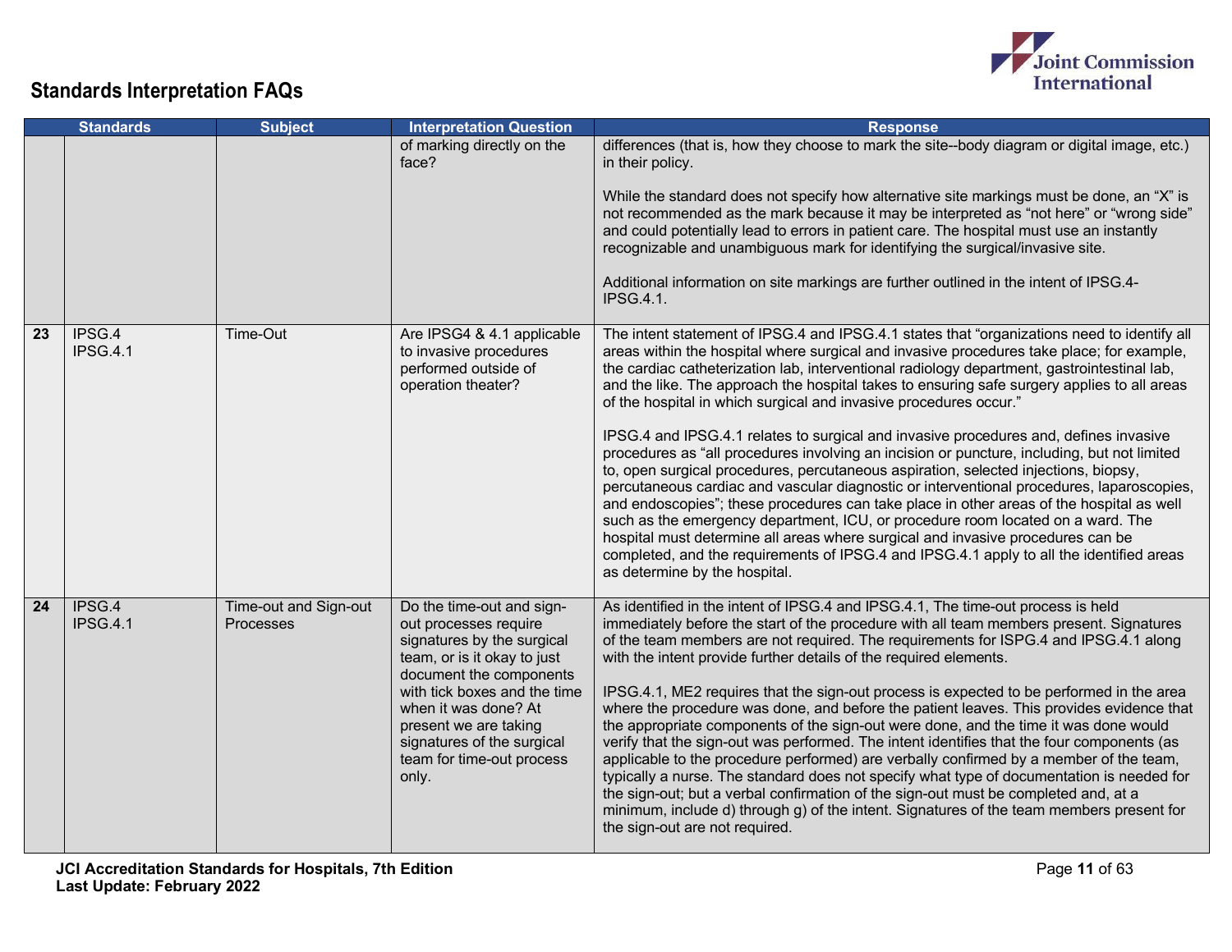## Standards Interpretation FAQs

| # | Standards | Subject | Interpretation Question | Response |
|---|---|---|---|---|
| | | | of marking directly on the face? | differences (that is, how they choose to mark the site--body diagram or digital image, etc.) in their policy.<br><br>While the standard does not specify how alternative site markings must be done, an "X" is not recommended as the mark because it may be interpreted as "not here" or "wrong side" and could potentially lead to errors in patient care. The hospital must use an instantly recognizable and unambiguous mark for identifying the surgical/invasive site.<br><br>Additional information on site markings are further outlined in the intent of IPSG.4-IPSG.4.1. |
| 23 | IPSG.4<br>IPSG.4.1 | Time-Out | Are IPSG4 & 4.1 applicable to invasive procedures performed outside of operation theater? | The intent statement of IPSG.4 and IPSG.4.1 states that "organizations need to identify all areas within the hospital where surgical and invasive procedures take place; for example, the cardiac catheterization lab, interventional radiology department, gastrointestinal lab, and the like. The approach the hospital takes to ensuring safe surgery applies to all areas of the hospital in which surgical and invasive procedures occur."<br><br>IPSG.4 and IPSG.4.1 relates to surgical and invasive procedures and, defines invasive procedures as "all procedures involving an incision or puncture, including, but not limited to, open surgical procedures, percutaneous aspiration, selected injections, biopsy, percutaneous cardiac and vascular diagnostic or interventional procedures, laparoscopies, and endoscopies"; these procedures can take place in other areas of the hospital as well such as the emergency department, ICU, or procedure room located on a ward. The hospital must determine all areas where surgical and invasive procedures can be completed, and the requirements of IPSG.4 and IPSG.4.1 apply to all the identified areas as determine by the hospital. |
| 24 | IPSG.4<br>IPSG.4.1 | Time-out and Sign-out Processes | Do the time-out and sign-out processes require signatures by the surgical team, or is it okay to just document the components with tick boxes and the time when it was done? At present we are taking signatures of the surgical team for time-out process only. | As identified in the intent of IPSG.4 and IPSG.4.1, The time-out process is held immediately before the start of the procedure with all team members present. Signatures of the team members are not required. The requirements for ISPG.4 and IPSG.4.1 along with the intent provide further details of the required elements.<br><br>IPSG.4.1, ME2 requires that the sign-out process is expected to be performed in the area where the procedure was done, and before the patient leaves. This provides evidence that the appropriate components of the sign-out were done, and the time it was done would verify that the sign-out was performed. The intent identifies that the four components (as applicable to the procedure performed) are verbally confirmed by a member of the team, typically a nurse. The standard does not specify what type of documentation is needed for the sign-out; but a verbal confirmation of the sign-out must be completed and, at a minimum, include d) through g) of the intent. Signatures of the team members present for the sign-out are not required. |

**JCI Accreditation Standards for Hospitals, 7th Edition**
**Last Update: February 2022**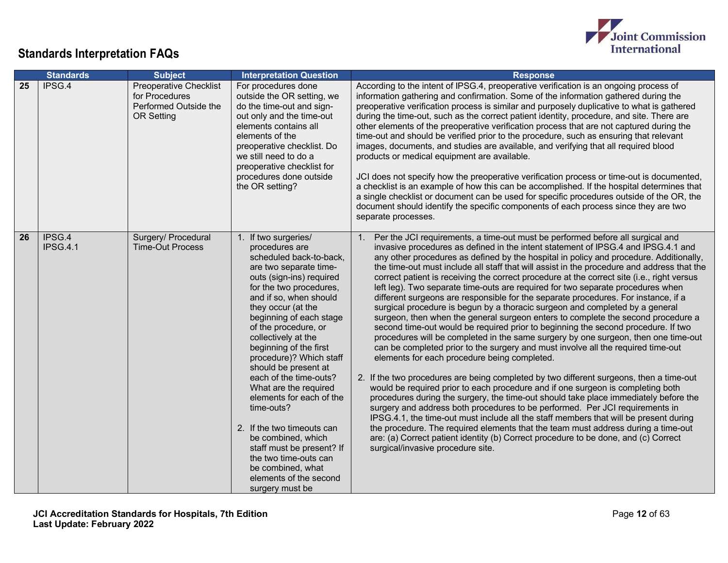## Standards Interpretation FAQs

| | Standards | Subject | Interpretation Question | Response |
|---|---|---|---|---|
| 25 | IPSG.4 | Preoperative Checklist for Procedures Performed Outside the OR Setting | For procedures done outside the OR setting, we do the time-out and sign-out only and the time-out elements contains all elements of the preoperative checklist. Do we still need to do a preoperative checklist for procedures done outside the OR setting? | According to the intent of IPSG.4, preoperative verification is an ongoing process of information gathering and confirmation. Some of the information gathered during the preoperative verification process is similar and purposely duplicative to what is gathered during the time-out, such as the correct patient identity, procedure, and site. There are other elements of the preoperative verification process that are not captured during the time-out and should be verified prior to the procedure, such as ensuring that relevant images, documents, and studies are available, and verifying that all required blood products or medical equipment are available.<br><br>JCI does not specify how the preoperative verification process or time-out is documented, a checklist is an example of how this can be accomplished. If the hospital determines that a single checklist or document can be used for specific procedures outside of the OR, the document should identify the specific components of each process since they are two separate processes. |
| 26 | IPSG.4<br>IPSG.4.1 | Surgery/ Procedural Time-Out Process | 1. If two surgeries/ procedures are scheduled back-to-back, are two separate time-outs (sign-ins) required for the two procedures, and if so, when should they occur (at the beginning of each stage of the procedure, or collectively at the beginning of the first procedure)? Which staff should be present at each of the time-outs? What are the required elements for each of the time-outs?<br><br>2. If the two timeouts can be combined, which staff must be present? If the two time-outs can be combined, what elements of the second surgery must be | 1. Per the JCI requirements, a time-out must be performed before all surgical and invasive procedures as defined in the intent statement of IPSG.4 and IPSG.4.1 and any other procedures as defined by the hospital in policy and procedure. Additionally, the time-out must include all staff that will assist in the procedure and address that the correct patient is receiving the correct procedure at the correct site (i.e., right versus left leg). Two separate time-outs are required for two separate procedures when different surgeons are responsible for the separate procedures. For instance, if a surgical procedure is begun by a thoracic surgeon and completed by a general surgeon, then when the general surgeon enters to complete the second procedure a second time-out would be required prior to beginning the second procedure. If two procedures will be completed in the same surgery by one surgeon, then one time-out can be completed prior to the surgery and must involve all the required time-out elements for each procedure being completed.<br><br>2. If the two procedures are being completed by two different surgeons, then a time-out would be required prior to each procedure and if one surgeon is completing both procedures during the surgery, the time-out should take place immediately before the surgery and address both procedures to be performed. Per JCI requirements in IPSG.4.1, the time-out must include all the staff members that will be present during the procedure. The required elements that the team must address during a time-out are: (a) Correct patient identity (b) Correct procedure to be done, and (c) Correct surgical/invasive procedure site. |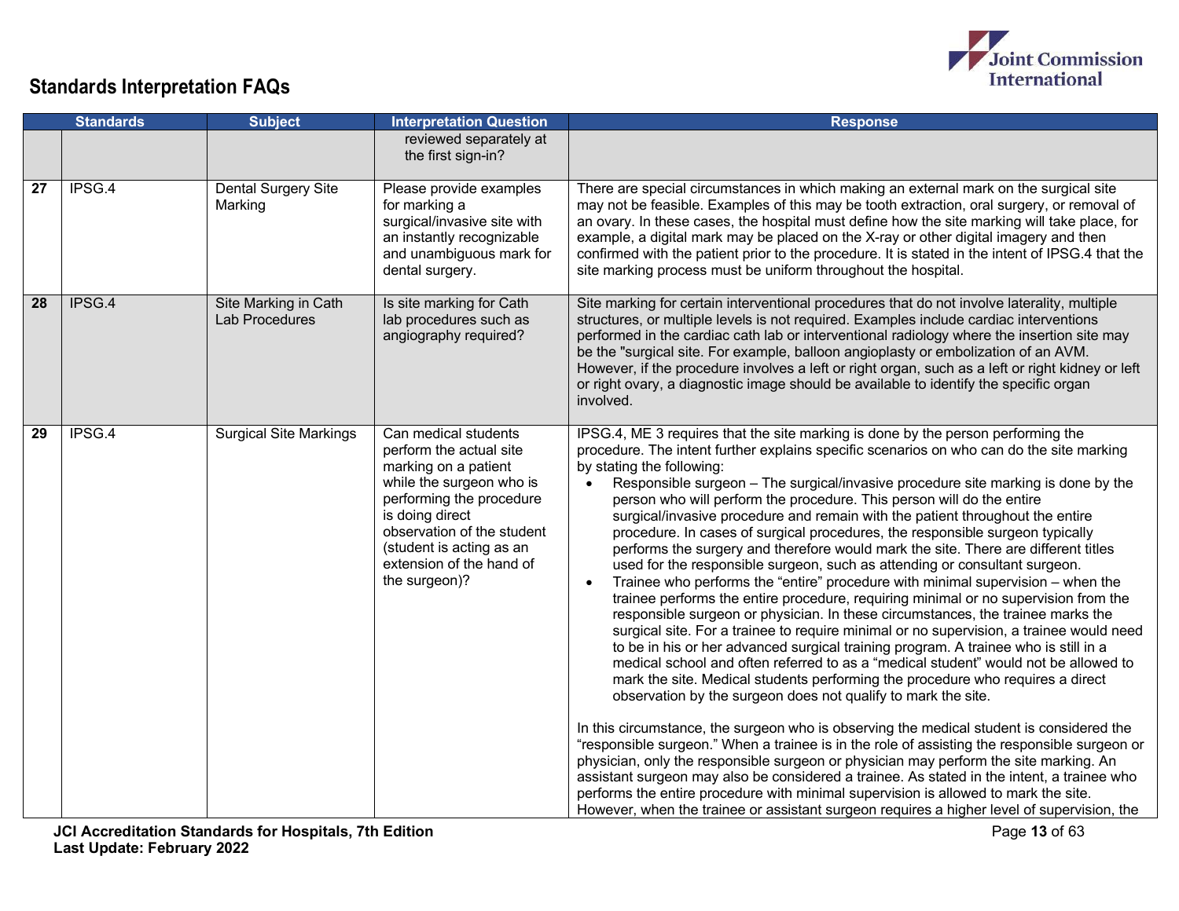## Standards Interpretation FAQs

| | Standards | Subject | Interpretation Question | Response |
|---|---|---|---|---|
| | | | reviewed separately at the first sign-in? | |
| 27 | IPSG.4 | Dental Surgery Site Marking | Please provide examples for marking a surgical/invasive site with an instantly recognizable and unambiguous mark for dental surgery. | There are special circumstances in which making an external mark on the surgical site may not be feasible. Examples of this may be tooth extraction, oral surgery, or removal of an ovary. In these cases, the hospital must define how the site marking will take place, for example, a digital mark may be placed on the X-ray or other digital imagery and then confirmed with the patient prior to the procedure. It is stated in the intent of IPSG.4 that the site marking process must be uniform throughout the hospital. |
| 28 | IPSG.4 | Site Marking in Cath Lab Procedures | Is site marking for Cath lab procedures such as angiography required? | Site marking for certain interventional procedures that do not involve laterality, multiple structures, or multiple levels is not required. Examples include cardiac interventions performed in the cardiac cath lab or interventional radiology where the insertion site may be the "surgical site. For example, balloon angioplasty or embolization of an AVM. However, if the procedure involves a left or right organ, such as a left or right kidney or left or right ovary, a diagnostic image should be available to identify the specific organ involved. |
| 29 | IPSG.4 | Surgical Site Markings | Can medical students perform the actual site marking on a patient while the surgeon who is performing the procedure is doing direct observation of the student (student is acting as an extension of the hand of the surgeon)? | IPSG.4, ME 3 requires that the site marking is done by the person performing the procedure. The intent further explains specific scenarios on who can do the site marking by stating the following:<br>• Responsible surgeon – The surgical/invasive procedure site marking is done by the person who will perform the procedure. This person will do the entire surgical/invasive procedure and remain with the patient throughout the entire procedure. In cases of surgical procedures, the responsible surgeon typically performs the surgery and therefore would mark the site. There are different titles used for the responsible surgeon, such as attending or consultant surgeon.<br>• Trainee who performs the "entire" procedure with minimal supervision – when the trainee performs the entire procedure, requiring minimal or no supervision from the responsible surgeon or physician. In these circumstances, the trainee marks the surgical site. For a trainee to require minimal or no supervision, a trainee would need to be in his or her advanced surgical training program. A trainee who is still in a medical school and often referred to as a "medical student" would not be allowed to mark the site. Medical students performing the procedure who requires a direct observation by the surgeon does not qualify to mark the site.<br><br>In this circumstance, the surgeon who is observing the medical student is considered the "responsible surgeon." When a trainee is in the role of assisting the responsible surgeon or physician, only the responsible surgeon or physician may perform the site marking. An assistant surgeon may also be considered a trainee. As stated in the intent, a trainee who performs the entire procedure with minimal supervision is allowed to mark the site. However, when the trainee or assistant surgeon requires a higher level of supervision, the |

JCI Accreditation Standards for Hospitals, 7th Edition
Last Update: February 2022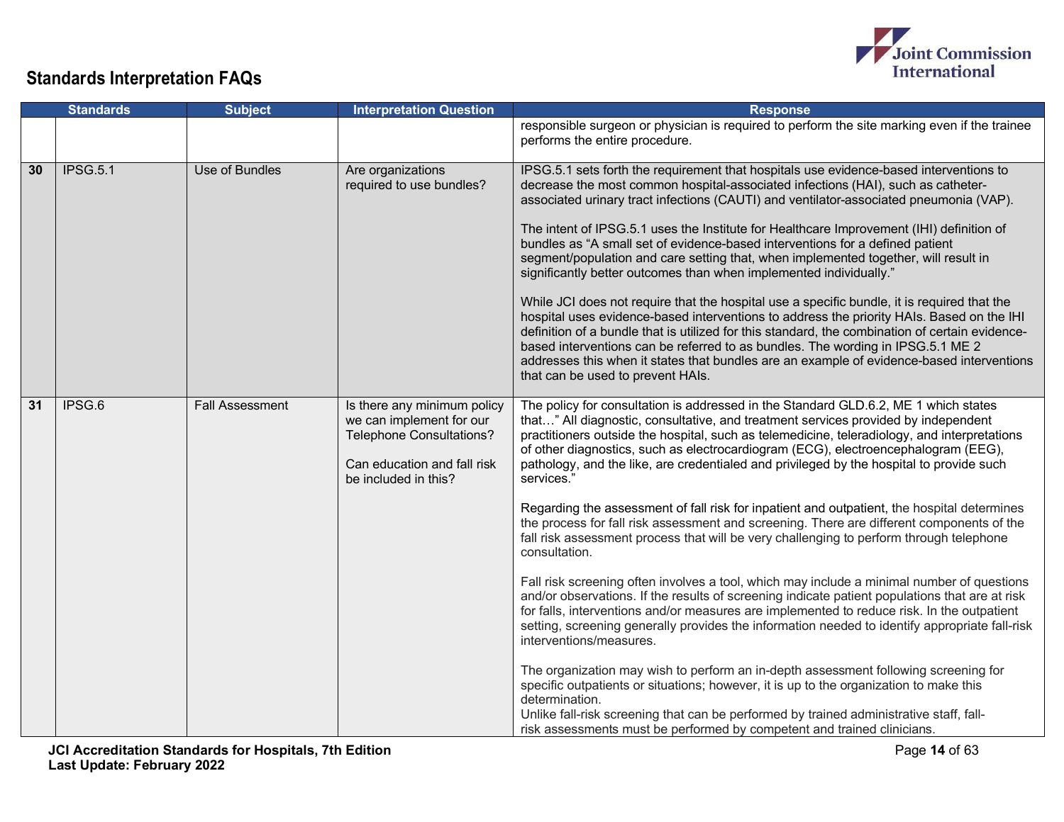## Standards Interpretation FAQs

| | Standards | Subject | Interpretation Question | Response |
|---|---|---|---|---|
| | | | | responsible surgeon or physician is required to perform the site marking even if the trainee performs the entire procedure. |
| 30 | IPSG.5.1 | Use of Bundles | Are organizations required to use bundles? | IPSG.5.1 sets forth the requirement that hospitals use evidence-based interventions to decrease the most common hospital-associated infections (HAI), such as catheter-associated urinary tract infections (CAUTI) and ventilator-associated pneumonia (VAP).<br><br>The intent of IPSG.5.1 uses the Institute for Healthcare Improvement (IHI) definition of bundles as "A small set of evidence-based interventions for a defined patient segment/population and care setting that, when implemented together, will result in significantly better outcomes than when implemented individually."<br><br>While JCI does not require that the hospital use a specific bundle, it is required that the hospital uses evidence-based interventions to address the priority HAIs. Based on the IHI definition of a bundle that is utilized for this standard, the combination of certain evidence-based interventions can be referred to as bundles. The wording in IPSG.5.1 ME 2 addresses this when it states that bundles are an example of evidence-based interventions that can be used to prevent HAIs. |
| 31 | IPSG.6 | Fall Assessment | Is there any minimum policy we can implement for our Telephone Consultations?<br><br>Can education and fall risk be included in this? | The policy for consultation is addressed in the Standard GLD.6.2, ME 1 which states that…" All diagnostic, consultative, and treatment services provided by independent practitioners outside the hospital, such as telemedicine, teleradiology, and interpretations of other diagnostics, such as electrocardiogram (ECG), electroencephalogram (EEG), pathology, and the like, are credentialed and privileged by the hospital to provide such services."<br><br>Regarding the assessment of fall risk for inpatient and outpatient, the hospital determines the process for fall risk assessment and screening. There are different components of the fall risk assessment process that will be very challenging to perform through telephone consultation.<br><br>Fall risk screening often involves a tool, which may include a minimal number of questions and/or observations. If the results of screening indicate patient populations that are at risk for falls, interventions and/or measures are implemented to reduce risk. In the outpatient setting, screening generally provides the information needed to identify appropriate fall-risk interventions/measures.<br><br>The organization may wish to perform an in-depth assessment following screening for specific outpatients or situations; however, it is up to the organization to make this determination.<br>Unlike fall-risk screening that can be performed by trained administrative staff, fall-risk assessments must be performed by competent and trained clinicians. |

**JCI Accreditation Standards for Hospitals, 7th Edition**
**Last Update: February 2022**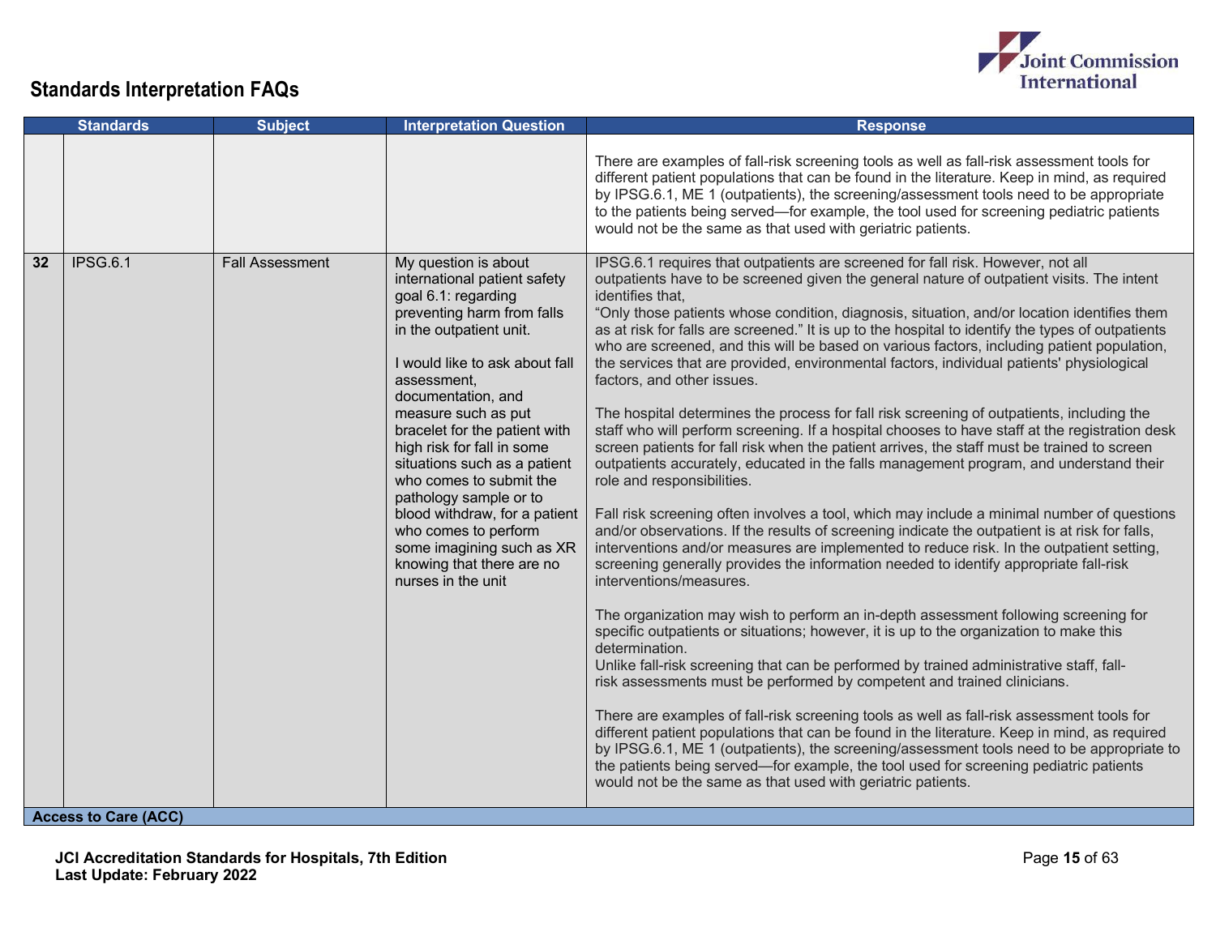## Standards Interpretation FAQs

| | Standards | Subject | Interpretation Question | Response |
|---|---|---|---|---|
| | | | | There are examples of fall-risk screening tools as well as fall-risk assessment tools for different patient populations that can be found in the literature. Keep in mind, as required by IPSG.6.1, ME 1 (outpatients), the screening/assessment tools need to be appropriate to the patients being served—for example, the tool used for screening pediatric patients would not be the same as that used with geriatric patients. |
| 32 | IPSG.6.1 | Fall Assessment | My question is about international patient safety goal 6.1: regarding preventing harm from falls in the outpatient unit.<br><br>I would like to ask about fall assessment, documentation, and measure such as put bracelet for the patient with high risk for fall in some situations such as a patient who comes to submit the pathology sample or to blood withdraw, for a patient who comes to perform some imagining such as XR knowing that there are no nurses in the unit | IPSG.6.1 requires that outpatients are screened for fall risk. However, not all outpatients have to be screened given the general nature of outpatient visits. The intent identifies that,<br>"Only those patients whose condition, diagnosis, situation, and/or location identifies them as at risk for falls are screened." It is up to the hospital to identify the types of outpatients who are screened, and this will be based on various factors, including patient population, the services that are provided, environmental factors, individual patients' physiological factors, and other issues.<br><br>The hospital determines the process for fall risk screening of outpatients, including the staff who will perform screening. If a hospital chooses to have staff at the registration desk screen patients for fall risk when the patient arrives, the staff must be trained to screen outpatients accurately, educated in the falls management program, and understand their role and responsibilities.<br><br>Fall risk screening often involves a tool, which may include a minimal number of questions and/or observations. If the results of screening indicate the outpatient is at risk for falls, interventions and/or measures are implemented to reduce risk. In the outpatient setting, screening generally provides the information needed to identify appropriate fall-risk interventions/measures.<br><br>The organization may wish to perform an in-depth assessment following screening for specific outpatients or situations; however, it is up to the organization to make this determination.<br>Unlike fall-risk screening that can be performed by trained administrative staff, fall-risk assessments must be performed by competent and trained clinicians.<br><br>There are examples of fall-risk screening tools as well as fall-risk assessment tools for different patient populations that can be found in the literature. Keep in mind, as required by IPSG.6.1, ME 1 (outpatients), the screening/assessment tools need to be appropriate to the patients being served—for example, the tool used for screening pediatric patients would not be the same as that used with geriatric patients. |
| **Access to Care (ACC)** | | | | |

JCI Accreditation Standards for Hospitals, 7th Edition
Last Update: February 2022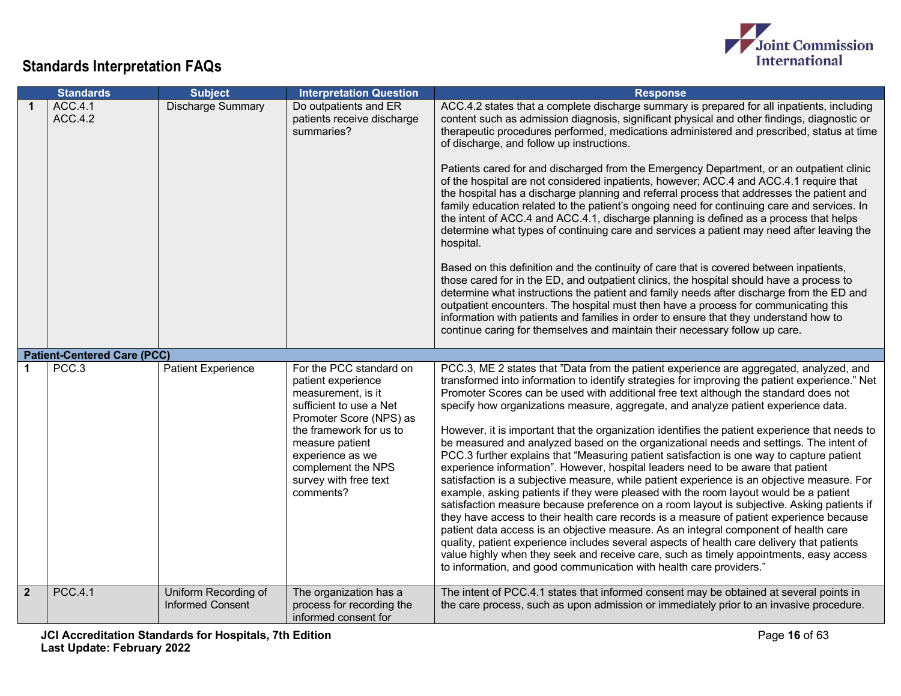## Standards Interpretation FAQs

| | Standards | Subject | Interpretation Question | Response |
|---|---|---|---|---|
| **1** | ACC.4.1<br>ACC.4.2 | Discharge Summary | Do outpatients and ER patients receive discharge summaries? | ACC.4.2 states that a complete discharge summary is prepared for all inpatients, including content such as admission diagnosis, significant physical and other findings, diagnostic or therapeutic procedures performed, medications administered and prescribed, status at time of discharge, and follow up instructions.<br><br>Patients cared for and discharged from the Emergency Department, or an outpatient clinic of the hospital are not considered inpatients, however; ACC.4 and ACC.4.1 require that the hospital has a discharge planning and referral process that addresses the patient and family education related to the patient's ongoing need for continuing care and services. In the intent of ACC.4 and ACC.4.1, discharge planning is defined as a process that helps determine what types of continuing care and services a patient may need after leaving the hospital.<br><br>Based on this definition and the continuity of care that is covered between inpatients, those cared for in the ED, and outpatient clinics, the hospital should have a process to determine what instructions the patient and family needs after discharge from the ED and outpatient encounters. The hospital must then have a process for communicating this information with patients and families in order to ensure that they understand how to continue caring for themselves and maintain their necessary follow up care. |
| **Patient-Centered Care (PCC)** | | | | |
| **1** | PCC.3 | Patient Experience | For the PCC standard on patient experience measurement, is it sufficient to use a Net Promoter Score (NPS) as the framework for us to measure patient experience as we complement the NPS survey with free text comments? | PCC.3, ME 2 states that "Data from the patient experience are aggregated, analyzed, and transformed into information to identify strategies for improving the patient experience." Net Promoter Scores can be used with additional free text although the standard does not specify how organizations measure, aggregate, and analyze patient experience data.<br><br>However, it is important that the organization identifies the patient experience that needs to be measured and analyzed based on the organizational needs and settings. The intent of PCC.3 further explains that "Measuring patient satisfaction is one way to capture patient experience information". However, hospital leaders need to be aware that patient satisfaction is a subjective measure, while patient experience is an objective measure. For example, asking patients if they were pleased with the room layout would be a patient satisfaction measure because preference on a room layout is subjective. Asking patients if they have access to their health care records is a measure of patient experience because patient data access is an objective measure. As an integral component of health care quality, patient experience includes several aspects of health care delivery that patients value highly when they seek and receive care, such as timely appointments, easy access to information, and good communication with health care providers." |
| **2** | PCC.4.1 | Uniform Recording of Informed Consent | The organization has a process for recording the informed consent for | The intent of PCC.4.1 states that informed consent may be obtained at several points in the care process, such as upon admission or immediately prior to an invasive procedure. |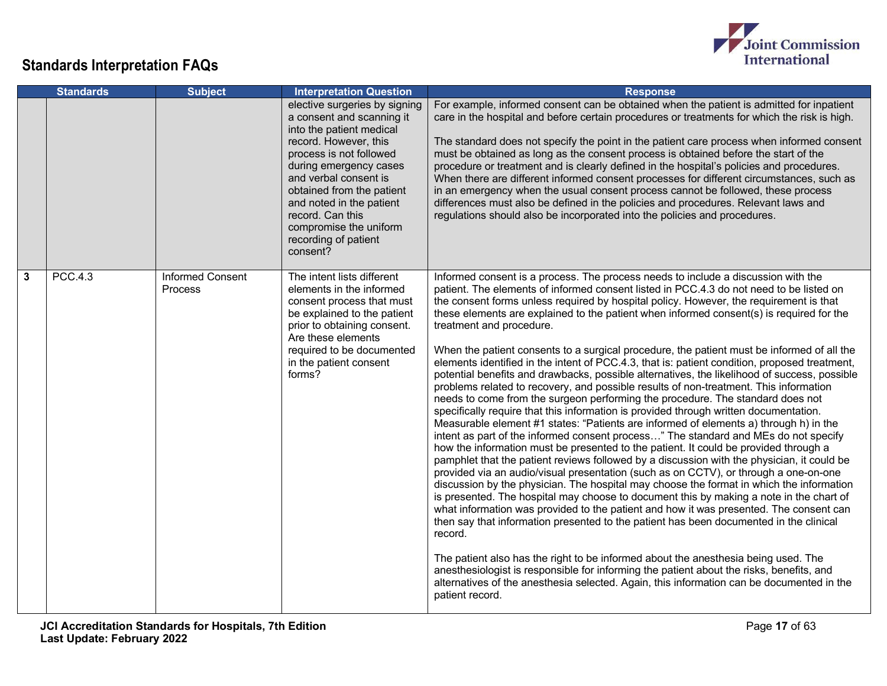## Standards Interpretation FAQs

| | Standards | Subject | Interpretation Question | Response |
|---|---|---|---|---|
| | | | elective surgeries by signing a consent and scanning it into the patient medical record. However, this process is not followed during emergency cases and verbal consent is obtained from the patient and noted in the patient record. Can this compromise the uniform recording of patient consent? | For example, informed consent can be obtained when the patient is admitted for inpatient care in the hospital and before certain procedures or treatments for which the risk is high.<br><br>The standard does not specify the point in the patient care process when informed consent must be obtained as long as the consent process is obtained before the start of the procedure or treatment and is clearly defined in the hospital's policies and procedures. When there are different informed consent processes for different circumstances, such as in an emergency when the usual consent process cannot be followed, these process differences must also be defined in the policies and procedures. Relevant laws and regulations should also be incorporated into the policies and procedures. |
| **3** | PCC.4.3 | Informed Consent Process | The intent lists different elements in the informed consent process that must be explained to the patient prior to obtaining consent. Are these elements required to be documented in the patient consent forms? | Informed consent is a process. The process needs to include a discussion with the patient. The elements of informed consent listed in PCC.4.3 do not need to be listed on the consent forms unless required by hospital policy. However, the requirement is that these elements are explained to the patient when informed consent(s) is required for the treatment and procedure.<br><br>When the patient consents to a surgical procedure, the patient must be informed of all the elements identified in the intent of PCC.4.3, that is: patient condition, proposed treatment, potential benefits and drawbacks, possible alternatives, the likelihood of success, possible problems related to recovery, and possible results of non-treatment. This information needs to come from the surgeon performing the procedure. The standard does not specifically require that this information is provided through written documentation. Measurable element #1 states: "Patients are informed of elements a) through h) in the intent as part of the informed consent process…" The standard and MEs do not specify how the information must be presented to the patient. It could be provided through a pamphlet that the patient reviews followed by a discussion with the physician, it could be provided via an audio/visual presentation (such as on CCTV), or through a one-on-one discussion by the physician. The hospital may choose the format in which the information is presented. The hospital may choose to document this by making a note in the chart of what information was provided to the patient and how it was presented. The consent can then say that information presented to the patient has been documented in the clinical record.<br><br>The patient also has the right to be informed about the anesthesia being used. The anesthesiologist is responsible for informing the patient about the risks, benefits, and alternatives of the anesthesia selected. Again, this information can be documented in the patient record. |

**JCI Accreditation Standards for Hospitals, 7th Edition**
**Last Update: February 2022**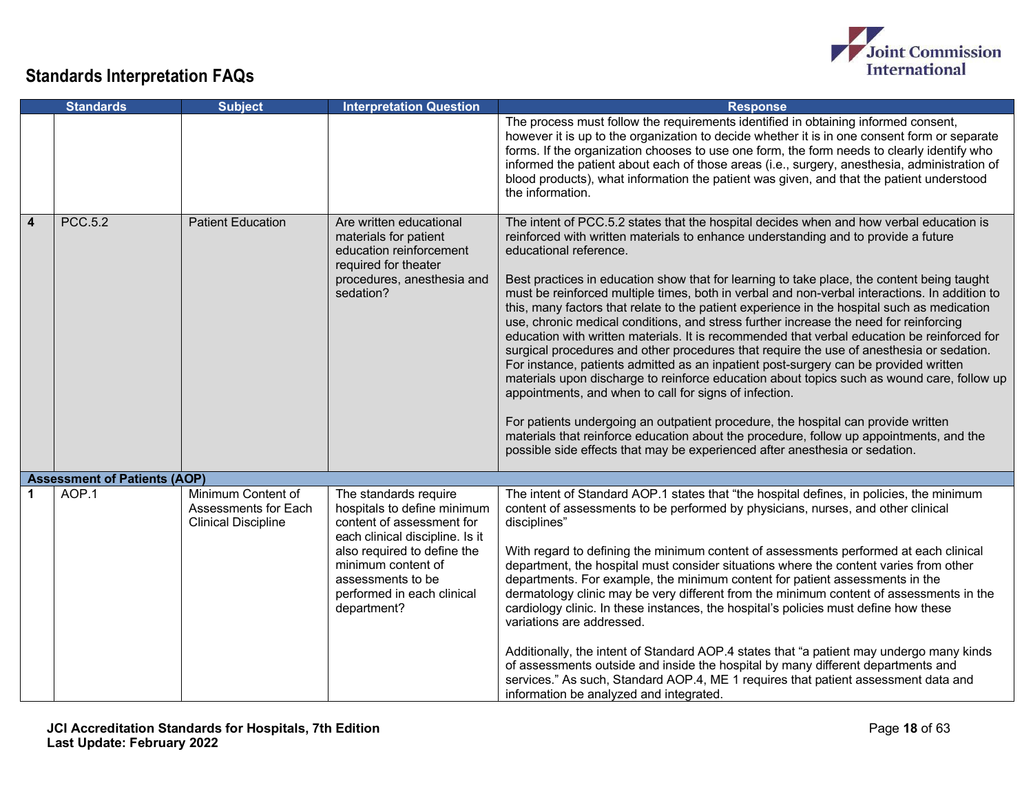## Standards Interpretation FAQs

| | Standards | Subject | Interpretation Question | Response |
|---|---|---|---|---|
| | | | | The process must follow the requirements identified in obtaining informed consent, however it is up to the organization to decide whether it is in one consent form or separate forms. If the organization chooses to use one form, the form needs to clearly identify who informed the patient about each of those areas (i.e., surgery, anesthesia, administration of blood products), what information the patient was given, and that the patient understood the information. |
| **4** | PCC.5.2 | Patient Education | Are written educational materials for patient education reinforcement required for theater procedures, anesthesia and sedation? | The intent of PCC.5.2 states that the hospital decides when and how verbal education is reinforced with written materials to enhance understanding and to provide a future educational reference.<br><br>Best practices in education show that for learning to take place, the content being taught must be reinforced multiple times, both in verbal and non-verbal interactions. In addition to this, many factors that relate to the patient experience in the hospital such as medication use, chronic medical conditions, and stress further increase the need for reinforcing education with written materials. It is recommended that verbal education be reinforced for surgical procedures and other procedures that require the use of anesthesia or sedation. For instance, patients admitted as an inpatient post-surgery can be provided written materials upon discharge to reinforce education about topics such as wound care, follow up appointments, and when to call for signs of infection.<br><br>For patients undergoing an outpatient procedure, the hospital can provide written materials that reinforce education about the procedure, follow up appointments, and the possible side effects that may be experienced after anesthesia or sedation. |
| **Assessment of Patients (AOP)** | | | | |
| **1** | AOP.1 | Minimum Content of Assessments for Each Clinical Discipline | The standards require hospitals to define minimum content of assessment for each clinical discipline. Is it also required to define the minimum content of assessments to be performed in each clinical department? | The intent of Standard AOP.1 states that "the hospital defines, in policies, the minimum content of assessments to be performed by physicians, nurses, and other clinical disciplines"<br><br>With regard to defining the minimum content of assessments performed at each clinical department, the hospital must consider situations where the content varies from other departments. For example, the minimum content for patient assessments in the dermatology clinic may be very different from the minimum content of assessments in the cardiology clinic. In these instances, the hospital's policies must define how these variations are addressed.<br><br>Additionally, the intent of Standard AOP.4 states that "a patient may undergo many kinds of assessments outside and inside the hospital by many different departments and services." As such, Standard AOP.4, ME 1 requires that patient assessment data and information be analyzed and integrated. |

**JCI Accreditation Standards for Hospitals, 7th Edition**
**Last Update: February 2022**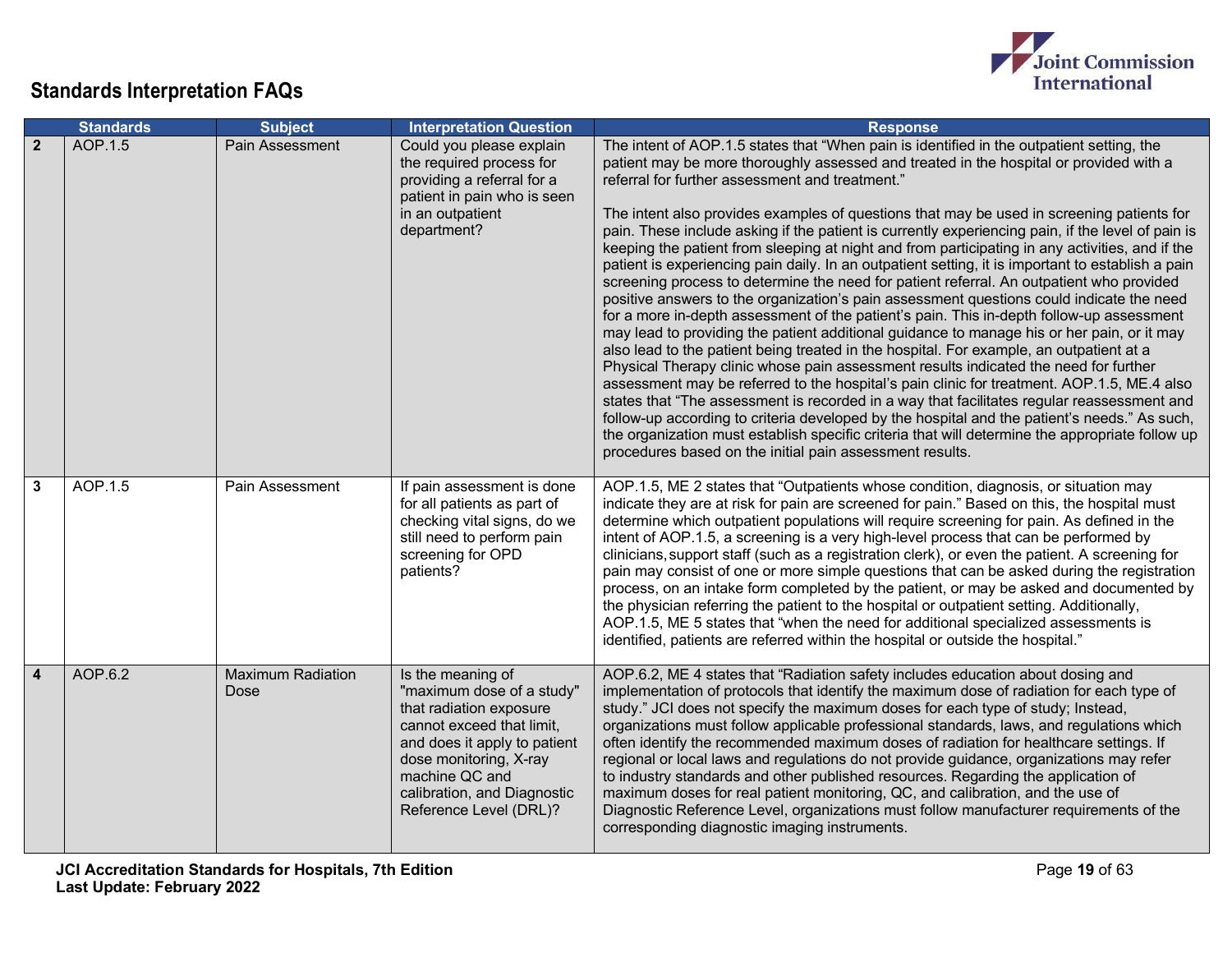## Standards Interpretation FAQs

| | Standards | Subject | Interpretation Question | Response |
|---|---|---|---|---|
| **2** | AOP.1.5 | Pain Assessment | Could you please explain the required process for providing a referral for a patient in pain who is seen in an outpatient department? | The intent of AOP.1.5 states that "When pain is identified in the outpatient setting, the patient may be more thoroughly assessed and treated in the hospital or provided with a referral for further assessment and treatment."<br><br>The intent also provides examples of questions that may be used in screening patients for pain. These include asking if the patient is currently experiencing pain, if the level of pain is keeping the patient from sleeping at night and from participating in any activities, and if the patient is experiencing pain daily. In an outpatient setting, it is important to establish a pain screening process to determine the need for patient referral. An outpatient who provided positive answers to the organization's pain assessment questions could indicate the need for a more in-depth assessment of the patient's pain. This in-depth follow-up assessment may lead to providing the patient additional guidance to manage his or her pain, or it may also lead to the patient being treated in the hospital. For example, an outpatient at a Physical Therapy clinic whose pain assessment results indicated the need for further assessment may be referred to the hospital's pain clinic for treatment. AOP.1.5, ME.4 also states that "The assessment is recorded in a way that facilitates regular reassessment and follow-up according to criteria developed by the hospital and the patient's needs." As such, the organization must establish specific criteria that will determine the appropriate follow up procedures based on the initial pain assessment results. |
| **3** | AOP.1.5 | Pain Assessment | If pain assessment is done for all patients as part of checking vital signs, do we still need to perform pain screening for OPD patients? | AOP.1.5, ME 2 states that "Outpatients whose condition, diagnosis, or situation may indicate they are at risk for pain are screened for pain." Based on this, the hospital must determine which outpatient populations will require screening for pain. As defined in the intent of AOP.1.5, a screening is a very high-level process that can be performed by clinicians, support staff (such as a registration clerk), or even the patient. A screening for pain may consist of one or more simple questions that can be asked during the registration process, on an intake form completed by the patient, or may be asked and documented by the physician referring the patient to the hospital or outpatient setting. Additionally, AOP.1.5, ME 5 states that "when the need for additional specialized assessments is identified, patients are referred within the hospital or outside the hospital." |
| **4** | AOP.6.2 | Maximum Radiation Dose | Is the meaning of "maximum dose of a study" that radiation exposure cannot exceed that limit, and does it apply to patient dose monitoring, X-ray machine QC and calibration, and Diagnostic Reference Level (DRL)? | AOP.6.2, ME 4 states that "Radiation safety includes education about dosing and implementation of protocols that identify the maximum dose of radiation for each type of study." JCI does not specify the maximum doses for each type of study; Instead, organizations must follow applicable professional standards, laws, and regulations which often identify the recommended maximum doses of radiation for healthcare settings. If regional or local laws and regulations do not provide guidance, organizations may refer to industry standards and other published resources. Regarding the application of maximum doses for real patient monitoring, QC, and calibration, and the use of Diagnostic Reference Level, organizations must follow manufacturer requirements of the corresponding diagnostic imaging instruments. |

**JCI Accreditation Standards for Hospitals, 7th Edition**
**Last Update: February 2022**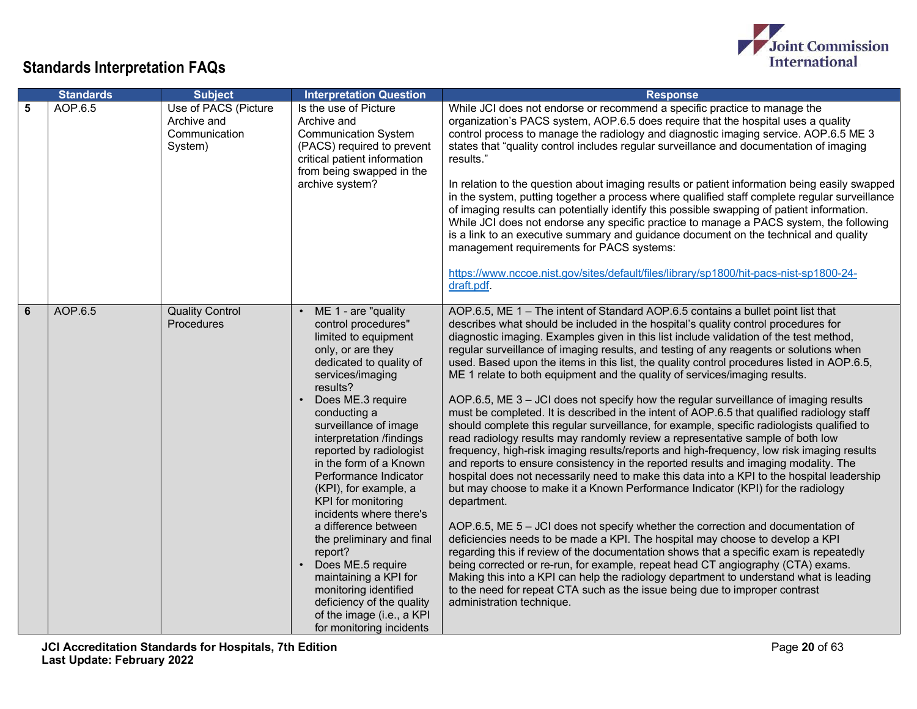## Standards Interpretation FAQs

| | Standards | Subject | Interpretation Question | Response |
|---|---|---|---|---|
| 5 | AOP.6.5 | Use of PACS (Picture Archive and Communication System) | Is the use of Picture Archive and Communication System (PACS) required to prevent critical patient information from being swapped in the archive system? | While JCI does not endorse or recommend a specific practice to manage the organization's PACS system, AOP.6.5 does require that the hospital uses a quality control process to manage the radiology and diagnostic imaging service. AOP.6.5 ME 3 states that "quality control includes regular surveillance and documentation of imaging results."<br><br>In relation to the question about imaging results or patient information being easily swapped in the system, putting together a process where qualified staff complete regular surveillance of imaging results can potentially identify this possible swapping of patient information. While JCI does not endorse any specific practice to manage a PACS system, the following is a link to an executive summary and guidance document on the technical and quality management requirements for PACS systems:<br><br>https://www.nccoe.nist.gov/sites/default/files/library/sp1800/hit-pacs-nist-sp1800-24-draft.pdf. |
| 6 | AOP.6.5 | Quality Control Procedures | • ME 1 - are "quality control procedures" limited to equipment only, or are they dedicated to quality of services/imaging results?<br>• Does ME.3 require conducting a surveillance of image interpretation /findings reported by radiologist in the form of a Known Performance Indicator (KPI), for example, a KPI for monitoring incidents where there's a difference between the preliminary and final report?<br>• Does ME.5 require maintaining a KPI for monitoring identified deficiency of the quality of the image (i.e., a KPI for monitoring incidents | AOP.6.5, ME 1 – The intent of Standard AOP.6.5 contains a bullet point list that describes what should be included in the hospital's quality control procedures for diagnostic imaging. Examples given in this list include validation of the test method, regular surveillance of imaging results, and testing of any reagents or solutions when used. Based upon the items in this list, the quality control procedures listed in AOP.6.5, ME 1 relate to both equipment and the quality of services/imaging results.<br><br>AOP.6.5, ME 3 – JCI does not specify how the regular surveillance of imaging results must be completed. It is described in the intent of AOP.6.5 that qualified radiology staff should complete this regular surveillance, for example, specific radiologists qualified to read radiology results may randomly review a representative sample of both low frequency, high-risk imaging results/reports and high-frequency, low risk imaging results and reports to ensure consistency in the reported results and imaging modality. The hospital does not necessarily need to make this data into a KPI to the hospital leadership but may choose to make it a Known Performance Indicator (KPI) for the radiology department.<br><br>AOP.6.5, ME 5 – JCI does not specify whether the correction and documentation of deficiencies needs to be made a KPI. The hospital may choose to develop a KPI regarding this if review of the documentation shows that a specific exam is repeatedly being corrected or re-run, for example, repeat head CT angiography (CTA) exams. Making this into a KPI can help the radiology department to understand what is leading to the need for repeat CTA such as the issue being due to improper contrast administration technique. |

JCI Accreditation Standards for Hospitals, 7th Edition
Last Update: February 2022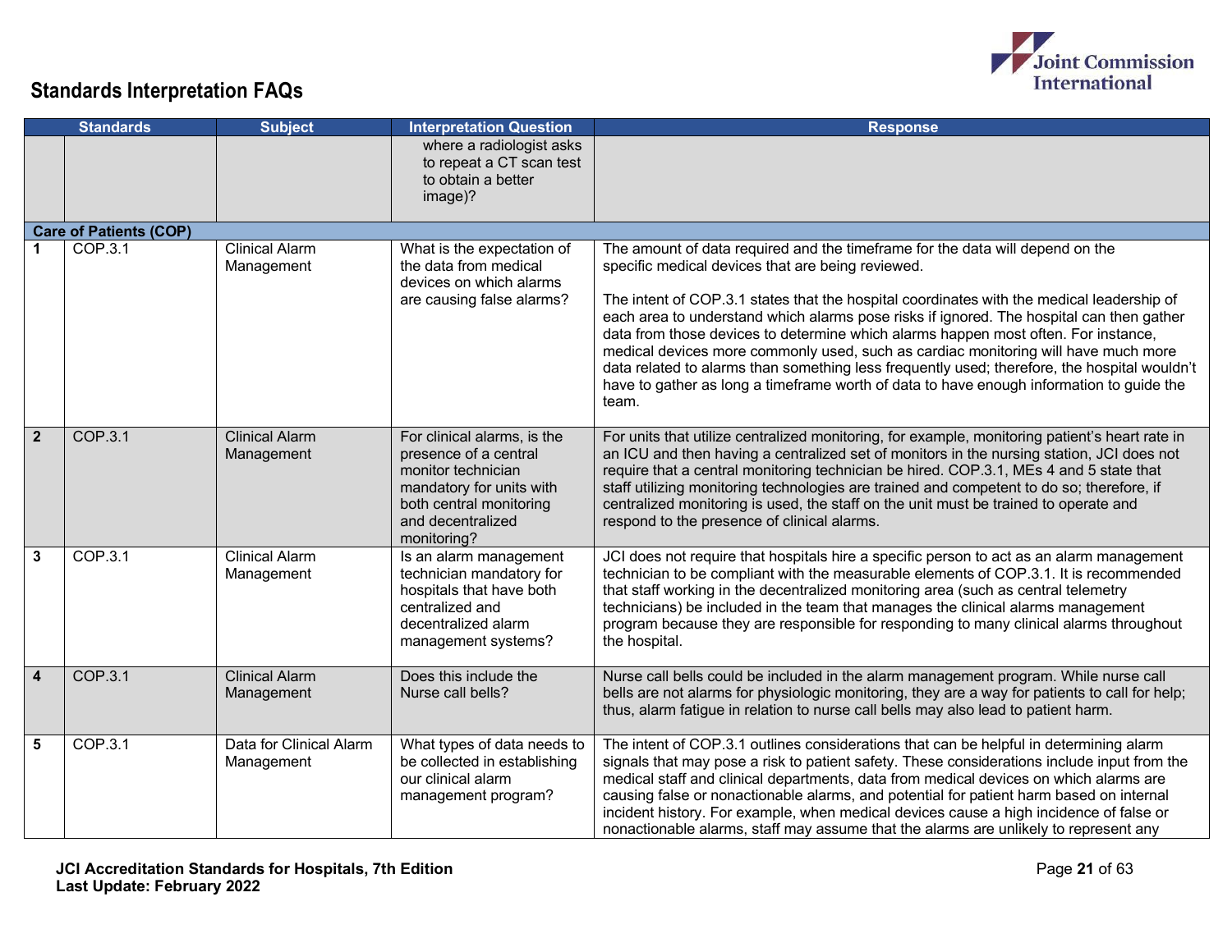## Standards Interpretation FAQs

| Standards | | Subject | Interpretation Question | Response |
|---|---|---|---|---|
| | | | where a radiologist asks to repeat a CT scan test to obtain a better image)? | |
| **Care of Patients (COP)** | | | | |
| **1** | COP.3.1 | Clinical Alarm Management | What is the expectation of the data from medical devices on which alarms are causing false alarms? | The amount of data required and the timeframe for the data will depend on the specific medical devices that are being reviewed.<br><br>The intent of COP.3.1 states that the hospital coordinates with the medical leadership of each area to understand which alarms pose risks if ignored. The hospital can then gather data from those devices to determine which alarms happen most often. For instance, medical devices more commonly used, such as cardiac monitoring will have much more data related to alarms than something less frequently used; therefore, the hospital wouldn't have to gather as long a timeframe worth of data to have enough information to guide the team. |
| **2** | COP.3.1 | Clinical Alarm Management | For clinical alarms, is the presence of a central monitor technician mandatory for units with both central monitoring and decentralized monitoring? | For units that utilize centralized monitoring, for example, monitoring patient's heart rate in an ICU and then having a centralized set of monitors in the nursing station, JCI does not require that a central monitoring technician be hired. COP.3.1, MEs 4 and 5 state that staff utilizing monitoring technologies are trained and competent to do so; therefore, if centralized monitoring is used, the staff on the unit must be trained to operate and respond to the presence of clinical alarms. |
| **3** | COP.3.1 | Clinical Alarm Management | Is an alarm management technician mandatory for hospitals that have both centralized and decentralized alarm management systems? | JCI does not require that hospitals hire a specific person to act as an alarm management technician to be compliant with the measurable elements of COP.3.1. It is recommended that staff working in the decentralized monitoring area (such as central telemetry technicians) be included in the team that manages the clinical alarms management program because they are responsible for responding to many clinical alarms throughout the hospital. |
| **4** | COP.3.1 | Clinical Alarm Management | Does this include the Nurse call bells? | Nurse call bells could be included in the alarm management program. While nurse call bells are not alarms for physiologic monitoring, they are a way for patients to call for help; thus, alarm fatigue in relation to nurse call bells may also lead to patient harm. |
| **5** | COP.3.1 | Data for Clinical Alarm Management | What types of data needs to be collected in establishing our clinical alarm management program? | The intent of COP.3.1 outlines considerations that can be helpful in determining alarm signals that may pose a risk to patient safety. These considerations include input from the medical staff and clinical departments, data from medical devices on which alarms are causing false or nonactionable alarms, and potential for patient harm based on internal incident history. For example, when medical devices cause a high incidence of false or nonactionable alarms, staff may assume that the alarms are unlikely to represent any |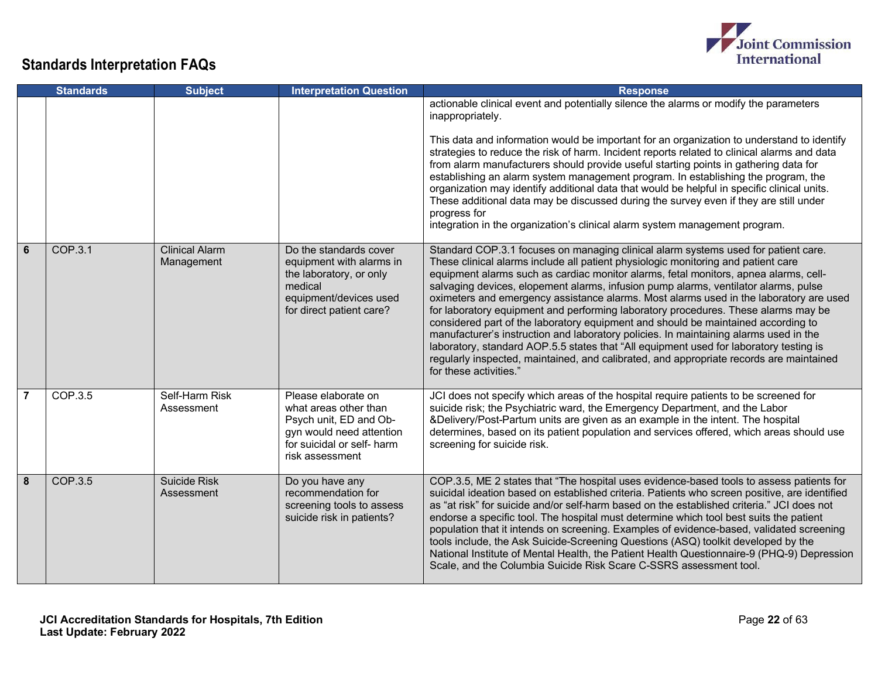## Standards Interpretation FAQs

| | Standards | Subject | Interpretation Question | Response |
|---|---|---|---|---|
| | | | | actionable clinical event and potentially silence the alarms or modify the parameters inappropriately.<br><br>This data and information would be important for an organization to understand to identify strategies to reduce the risk of harm. Incident reports related to clinical alarms and data from alarm manufacturers should provide useful starting points in gathering data for establishing an alarm system management program. In establishing the program, the organization may identify additional data that would be helpful in specific clinical units. These additional data may be discussed during the survey even if they are still under progress for integration in the organization's clinical alarm system management program. |
| **6** | COP.3.1 | Clinical Alarm Management | Do the standards cover equipment with alarms in the laboratory, or only medical equipment/devices used for direct patient care? | Standard COP.3.1 focuses on managing clinical alarm systems used for patient care. These clinical alarms include all patient physiologic monitoring and patient care equipment alarms such as cardiac monitor alarms, fetal monitors, apnea alarms, cell-salvaging devices, elopement alarms, infusion pump alarms, ventilator alarms, pulse oximeters and emergency assistance alarms. Most alarms used in the laboratory are used for laboratory equipment and performing laboratory procedures. These alarms may be considered part of the laboratory equipment and should be maintained according to manufacturer's instruction and laboratory policies. In maintaining alarms used in the laboratory, standard AOP.5.5 states that "All equipment used for laboratory testing is regularly inspected, maintained, and calibrated, and appropriate records are maintained for these activities." |
| **7** | COP.3.5 | Self-Harm Risk Assessment | Please elaborate on what areas other than Psych unit, ED and Ob-gyn would need attention for suicidal or self- harm risk assessment | JCI does not specify which areas of the hospital require patients to be screened for suicide risk; the Psychiatric ward, the Emergency Department, and the Labor &Delivery/Post-Partum units are given as an example in the intent. The hospital determines, based on its patient population and services offered, which areas should use screening for suicide risk. |
| **8** | COP.3.5 | Suicide Risk Assessment | Do you have any recommendation for screening tools to assess suicide risk in patients? | COP.3.5, ME 2 states that "The hospital uses evidence-based tools to assess patients for suicidal ideation based on established criteria. Patients who screen positive, are identified as "at risk" for suicide and/or self-harm based on the established criteria." JCI does not endorse a specific tool. The hospital must determine which tool best suits the patient population that it intends on screening. Examples of evidence-based, validated screening tools include, the Ask Suicide-Screening Questions (ASQ) toolkit developed by the National Institute of Mental Health, the Patient Health Questionnaire-9 (PHQ-9) Depression Scale, and the Columbia Suicide Risk Scare C-SSRS assessment tool. |

**JCI Accreditation Standards for Hospitals, 7th Edition**
**Last Update: February 2022**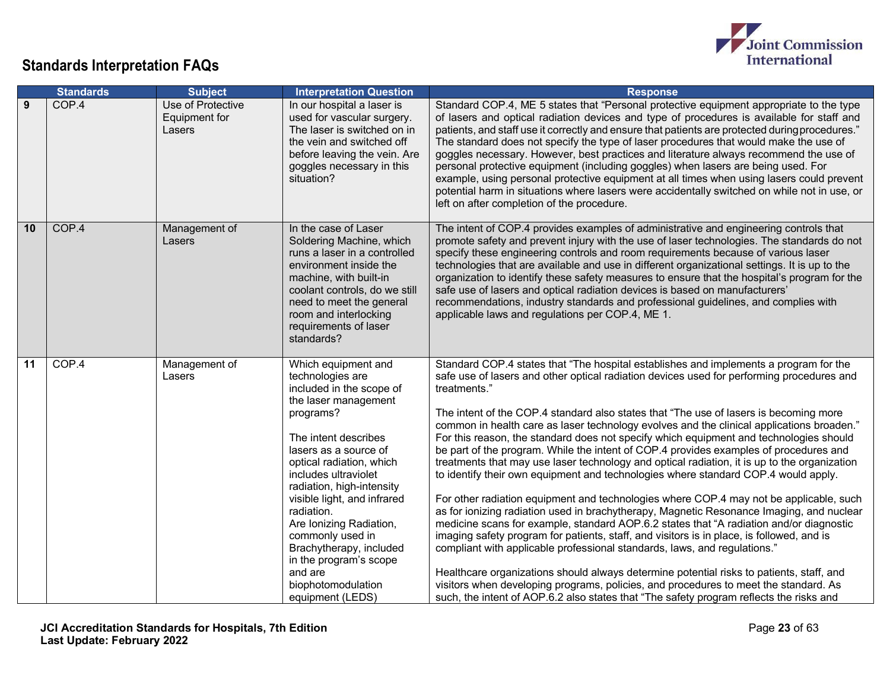## Standards Interpretation FAQs

| | Standards | Subject | Interpretation Question | Response |
|---|---|---|---|---|
| 9 | COP.4 | Use of Protective Equipment for Lasers | In our hospital a laser is used for vascular surgery. The laser is switched on in the vein and switched off before leaving the vein. Are goggles necessary in this situation? | Standard COP.4, ME 5 states that "Personal protective equipment appropriate to the type of lasers and optical radiation devices and type of procedures is available for staff and patients, and staff use it correctly and ensure that patients are protected during procedures." The standard does not specify the type of laser procedures that would make the use of goggles necessary. However, best practices and literature always recommend the use of personal protective equipment (including goggles) when lasers are being used. For example, using personal protective equipment at all times when using lasers could prevent potential harm in situations where lasers were accidentally switched on while not in use, or left on after completion of the procedure. |
| 10 | COP.4 | Management of Lasers | In the case of Laser Soldering Machine, which runs a laser in a controlled environment inside the machine, with built-in coolant controls, do we still need to meet the general room and interlocking requirements of laser standards? | The intent of COP.4 provides examples of administrative and engineering controls that promote safety and prevent injury with the use of laser technologies. The standards do not specify these engineering controls and room requirements because of various laser technologies that are available and use in different organizational settings. It is up to the organization to identify these safety measures to ensure that the hospital's program for the safe use of lasers and optical radiation devices is based on manufacturers' recommendations, industry standards and professional guidelines, and complies with applicable laws and regulations per COP.4, ME 1. |
| 11 | COP.4 | Management of Lasers | Which equipment and technologies are included in the scope of the laser management programs?<br><br>The intent describes lasers as a source of optical radiation, which includes ultraviolet radiation, high-intensity visible light, and infrared radiation.<br>Are Ionizing Radiation, commonly used in Brachytherapy, included in the program's scope and are biophotomodulation equipment (LEDS) | Standard COP.4 states that "The hospital establishes and implements a program for the safe use of lasers and other optical radiation devices used for performing procedures and treatments."<br><br>The intent of the COP.4 standard also states that "The use of lasers is becoming more common in health care as laser technology evolves and the clinical applications broaden." For this reason, the standard does not specify which equipment and technologies should be part of the program. While the intent of COP.4 provides examples of procedures and treatments that may use laser technology and optical radiation, it is up to the organization to identify their own equipment and technologies where standard COP.4 would apply.<br><br>For other radiation equipment and technologies where COP.4 may not be applicable, such as for ionizing radiation used in brachytherapy, Magnetic Resonance Imaging, and nuclear medicine scans for example, standard AOP.6.2 states that "A radiation and/or diagnostic imaging safety program for patients, staff, and visitors is in place, is followed, and is compliant with applicable professional standards, laws, and regulations."<br><br>Healthcare organizations should always determine potential risks to patients, staff, and visitors when developing programs, policies, and procedures to meet the standard. As such, the intent of AOP.6.2 also states that "The safety program reflects the risks and |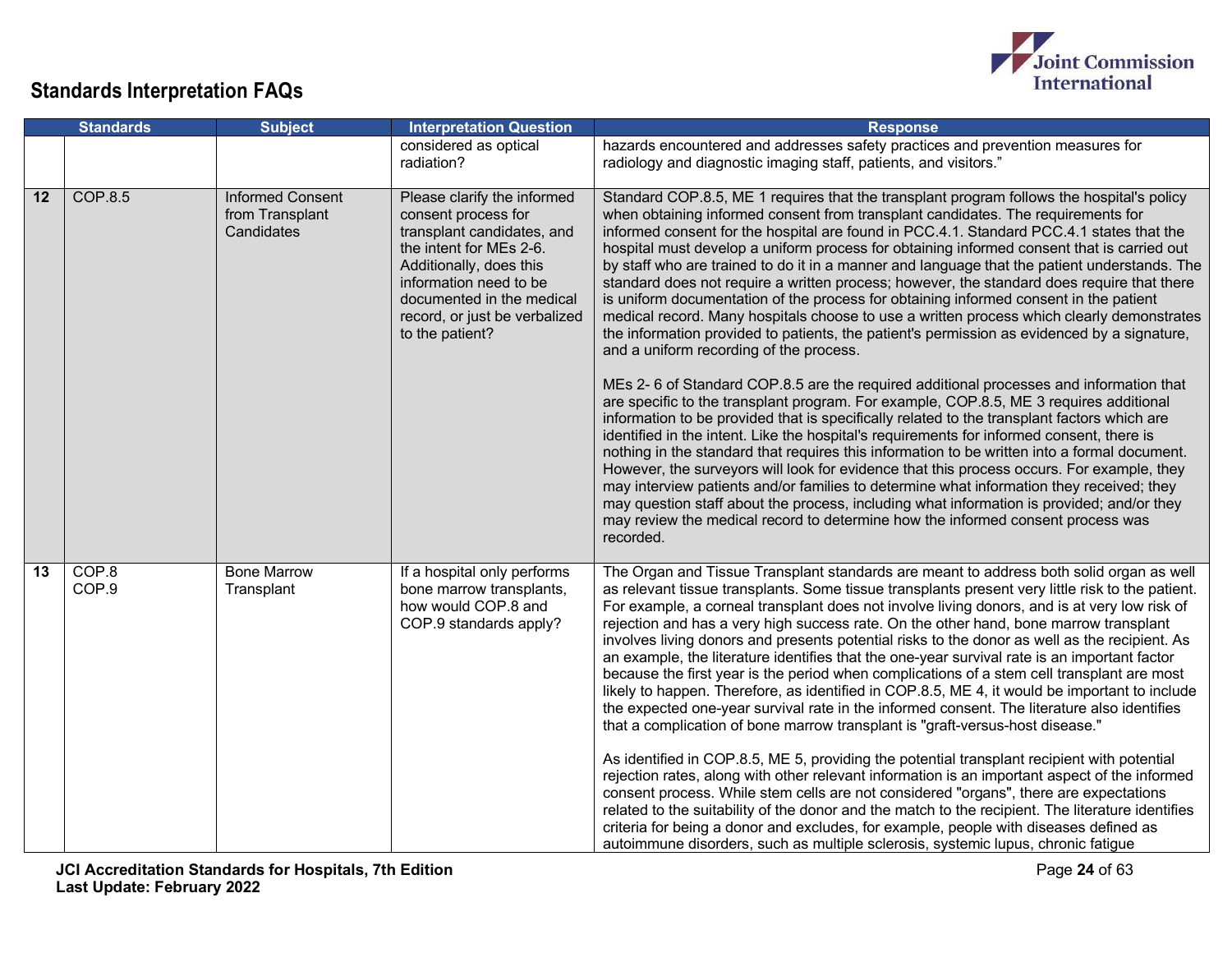## Standards Interpretation FAQs

| | Standards | Subject | Interpretation Question | Response |
|---|---|---|---|---|
| | | | considered as optical radiation? | hazards encountered and addresses safety practices and prevention measures for radiology and diagnostic imaging staff, patients, and visitors." |
| 12 | COP.8.5 | Informed Consent from Transplant Candidates | Please clarify the informed consent process for transplant candidates, and the intent for MEs 2-6. Additionally, does this information need to be documented in the medical record, or just be verbalized to the patient? | Standard COP.8.5, ME 1 requires that the transplant program follows the hospital's policy when obtaining informed consent from transplant candidates. The requirements for informed consent for the hospital are found in PCC.4.1. Standard PCC.4.1 states that the hospital must develop a uniform process for obtaining informed consent that is carried out by staff who are trained to do it in a manner and language that the patient understands. The standard does not require a written process; however, the standard does require that there is uniform documentation of the process for obtaining informed consent in the patient medical record. Many hospitals choose to use a written process which clearly demonstrates the information provided to patients, the patient's permission as evidenced by a signature, and a uniform recording of the process.<br><br>MEs 2- 6 of Standard COP.8.5 are the required additional processes and information that are specific to the transplant program. For example, COP.8.5, ME 3 requires additional information to be provided that is specifically related to the transplant factors which are identified in the intent. Like the hospital's requirements for informed consent, there is nothing in the standard that requires this information to be written into a formal document. However, the surveyors will look for evidence that this process occurs. For example, they may interview patients and/or families to determine what information they received; they may question staff about the process, including what information is provided; and/or they may review the medical record to determine how the informed consent process was recorded. |
| 13 | COP.8<br>COP.9 | Bone Marrow Transplant | If a hospital only performs bone marrow transplants, how would COP.8 and COP.9 standards apply? | The Organ and Tissue Transplant standards are meant to address both solid organ as well as relevant tissue transplants. Some tissue transplants present very little risk to the patient. For example, a corneal transplant does not involve living donors, and is at very low risk of rejection and has a very high success rate. On the other hand, bone marrow transplant involves living donors and presents potential risks to the donor as well as the recipient. As an example, the literature identifies that the one-year survival rate is an important factor because the first year is the period when complications of a stem cell transplant are most likely to happen. Therefore, as identified in COP.8.5, ME 4, it would be important to include the expected one-year survival rate in the informed consent. The literature also identifies that a complication of bone marrow transplant is "graft-versus-host disease."<br><br>As identified in COP.8.5, ME 5, providing the potential transplant recipient with potential rejection rates, along with other relevant information is an important aspect of the informed consent process. While stem cells are not considered "organs", there are expectations related to the suitability of the donor and the match to the recipient. The literature identifies criteria for being a donor and excludes, for example, people with diseases defined as autoimmune disorders, such as multiple sclerosis, systemic lupus, chronic fatigue |

JCI Accreditation Standards for Hospitals, 7th Edition
Last Update: February 2022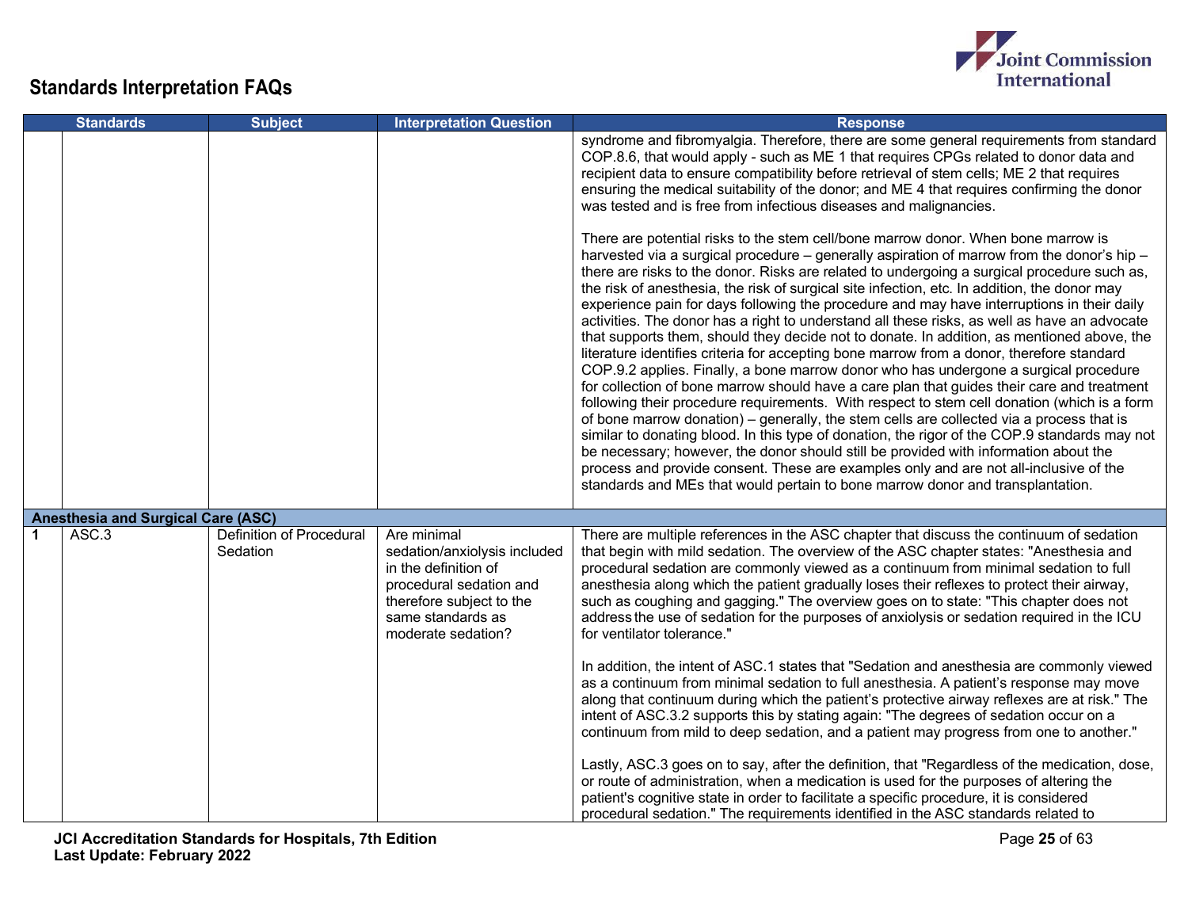## Standards Interpretation FAQs

| | Standards | Subject | Interpretation Question | Response |
|---|---|---|---|---|
| | | | | syndrome and fibromyalgia. Therefore, there are some general requirements from standard COP.8.6, that would apply - such as ME 1 that requires CPGs related to donor data and recipient data to ensure compatibility before retrieval of stem cells; ME 2 that requires ensuring the medical suitability of the donor; and ME 4 that requires confirming the donor was tested and is free from infectious diseases and malignancies.<br><br>There are potential risks to the stem cell/bone marrow donor. When bone marrow is harvested via a surgical procedure – generally aspiration of marrow from the donor's hip – there are risks to the donor. Risks are related to undergoing a surgical procedure such as, the risk of anesthesia, the risk of surgical site infection, etc. In addition, the donor may experience pain for days following the procedure and may have interruptions in their daily activities. The donor has a right to understand all these risks, as well as have an advocate that supports them, should they decide not to donate. In addition, as mentioned above, the literature identifies criteria for accepting bone marrow from a donor, therefore standard COP.9.2 applies. Finally, a bone marrow donor who has undergone a surgical procedure for collection of bone marrow should have a care plan that guides their care and treatment following their procedure requirements. With respect to stem cell donation (which is a form of bone marrow donation) – generally, the stem cells are collected via a process that is similar to donating blood. In this type of donation, the rigor of the COP.9 standards may not be necessary; however, the donor should still be provided with information about the process and provide consent. These are examples only and are not all-inclusive of the standards and MEs that would pertain to bone marrow donor and transplantation. |
| **Anesthesia and Surgical Care (ASC)** | | | | |
| **1** | ASC.3 | Definition of Procedural Sedation | Are minimal sedation/anxiolysis included in the definition of procedural sedation and therefore subject to the same standards as moderate sedation? | There are multiple references in the ASC chapter that discuss the continuum of sedation that begin with mild sedation. The overview of the ASC chapter states: "Anesthesia and procedural sedation are commonly viewed as a continuum from minimal sedation to full anesthesia along which the patient gradually loses their reflexes to protect their airway, such as coughing and gagging." The overview goes on to state: "This chapter does not address the use of sedation for the purposes of anxiolysis or sedation required in the ICU for ventilator tolerance."<br><br>In addition, the intent of ASC.1 states that "Sedation and anesthesia are commonly viewed as a continuum from minimal sedation to full anesthesia. A patient's response may move along that continuum during which the patient's protective airway reflexes are at risk." The intent of ASC.3.2 supports this by stating again: "The degrees of sedation occur on a continuum from mild to deep sedation, and a patient may progress from one to another."<br><br>Lastly, ASC.3 goes on to say, after the definition, that "Regardless of the medication, dose, or route of administration, when a medication is used for the purposes of altering the patient's cognitive state in order to facilitate a specific procedure, it is considered procedural sedation." The requirements identified in the ASC standards related to |

**JCI Accreditation Standards for Hospitals, 7th Edition**
**Last Update: February 2022**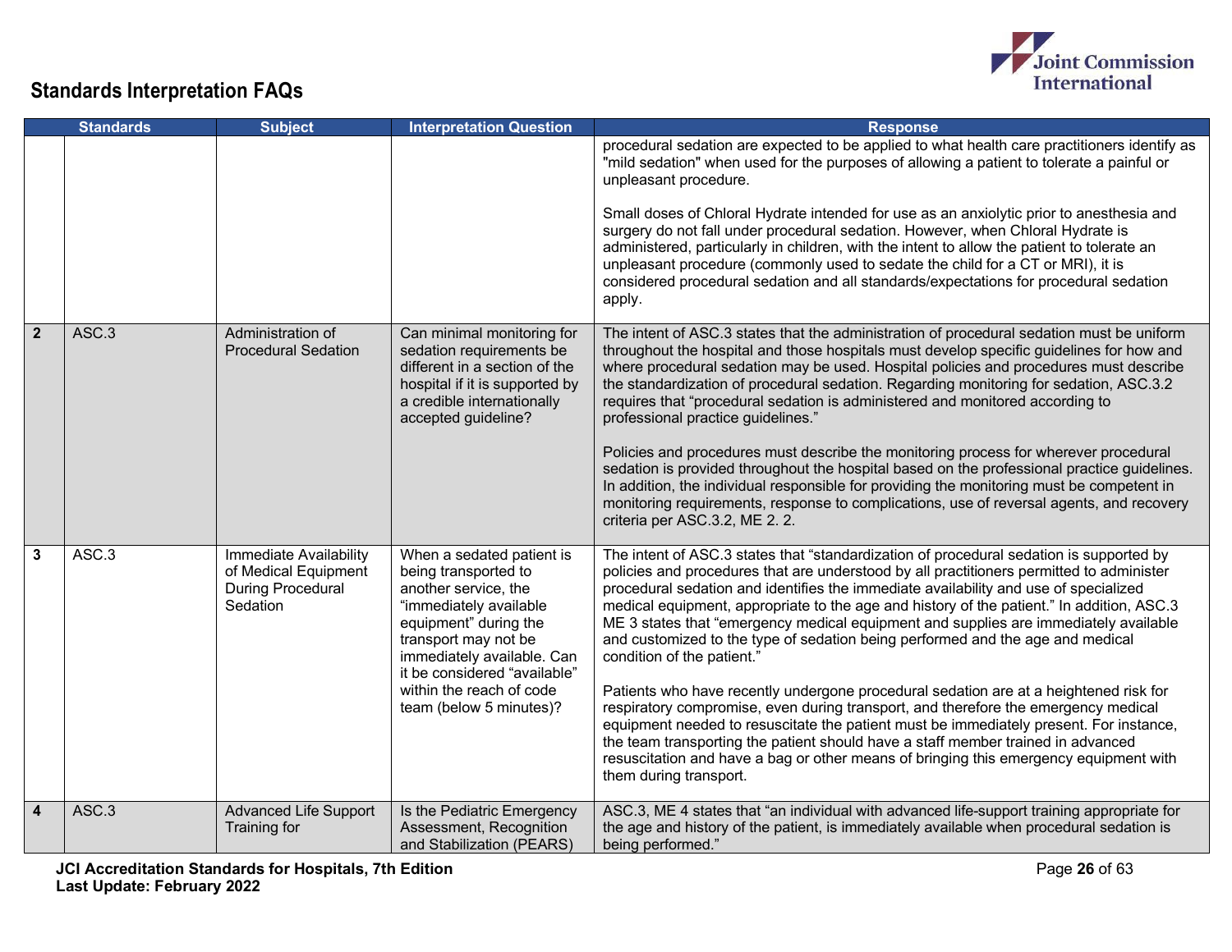## Standards Interpretation FAQs

| | Standards | Subject | Interpretation Question | Response |
|---|---|---|---|---|
| | | | | procedural sedation are expected to be applied to what health care practitioners identify as "mild sedation" when used for the purposes of allowing a patient to tolerate a painful or unpleasant procedure.<br><br>Small doses of Chloral Hydrate intended for use as an anxiolytic prior to anesthesia and surgery do not fall under procedural sedation. However, when Chloral Hydrate is administered, particularly in children, with the intent to allow the patient to tolerate an unpleasant procedure (commonly used to sedate the child for a CT or MRI), it is considered procedural sedation and all standards/expectations for procedural sedation apply. |
| **2** | ASC.3 | Administration of Procedural Sedation | Can minimal monitoring for sedation requirements be different in a section of the hospital if it is supported by a credible internationally accepted guideline? | The intent of ASC.3 states that the administration of procedural sedation must be uniform throughout the hospital and those hospitals must develop specific guidelines for how and where procedural sedation may be used. Hospital policies and procedures must describe the standardization of procedural sedation. Regarding monitoring for sedation, ASC.3.2 requires that "procedural sedation is administered and monitored according to professional practice guidelines."<br><br>Policies and procedures must describe the monitoring process for wherever procedural sedation is provided throughout the hospital based on the professional practice guidelines. In addition, the individual responsible for providing the monitoring must be competent in monitoring requirements, response to complications, use of reversal agents, and recovery criteria per ASC.3.2, ME 2. 2. |
| **3** | ASC.3 | Immediate Availability of Medical Equipment During Procedural Sedation | When a sedated patient is being transported to another service, the "immediately available equipment" during the transport may not be immediately available. Can it be considered "available" within the reach of code team (below 5 minutes)? | The intent of ASC.3 states that "standardization of procedural sedation is supported by policies and procedures that are understood by all practitioners permitted to administer procedural sedation and identifies the immediate availability and use of specialized medical equipment, appropriate to the age and history of the patient." In addition, ASC.3 ME 3 states that "emergency medical equipment and supplies are immediately available and customized to the type of sedation being performed and the age and medical condition of the patient."<br><br>Patients who have recently undergone procedural sedation are at a heightened risk for respiratory compromise, even during transport, and therefore the emergency medical equipment needed to resuscitate the patient must be immediately present. For instance, the team transporting the patient should have a staff member trained in advanced resuscitation and have a bag or other means of bringing this emergency equipment with them during transport. |
| **4** | ASC.3 | Advanced Life Support Training for | Is the Pediatric Emergency Assessment, Recognition and Stabilization (PEARS) | ASC.3, ME 4 states that "an individual with advanced life-support training appropriate for the age and history of the patient, is immediately available when procedural sedation is being performed." |

**JCI Accreditation Standards for Hospitals, 7th Edition**
**Last Update: February 2022**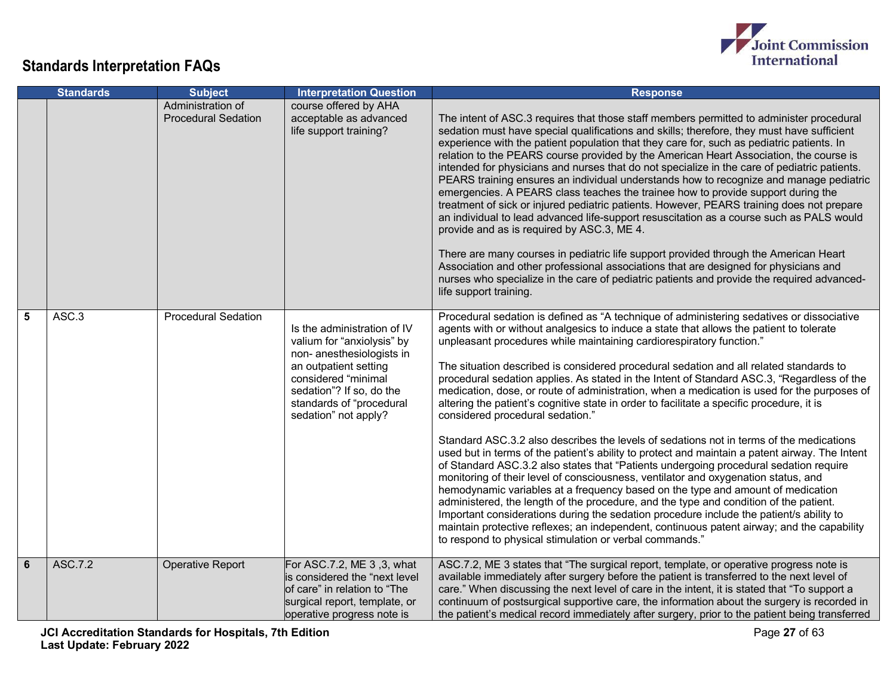## Standards Interpretation FAQs

| | Standards | Subject | Interpretation Question | Response |
|---|---|---|---|---|
| | | Administration of Procedural Sedation | course offered by AHA acceptable as advanced life support training? | The intent of ASC.3 requires that those staff members permitted to administer procedural sedation must have special qualifications and skills; therefore, they must have sufficient experience with the patient population that they care for, such as pediatric patients. In relation to the PEARS course provided by the American Heart Association, the course is intended for physicians and nurses that do not specialize in the care of pediatric patients. PEARS training ensures an individual understands how to recognize and manage pediatric emergencies. A PEARS class teaches the trainee how to provide support during the treatment of sick or injured pediatric patients. However, PEARS training does not prepare an individual to lead advanced life-support resuscitation as a course such as PALS would provide and as is required by ASC.3, ME 4.<br><br>There are many courses in pediatric life support provided through the American Heart Association and other professional associations that are designed for physicians and nurses who specialize in the care of pediatric patients and provide the required advanced-life support training. |
| 5 | ASC.3 | Procedural Sedation | Is the administration of IV valium for "anxiolysis" by non- anesthesiologists in an outpatient setting considered "minimal sedation"? If so, do the standards of "procedural sedation" not apply? | Procedural sedation is defined as "A technique of administering sedatives or dissociative agents with or without analgesics to induce a state that allows the patient to tolerate unpleasant procedures while maintaining cardiorespiratory function."<br><br>The situation described is considered procedural sedation and all related standards to procedural sedation applies. As stated in the Intent of Standard ASC.3, "Regardless of the medication, dose, or route of administration, when a medication is used for the purposes of altering the patient's cognitive state in order to facilitate a specific procedure, it is considered procedural sedation."<br><br>Standard ASC.3.2 also describes the levels of sedations not in terms of the medications used but in terms of the patient's ability to protect and maintain a patent airway. The Intent of Standard ASC.3.2 also states that "Patients undergoing procedural sedation require monitoring of their level of consciousness, ventilator and oxygenation status, and hemodynamic variables at a frequency based on the type and amount of medication administered, the length of the procedure, and the type and condition of the patient. Important considerations during the sedation procedure include the patient/s ability to maintain protective reflexes; an independent, continuous patent airway; and the capability to respond to physical stimulation or verbal commands." |
| 6 | ASC.7.2 | Operative Report | For ASC.7.2, ME 3 ,3, what is considered the "next level of care" in relation to "The surgical report, template, or operative progress note is | ASC.7.2, ME 3 states that "The surgical report, template, or operative progress note is available immediately after surgery before the patient is transferred to the next level of care." When discussing the next level of care in the intent, it is stated that "To support a continuum of postsurgical supportive care, the information about the surgery is recorded in the patient's medical record immediately after surgery, prior to the patient being transferred |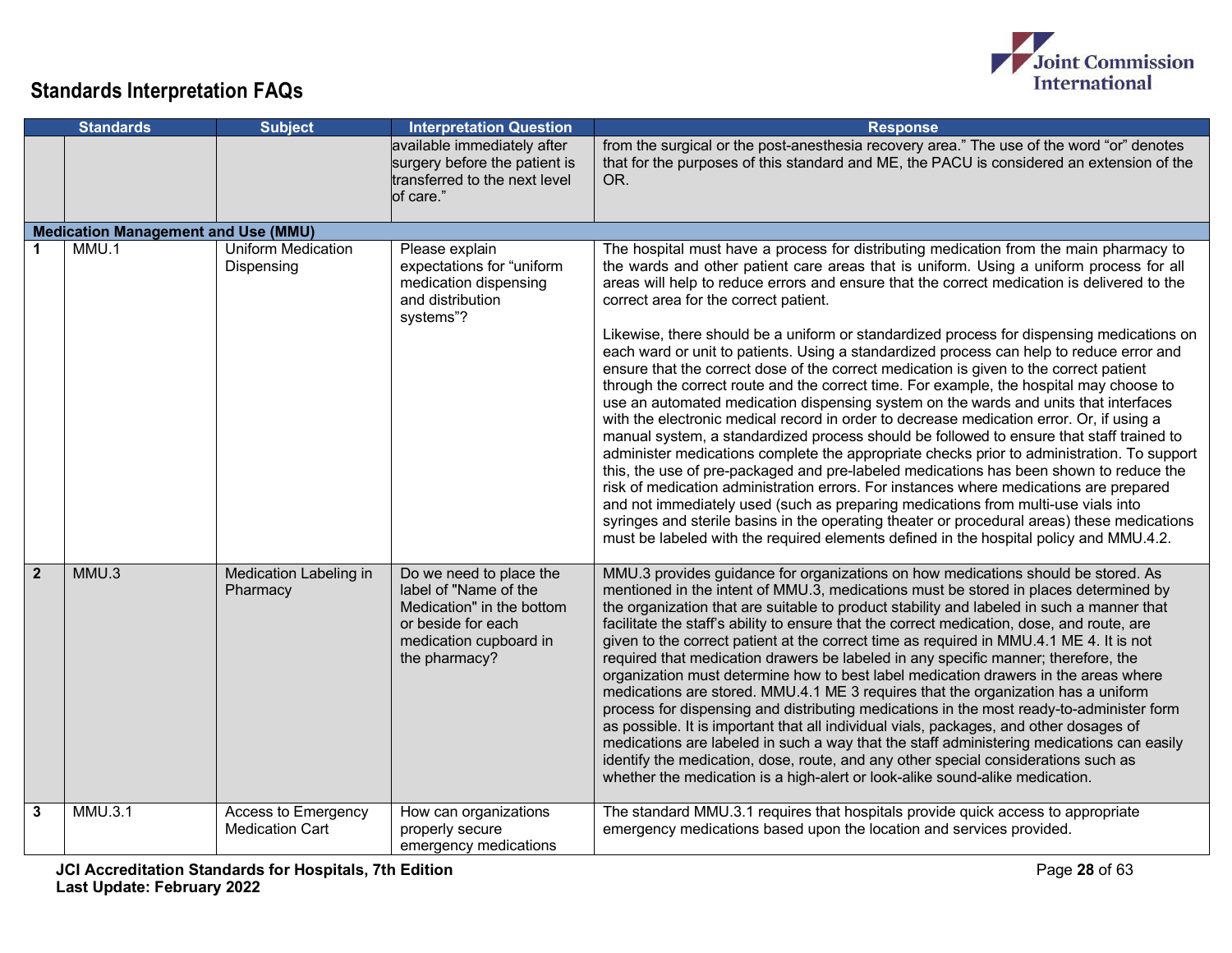## Standards Interpretation FAQs

| | Standards | Subject | Interpretation Question | Response |
|---|---|---|---|---|
| | | | available immediately after surgery before the patient is transferred to the next level of care." | from the surgical or the post-anesthesia recovery area." The use of the word "or" denotes that for the purposes of this standard and ME, the PACU is considered an extension of the OR. |
| **Medication Management and Use (MMU)** | | | | |
| **1** | MMU.1 | Uniform Medication Dispensing | Please explain expectations for "uniform medication dispensing and distribution systems"? | The hospital must have a process for distributing medication from the main pharmacy to the wards and other patient care areas that is uniform. Using a uniform process for all areas will help to reduce errors and ensure that the correct medication is delivered to the correct area for the correct patient.<br><br>Likewise, there should be a uniform or standardized process for dispensing medications on each ward or unit to patients. Using a standardized process can help to reduce error and ensure that the correct dose of the correct medication is given to the correct patient through the correct route and the correct time. For example, the hospital may choose to use an automated medication dispensing system on the wards and units that interfaces with the electronic medical record in order to decrease medication error. Or, if using a manual system, a standardized process should be followed to ensure that staff trained to administer medications complete the appropriate checks prior to administration. To support this, the use of pre-packaged and pre-labeled medications has been shown to reduce the risk of medication administration errors. For instances where medications are prepared and not immediately used (such as preparing medications from multi-use vials into syringes and sterile basins in the operating theater or procedural areas) these medications must be labeled with the required elements defined in the hospital policy and MMU.4.2. |
| **2** | MMU.3 | Medication Labeling in Pharmacy | Do we need to place the label of "Name of the Medication" in the bottom or beside for each medication cupboard in the pharmacy? | MMU.3 provides guidance for organizations on how medications should be stored. As mentioned in the intent of MMU.3, medications must be stored in places determined by the organization that are suitable to product stability and labeled in such a manner that facilitate the staff's ability to ensure that the correct medication, dose, and route, are given to the correct patient at the correct time as required in MMU.4.1 ME 4. It is not required that medication drawers be labeled in any specific manner; therefore, the organization must determine how to best label medication drawers in the areas where medications are stored. MMU.4.1 ME 3 requires that the organization has a uniform process for dispensing and distributing medications in the most ready-to-administer form as possible. It is important that all individual vials, packages, and other dosages of medications are labeled in such a way that the staff administering medications can easily identify the medication, dose, route, and any other special considerations such as whether the medication is a high-alert or look-alike sound-alike medication. |
| **3** | MMU.3.1 | Access to Emergency Medication Cart | How can organizations properly secure emergency medications | The standard MMU.3.1 requires that hospitals provide quick access to appropriate emergency medications based upon the location and services provided. |

JCI Accreditation Standards for Hospitals, 7th Edition
Last Update: February 2022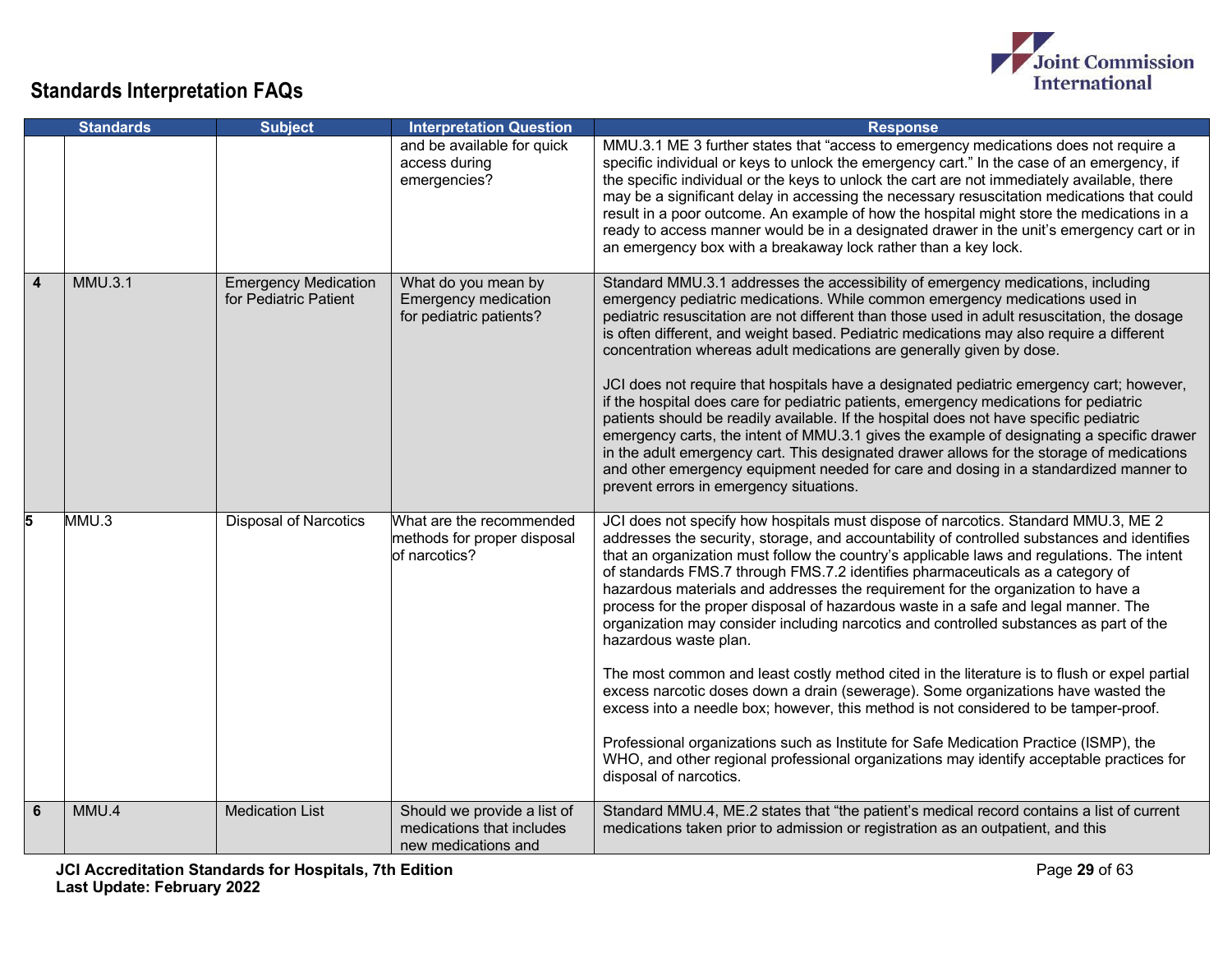## Standards Interpretation FAQs

| | Standards | Subject | Interpretation Question | Response |
|---|---|---|---|---|
| | | | and be available for quick access during emergencies? | MMU.3.1 ME 3 further states that "access to emergency medications does not require a specific individual or keys to unlock the emergency cart." In the case of an emergency, if the specific individual or the keys to unlock the cart are not immediately available, there may be a significant delay in accessing the necessary resuscitation medications that could result in a poor outcome. An example of how the hospital might store the medications in a ready to access manner would be in a designated drawer in the unit's emergency cart or in an emergency box with a breakaway lock rather than a key lock. |
| **4** | MMU.3.1 | Emergency Medication for Pediatric Patient | What do you mean by Emergency medication for pediatric patients? | Standard MMU.3.1 addresses the accessibility of emergency medications, including emergency pediatric medications. While common emergency medications used in pediatric resuscitation are not different than those used in adult resuscitation, the dosage is often different, and weight based. Pediatric medications may also require a different concentration whereas adult medications are generally given by dose.<br><br>JCI does not require that hospitals have a designated pediatric emergency cart; however, if the hospital does care for pediatric patients, emergency medications for pediatric patients should be readily available. If the hospital does not have specific pediatric emergency carts, the intent of MMU.3.1 gives the example of designating a specific drawer in the adult emergency cart. This designated drawer allows for the storage of medications and other emergency equipment needed for care and dosing in a standardized manner to prevent errors in emergency situations. |
| **5** | MMU.3 | Disposal of Narcotics | What are the recommended methods for proper disposal of narcotics? | JCI does not specify how hospitals must dispose of narcotics. Standard MMU.3, ME 2 addresses the security, storage, and accountability of controlled substances and identifies that an organization must follow the country's applicable laws and regulations. The intent of standards FMS.7 through FMS.7.2 identifies pharmaceuticals as a category of hazardous materials and addresses the requirement for the organization to have a process for the proper disposal of hazardous waste in a safe and legal manner. The organization may consider including narcotics and controlled substances as part of the hazardous waste plan.<br><br>The most common and least costly method cited in the literature is to flush or expel partial excess narcotic doses down a drain (sewerage). Some organizations have wasted the excess into a needle box; however, this method is not considered to be tamper-proof.<br><br>Professional organizations such as Institute for Safe Medication Practice (ISMP), the WHO, and other regional professional organizations may identify acceptable practices for disposal of narcotics. |
| **6** | MMU.4 | Medication List | Should we provide a list of medications that includes new medications and | Standard MMU.4, ME.2 states that "the patient's medical record contains a list of current medications taken prior to admission or registration as an outpatient, and this |

**JCI Accreditation Standards for Hospitals, 7th Edition**
**Last Update: February 2022**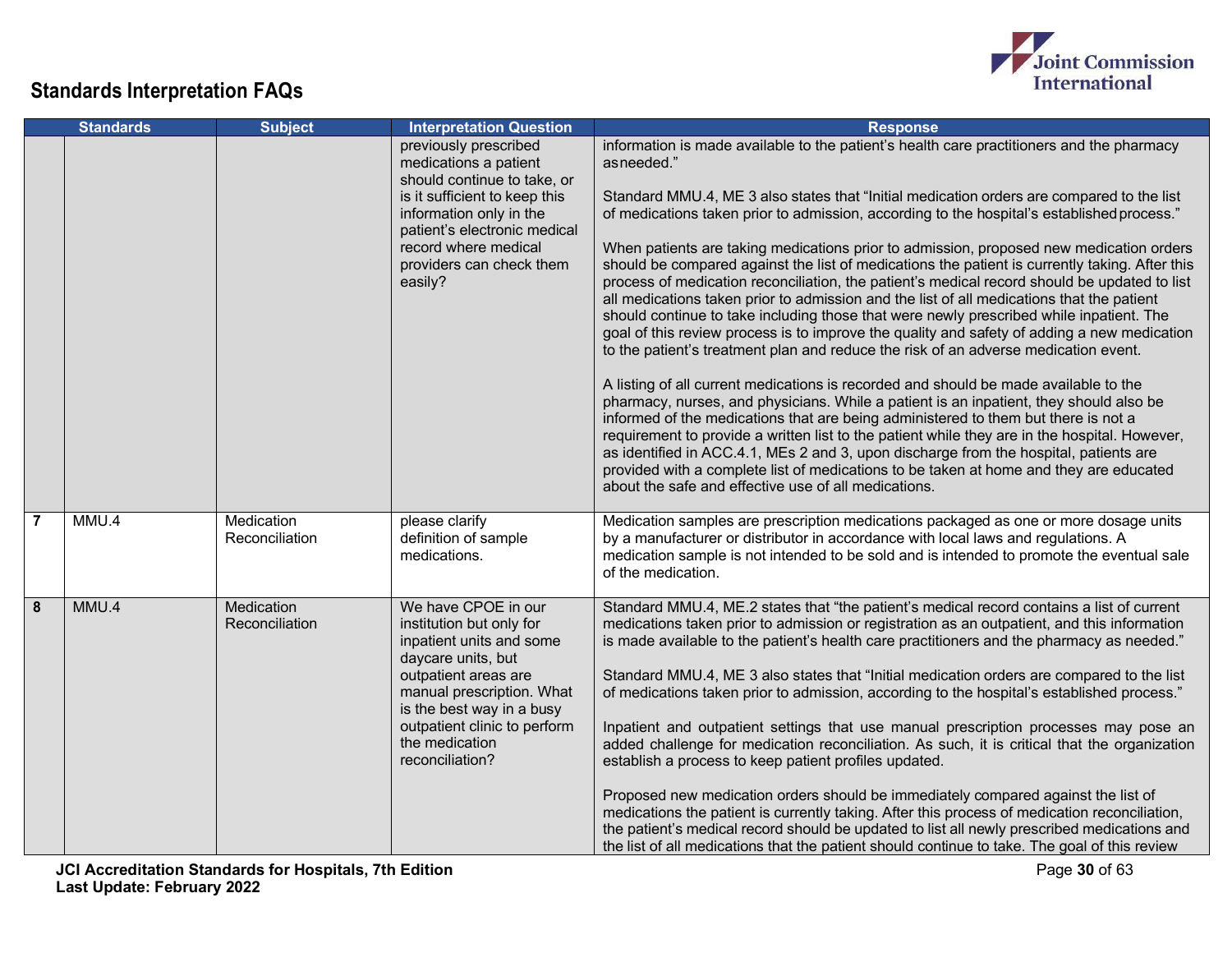## Standards Interpretation FAQs

| | Standards | Subject | Interpretation Question | Response |
|---|---|---|---|---|
| | | | previously prescribed medications a patient should continue to take, or is it sufficient to keep this information only in the patient's electronic medical record where medical providers can check them easily? | information is made available to the patient's health care practitioners and the pharmacy asneeded."<br><br>Standard MMU.4, ME 3 also states that "Initial medication orders are compared to the list of medications taken prior to admission, according to the hospital's established process."<br><br>When patients are taking medications prior to admission, proposed new medication orders should be compared against the list of medications the patient is currently taking. After this process of medication reconciliation, the patient's medical record should be updated to list all medications taken prior to admission and the list of all medications that the patient should continue to take including those that were newly prescribed while inpatient. The goal of this review process is to improve the quality and safety of adding a new medication to the patient's treatment plan and reduce the risk of an adverse medication event.<br><br>A listing of all current medications is recorded and should be made available to the pharmacy, nurses, and physicians. While a patient is an inpatient, they should also be informed of the medications that are being administered to them but there is not a requirement to provide a written list to the patient while they are in the hospital. However, as identified in ACC.4.1, MEs 2 and 3, upon discharge from the hospital, patients are provided with a complete list of medications to be taken at home and they are educated about the safe and effective use of all medications. |
| 7 | MMU.4 | Medication Reconciliation | please clarify definition of sample medications. | Medication samples are prescription medications packaged as one or more dosage units by a manufacturer or distributor in accordance with local laws and regulations. A medication sample is not intended to be sold and is intended to promote the eventual sale of the medication. |
| 8 | MMU.4 | Medication Reconciliation | We have CPOE in our institution but only for inpatient units and some daycare units, but outpatient areas are manual prescription. What is the best way in a busy outpatient clinic to perform the medication reconciliation? | Standard MMU.4, ME.2 states that "the patient's medical record contains a list of current medications taken prior to admission or registration as an outpatient, and this information is made available to the patient's health care practitioners and the pharmacy as needed."<br><br>Standard MMU.4, ME 3 also states that "Initial medication orders are compared to the list of medications taken prior to admission, according to the hospital's established process."<br><br>Inpatient and outpatient settings that use manual prescription processes may pose an added challenge for medication reconciliation. As such, it is critical that the organization establish a process to keep patient profiles updated.<br><br>Proposed new medication orders should be immediately compared against the list of medications the patient is currently taking. After this process of medication reconciliation, the patient's medical record should be updated to list all newly prescribed medications and the list of all medications that the patient should continue to take. The goal of this review |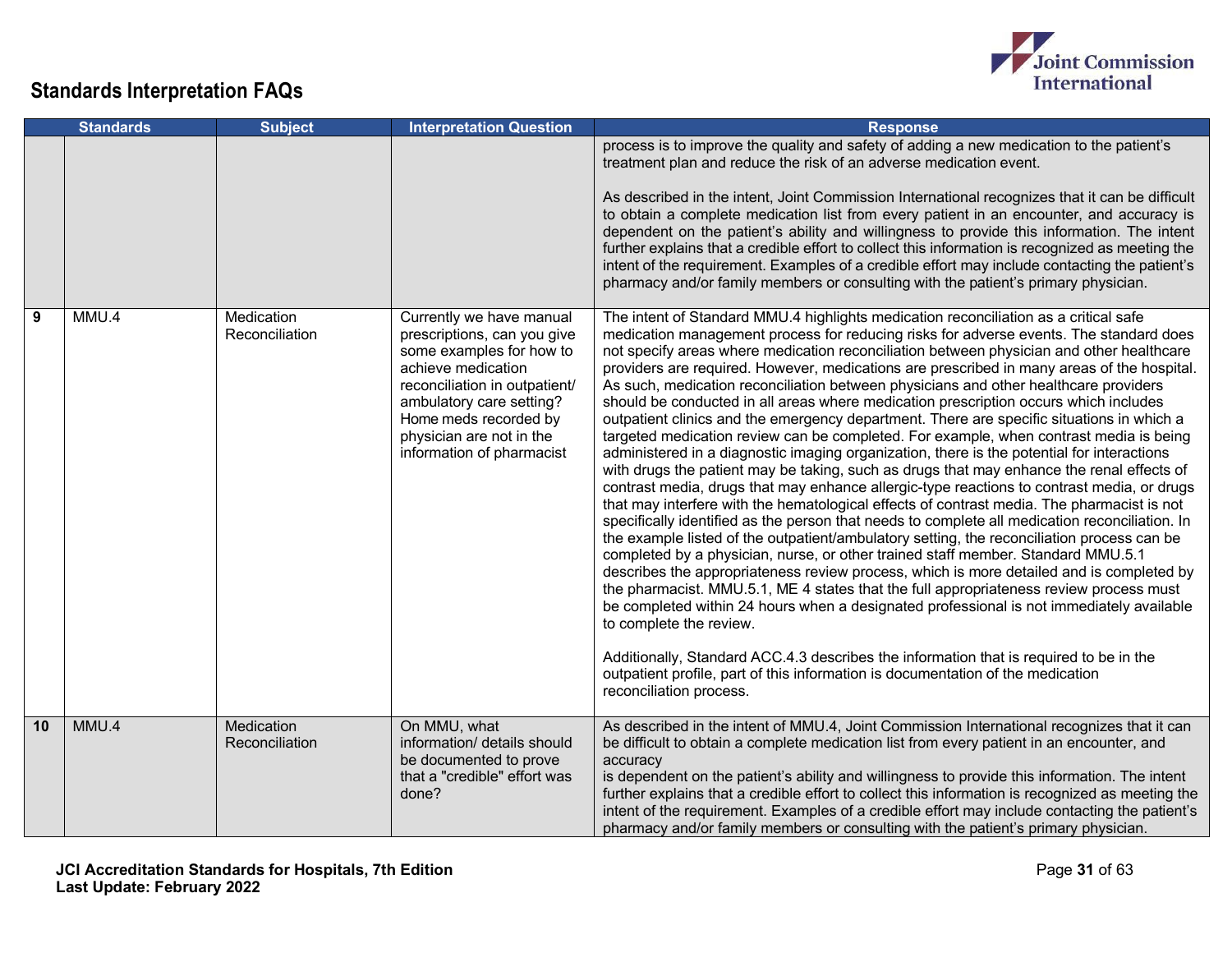## Standards Interpretation FAQs

| # | Standards | Subject | Interpretation Question | Response |
|---|---|---|---|---|
| | | | | process is to improve the quality and safety of adding a new medication to the patient's treatment plan and reduce the risk of an adverse medication event.<br><br>As described in the intent, Joint Commission International recognizes that it can be difficult to obtain a complete medication list from every patient in an encounter, and accuracy is dependent on the patient's ability and willingness to provide this information. The intent further explains that a credible effort to collect this information is recognized as meeting the intent of the requirement. Examples of a credible effort may include contacting the patient's pharmacy and/or family members or consulting with the patient's primary physician. |
| 9 | MMU.4 | Medication Reconciliation | Currently we have manual prescriptions, can you give some examples for how to achieve medication reconciliation in outpatient/ ambulatory care setting? Home meds recorded by physician are not in the information of pharmacist | The intent of Standard MMU.4 highlights medication reconciliation as a critical safe medication management process for reducing risks for adverse events. The standard does not specify areas where medication reconciliation between physician and other healthcare providers are required. However, medications are prescribed in many areas of the hospital. As such, medication reconciliation between physicians and other healthcare providers should be conducted in all areas where medication prescription occurs which includes outpatient clinics and the emergency department. There are specific situations in which a targeted medication review can be completed. For example, when contrast media is being administered in a diagnostic imaging organization, there is the potential for interactions with drugs the patient may be taking, such as drugs that may enhance the renal effects of contrast media, drugs that may enhance allergic-type reactions to contrast media, or drugs that may interfere with the hematological effects of contrast media. The pharmacist is not specifically identified as the person that needs to complete all medication reconciliation. In the example listed of the outpatient/ambulatory setting, the reconciliation process can be completed by a physician, nurse, or other trained staff member. Standard MMU.5.1 describes the appropriateness review process, which is more detailed and is completed by the pharmacist. MMU.5.1, ME 4 states that the full appropriateness review process must be completed within 24 hours when a designated professional is not immediately available to complete the review.<br><br>Additionally, Standard ACC.4.3 describes the information that is required to be in the outpatient profile, part of this information is documentation of the medication reconciliation process. |
| 10 | MMU.4 | Medication Reconciliation | On MMU, what information/ details should be documented to prove that a "credible" effort was done? | As described in the intent of MMU.4, Joint Commission International recognizes that it can be difficult to obtain a complete medication list from every patient in an encounter, and accuracy is dependent on the patient's ability and willingness to provide this information. The intent further explains that a credible effort to collect this information is recognized as meeting the intent of the requirement. Examples of a credible effort may include contacting the patient's pharmacy and/or family members or consulting with the patient's primary physician. |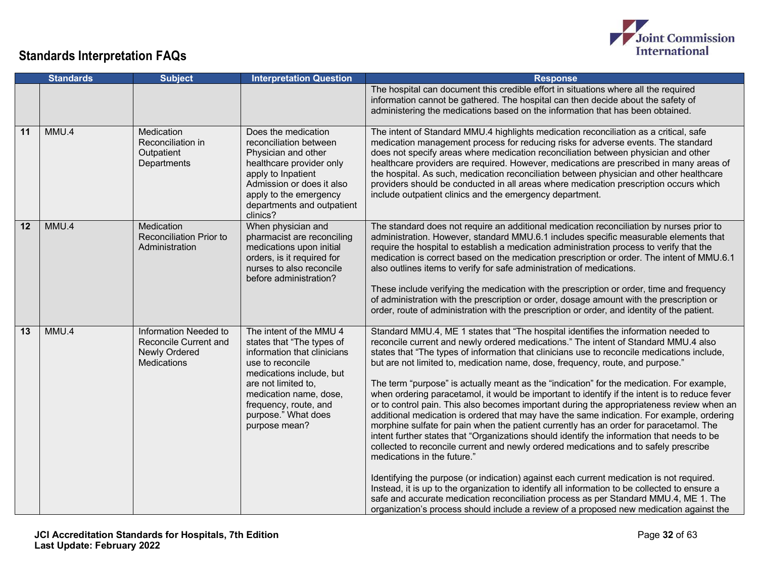## Standards Interpretation FAQs

| | Standards | Subject | Interpretation Question | Response |
|---|---|---|---|---|
| | | | | The hospital can document this credible effort in situations where all the required information cannot be gathered. The hospital can then decide about the safety of administering the medications based on the information that has been obtained. |
| 11 | MMU.4 | Medication Reconciliation in Outpatient Departments | Does the medication reconciliation between Physician and other healthcare provider only apply to Inpatient Admission or does it also apply to the emergency departments and outpatient clinics? | The intent of Standard MMU.4 highlights medication reconciliation as a critical, safe medication management process for reducing risks for adverse events. The standard does not specify areas where medication reconciliation between physician and other healthcare providers are required. However, medications are prescribed in many areas of the hospital. As such, medication reconciliation between physician and other healthcare providers should be conducted in all areas where medication prescription occurs which include outpatient clinics and the emergency department. |
| 12 | MMU.4 | Medication Reconciliation Prior to Administration | When physician and pharmacist are reconciling medications upon initial orders, is it required for nurses to also reconcile before administration? | The standard does not require an additional medication reconciliation by nurses prior to administration. However, standard MMU.6.1 includes specific measurable elements that require the hospital to establish a medication administration process to verify that the medication is correct based on the medication prescription or order. The intent of MMU.6.1 also outlines items to verify for safe administration of medications.<br><br>These include verifying the medication with the prescription or order, time and frequency of administration with the prescription or order, dosage amount with the prescription or order, route of administration with the prescription or order, and identity of the patient. |
| 13 | MMU.4 | Information Needed to Reconcile Current and Newly Ordered Medications | The intent of the MMU 4 states that "The types of information that clinicians use to reconcile medications include, but are not limited to, medication name, dose, frequency, route, and purpose." What does purpose mean? | Standard MMU.4, ME 1 states that "The hospital identifies the information needed to reconcile current and newly ordered medications." The intent of Standard MMU.4 also states that "The types of information that clinicians use to reconcile medications include, but are not limited to, medication name, dose, frequency, route, and purpose."<br><br>The term "purpose" is actually meant as the "indication" for the medication. For example, when ordering paracetamol, it would be important to identify if the intent is to reduce fever or to control pain. This also becomes important during the appropriateness review when an additional medication is ordered that may have the same indication. For example, ordering morphine sulfate for pain when the patient currently has an order for paracetamol. The intent further states that "Organizations should identify the information that needs to be collected to reconcile current and newly ordered medications and to safely prescribe medications in the future."<br><br>Identifying the purpose (or indication) against each current medication is not required. Instead, it is up to the organization to identify all information to be collected to ensure a safe and accurate medication reconciliation process as per Standard MMU.4, ME 1. The organization's process should include a review of a proposed new medication against the |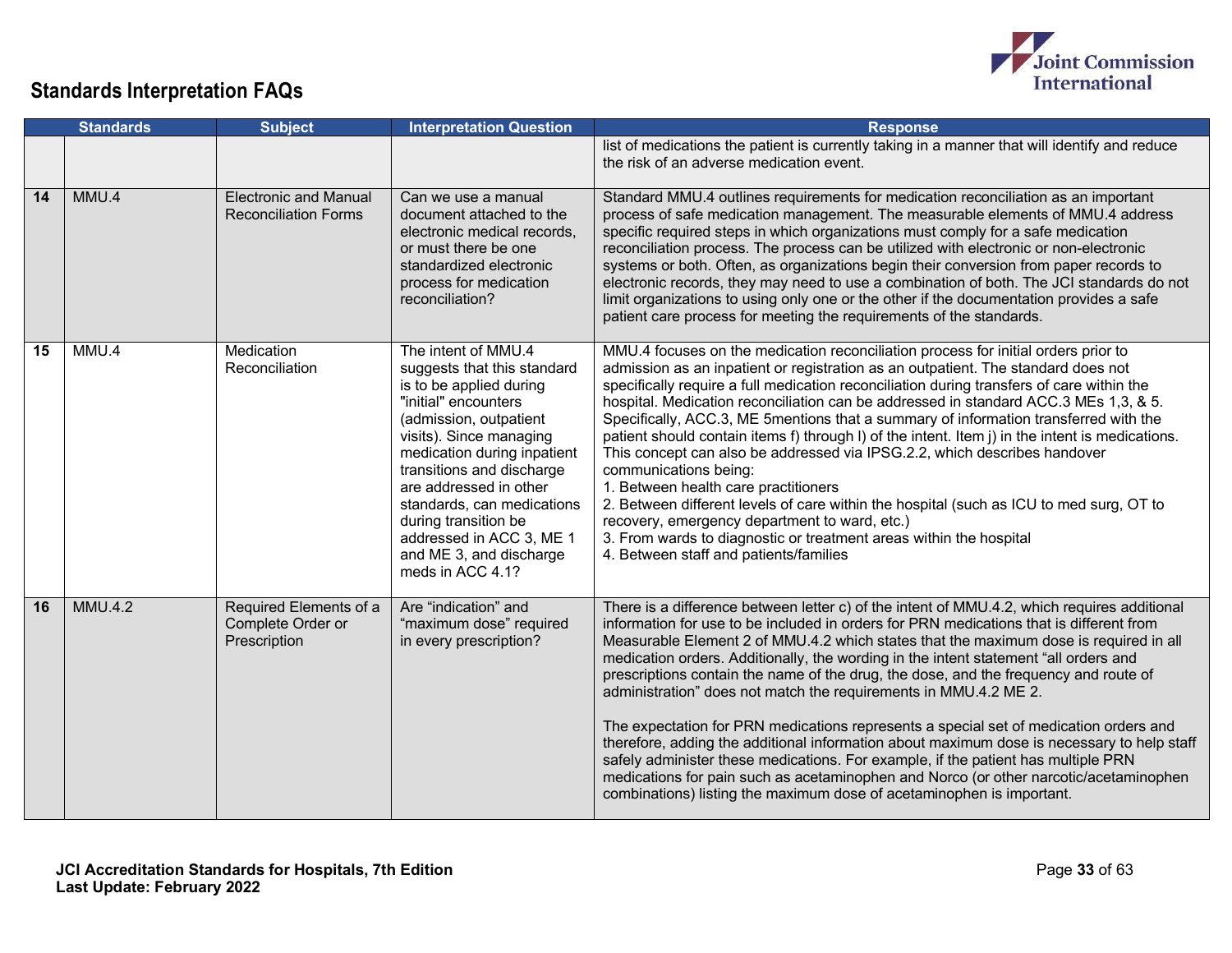## Standards Interpretation FAQs

| | Standards | Subject | Interpretation Question | Response |
|---|---|---|---|---|
| | | | | list of medications the patient is currently taking in a manner that will identify and reduce the risk of an adverse medication event. |
| 14 | MMU.4 | Electronic and Manual Reconciliation Forms | Can we use a manual document attached to the electronic medical records, or must there be one standardized electronic process for medication reconciliation? | Standard MMU.4 outlines requirements for medication reconciliation as an important process of safe medication management. The measurable elements of MMU.4 address specific required steps in which organizations must comply for a safe medication reconciliation process. The process can be utilized with electronic or non-electronic systems or both. Often, as organizations begin their conversion from paper records to electronic records, they may need to use a combination of both. The JCI standards do not limit organizations to using only one or the other if the documentation provides a safe patient care process for meeting the requirements of the standards. |
| 15 | MMU.4 | Medication Reconciliation | The intent of MMU.4 suggests that this standard is to be applied during "initial" encounters (admission, outpatient visits). Since managing medication during inpatient transitions and discharge are addressed in other standards, can medications during transition be addressed in ACC 3, ME 1 and ME 3, and discharge meds in ACC 4.1? | MMU.4 focuses on the medication reconciliation process for initial orders prior to admission as an inpatient or registration as an outpatient. The standard does not specifically require a full medication reconciliation during transfers of care within the hospital. Medication reconciliation can be addressed in standard ACC.3 MEs 1,3, & 5. Specifically, ACC.3, ME 5mentions that a summary of information transferred with the patient should contain items f) through l) of the intent. Item j) in the intent is medications. This concept can also be addressed via IPSG.2.2, which describes handover communications being:<br>1. Between health care practitioners<br>2. Between different levels of care within the hospital (such as ICU to med surg, OT to recovery, emergency department to ward, etc.)<br>3. From wards to diagnostic or treatment areas within the hospital<br>4. Between staff and patients/families |
| 16 | MMU.4.2 | Required Elements of a Complete Order or Prescription | Are "indication" and "maximum dose" required in every prescription? | There is a difference between letter c) of the intent of MMU.4.2, which requires additional information for use to be included in orders for PRN medications that is different from Measurable Element 2 of MMU.4.2 which states that the maximum dose is required in all medication orders. Additionally, the wording in the intent statement "all orders and prescriptions contain the name of the drug, the dose, and the frequency and route of administration" does not match the requirements in MMU.4.2 ME 2.<br><br>The expectation for PRN medications represents a special set of medication orders and therefore, adding the additional information about maximum dose is necessary to help staff safely administer these medications. For example, if the patient has multiple PRN medications for pain such as acetaminophen and Norco (or other narcotic/acetaminophen combinations) listing the maximum dose of acetaminophen is important. |

**JCI Accreditation Standards for Hospitals, 7th Edition**
**Last Update: February 2022**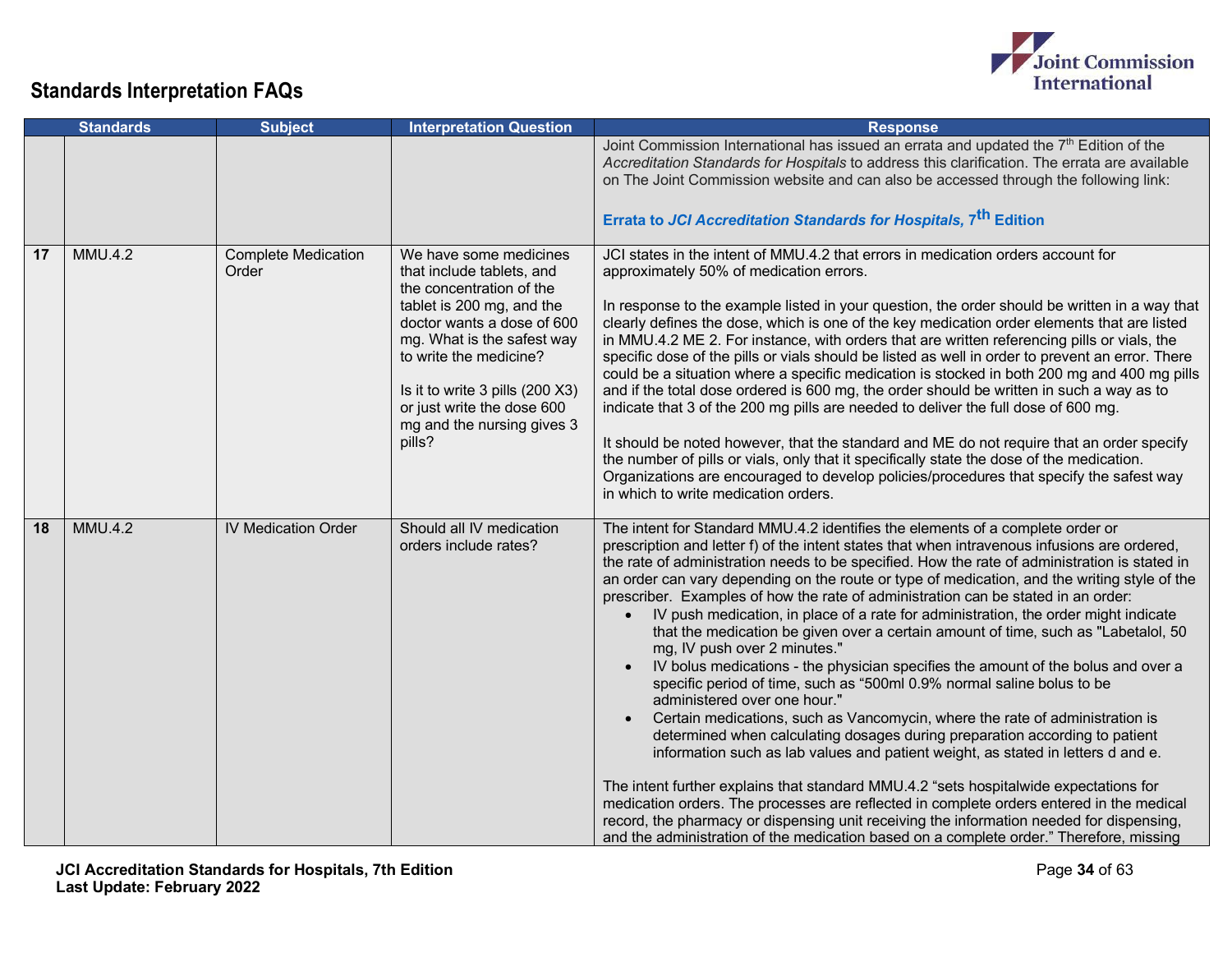## Standards Interpretation FAQs

| | Standards | Subject | Interpretation Question | Response |
|---|---|---|---|---|
| | | | | Joint Commission International has issued an errata and updated the 7th Edition of the *Accreditation Standards for Hospitals* to address this clarification. The errata are available on The Joint Commission website and can also be accessed through the following link:<br><br>**Errata to *JCI Accreditation Standards for Hospitals*, 7th Edition** |
| 17 | MMU.4.2 | Complete Medication Order | We have some medicines that include tablets, and the concentration of the tablet is 200 mg, and the doctor wants a dose of 600 mg. What is the safest way to write the medicine?<br><br>Is it to write 3 pills (200 X3) or just write the dose 600 mg and the nursing gives 3 pills? | JCI states in the intent of MMU.4.2 that errors in medication orders account for approximately 50% of medication errors.<br><br>In response to the example listed in your question, the order should be written in a way that clearly defines the dose, which is one of the key medication order elements that are listed in MMU.4.2 ME 2. For instance, with orders that are written referencing pills or vials, the specific dose of the pills or vials should be listed as well in order to prevent an error. There could be a situation where a specific medication is stocked in both 200 mg and 400 mg pills and if the total dose ordered is 600 mg, the order should be written in such a way as to indicate that 3 of the 200 mg pills are needed to deliver the full dose of 600 mg.<br><br>It should be noted however, that the standard and ME do not require that an order specify the number of pills or vials, only that it specifically state the dose of the medication. Organizations are encouraged to develop policies/procedures that specify the safest way in which to write medication orders. |
| 18 | MMU.4.2 | IV Medication Order | Should all IV medication orders include rates? | The intent for Standard MMU.4.2 identifies the elements of a complete order or prescription and letter f) of the intent states that when intravenous infusions are ordered, the rate of administration needs to be specified. How the rate of administration is stated in an order can vary depending on the route or type of medication, and the writing style of the prescriber. Examples of how the rate of administration can be stated in an order:<br>• IV push medication, in place of a rate for administration, the order might indicate that the medication be given over a certain amount of time, such as "Labetalol, 50 mg, IV push over 2 minutes."<br>• IV bolus medications - the physician specifies the amount of the bolus and over a specific period of time, such as "500ml 0.9% normal saline bolus to be administered over one hour."<br>• Certain medications, such as Vancomycin, where the rate of administration is determined when calculating dosages during preparation according to patient information such as lab values and patient weight, as stated in letters d and e.<br><br>The intent further explains that standard MMU.4.2 "sets hospitalwide expectations for medication orders. The processes are reflected in complete orders entered in the medical record, the pharmacy or dispensing unit receiving the information needed for dispensing, and the administration of the medication based on a complete order." Therefore, missing |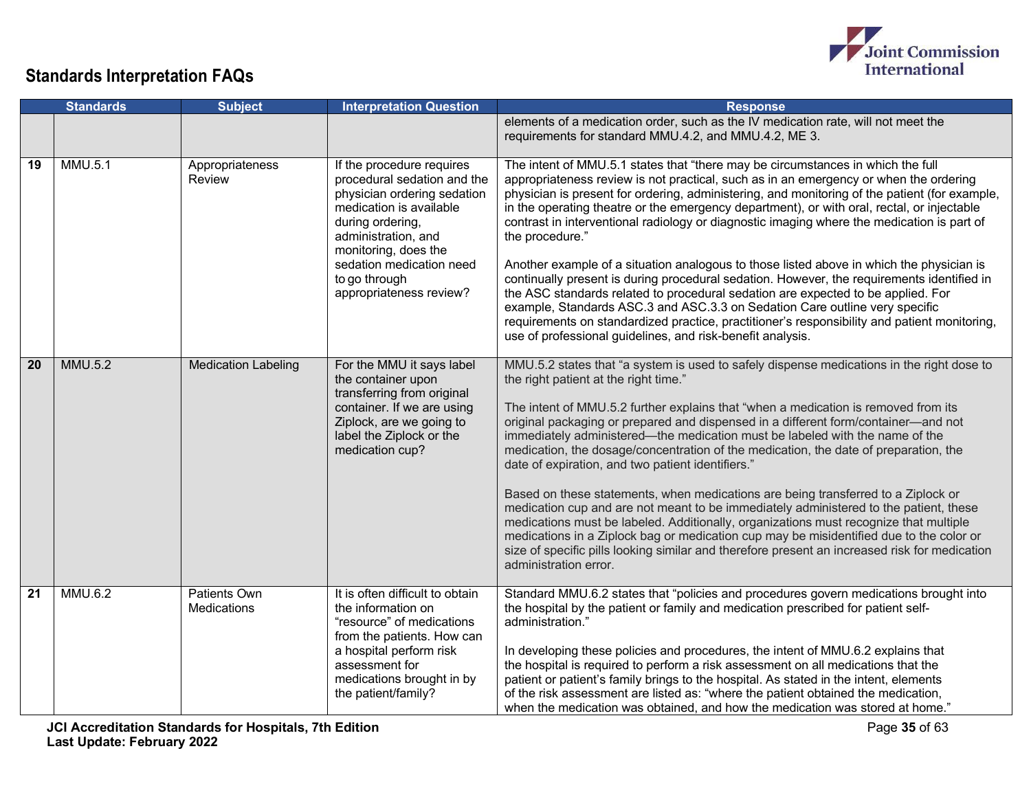## Standards Interpretation FAQs

| | Standards | Subject | Interpretation Question | Response |
|---|---|---|---|---|
| | | | | elements of a medication order, such as the IV medication rate, will not meet the requirements for standard MMU.4.2, and MMU.4.2, ME 3. |
| 19 | MMU.5.1 | Appropriateness Review | If the procedure requires procedural sedation and the physician ordering sedation medication is available during ordering, administration, and monitoring, does the sedation medication need to go through appropriateness review? | The intent of MMU.5.1 states that "there may be circumstances in which the full appropriateness review is not practical, such as in an emergency or when the ordering physician is present for ordering, administering, and monitoring of the patient (for example, in the operating theatre or the emergency department), or with oral, rectal, or injectable contrast in interventional radiology or diagnostic imaging where the medication is part of the procedure."<br><br>Another example of a situation analogous to those listed above in which the physician is continually present is during procedural sedation. However, the requirements identified in the ASC standards related to procedural sedation are expected to be applied. For example, Standards ASC.3 and ASC.3.3 on Sedation Care outline very specific requirements on standardized practice, practitioner's responsibility and patient monitoring, use of professional guidelines, and risk-benefit analysis. |
| 20 | MMU.5.2 | Medication Labeling | For the MMU it says label the container upon transferring from original container. If we are using Ziplock, are we going to label the Ziplock or the medication cup? | MMU.5.2 states that "a system is used to safely dispense medications in the right dose to the right patient at the right time."<br><br>The intent of MMU.5.2 further explains that "when a medication is removed from its original packaging or prepared and dispensed in a different form/container—and not immediately administered—the medication must be labeled with the name of the medication, the dosage/concentration of the medication, the date of preparation, the date of expiration, and two patient identifiers."<br><br>Based on these statements, when medications are being transferred to a Ziplock or medication cup and are not meant to be immediately administered to the patient, these medications must be labeled. Additionally, organizations must recognize that multiple medications in a Ziplock bag or medication cup may be misidentified due to the color or size of specific pills looking similar and therefore present an increased risk for medication administration error. |
| 21 | MMU.6.2 | Patients Own Medications | It is often difficult to obtain the information on "resource" of medications from the patients. How can a hospital perform risk assessment for medications brought in by the patient/family? | Standard MMU.6.2 states that "policies and procedures govern medications brought into the hospital by the patient or family and medication prescribed for patient self-administration."<br><br>In developing these policies and procedures, the intent of MMU.6.2 explains that the hospital is required to perform a risk assessment on all medications that the patient or patient's family brings to the hospital. As stated in the intent, elements of the risk assessment are listed as: "where the patient obtained the medication, when the medication was obtained, and how the medication was stored at home." |

JCI Accreditation Standards for Hospitals, 7th Edition
Last Update: February 2022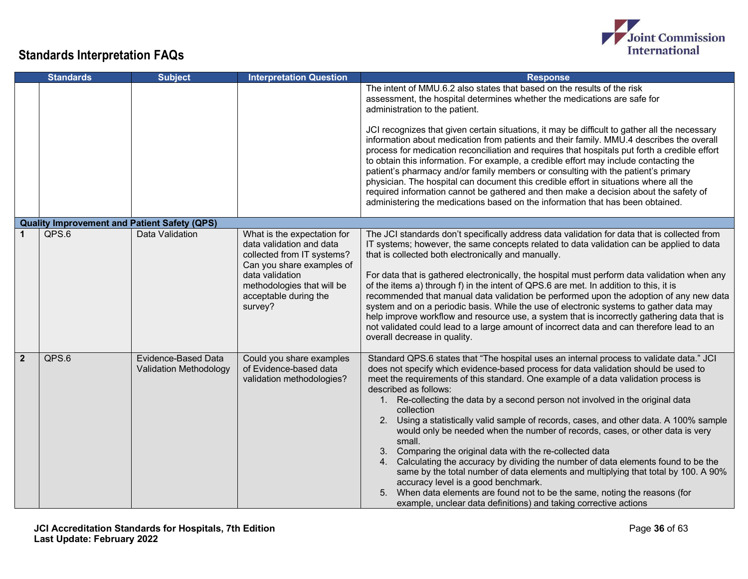## Standards Interpretation FAQs

| | Standards | Subject | Interpretation Question | Response |
|---|---|---|---|---|
| | | | | The intent of MMU.6.2 also states that based on the results of the risk assessment, the hospital determines whether the medications are safe for administration to the patient.<br><br>JCI recognizes that given certain situations, it may be difficult to gather all the necessary information about medication from patients and their family. MMU.4 describes the overall process for medication reconciliation and requires that hospitals put forth a credible effort to obtain this information. For example, a credible effort may include contacting the patient's pharmacy and/or family members or consulting with the patient's primary physician. The hospital can document this credible effort in situations where all the required information cannot be gathered and then make a decision about the safety of administering the medications based on the information that has been obtained. |
| **Quality Improvement and Patient Safety (QPS)** | | | | |
| **1** | QPS.6 | Data Validation | What is the expectation for data validation and data collected from IT systems? Can you share examples of data validation methodologies that will be acceptable during the survey? | The JCI standards don't specifically address data validation for data that is collected from IT systems; however, the same concepts related to data validation can be applied to data that is collected both electronically and manually.<br><br>For data that is gathered electronically, the hospital must perform data validation when any of the items a) through f) in the intent of QPS.6 are met. In addition to this, it is recommended that manual data validation be performed upon the adoption of any new data system and on a periodic basis. While the use of electronic systems to gather data may help improve workflow and resource use, a system that is incorrectly gathering data that is not validated could lead to a large amount of incorrect data and can therefore lead to an overall decrease in quality. |
| **2** | QPS.6 | Evidence-Based Data Validation Methodology | Could you share examples of Evidence-based data validation methodologies? | Standard QPS.6 states that "The hospital uses an internal process to validate data." JCI does not specify which evidence-based process for data validation should be used to meet the requirements of this standard. One example of a data validation process is described as follows:<br>1. Re-collecting the data by a second person not involved in the original data collection<br>2. Using a statistically valid sample of records, cases, and other data. A 100% sample would only be needed when the number of records, cases, or other data is very small.<br>3. Comparing the original data with the re-collected data<br>4. Calculating the accuracy by dividing the number of data elements found to be the same by the total number of data elements and multiplying that total by 100. A 90% accuracy level is a good benchmark.<br>5. When data elements are found not to be the same, noting the reasons (for example, unclear data definitions) and taking corrective actions |

**JCI Accreditation Standards for Hospitals, 7th Edition**
**Last Update: February 2022**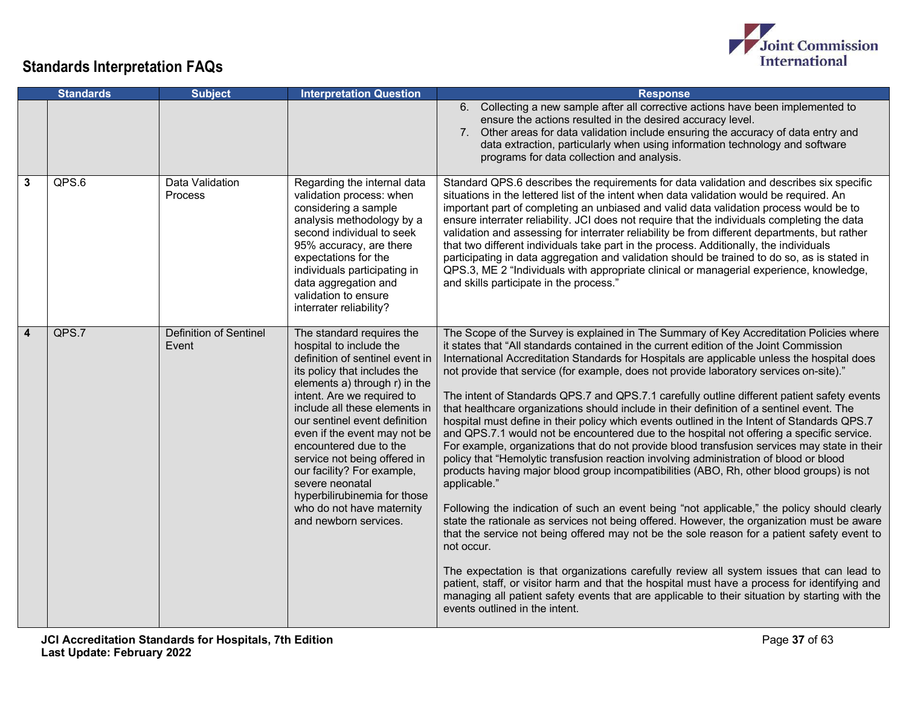## Standards Interpretation FAQs

| | Standards | Subject | Interpretation Question | Response |
|---|---|---|---|---|
| | | | | 6. Collecting a new sample after all corrective actions have been implemented to ensure the actions resulted in the desired accuracy level.<br>7. Other areas for data validation include ensuring the accuracy of data entry and data extraction, particularly when using information technology and software programs for data collection and analysis. |
| **3** | QPS.6 | Data Validation Process | Regarding the internal data validation process: when considering a sample analysis methodology by a second individual to seek 95% accuracy, are there expectations for the individuals participating in data aggregation and validation to ensure interrater reliability? | Standard QPS.6 describes the requirements for data validation and describes six specific situations in the lettered list of the intent when data validation would be required. An important part of completing an unbiased and valid data validation process would be to ensure interrater reliability. JCI does not require that the individuals completing the data validation and assessing for interrater reliability be from different departments, but rather that two different individuals take part in the process. Additionally, the individuals participating in data aggregation and validation should be trained to do so, as is stated in QPS.3, ME 2 "Individuals with appropriate clinical or managerial experience, knowledge, and skills participate in the process." |
| **4** | QPS.7 | Definition of Sentinel Event | The standard requires the hospital to include the definition of sentinel event in its policy that includes the elements a) through r) in the intent. Are we required to include all these elements in our sentinel event definition even if the event may not be encountered due to the service not being offered in our facility? For example, severe neonatal hyperbilirubinemia for those who do not have maternity and newborn services. | The Scope of the Survey is explained in The Summary of Key Accreditation Policies where it states that "All standards contained in the current edition of the Joint Commission International Accreditation Standards for Hospitals are applicable unless the hospital does not provide that service (for example, does not provide laboratory services on-site)."<br><br>The intent of Standards QPS.7 and QPS.7.1 carefully outline different patient safety events that healthcare organizations should include in their definition of a sentinel event. The hospital must define in their policy which events outlined in the Intent of Standards QPS.7 and QPS.7.1 would not be encountered due to the hospital not offering a specific service. For example, organizations that do not provide blood transfusion services may state in their policy that "Hemolytic transfusion reaction involving administration of blood or blood products having major blood group incompatibilities (ABO, Rh, other blood groups) is not applicable."<br><br>Following the indication of such an event being "not applicable," the policy should clearly state the rationale as services not being offered. However, the organization must be aware that the service not being offered may not be the sole reason for a patient safety event to not occur.<br><br>The expectation is that organizations carefully review all system issues that can lead to patient, staff, or visitor harm and that the hospital must have a process for identifying and managing all patient safety events that are applicable to their situation by starting with the events outlined in the intent. |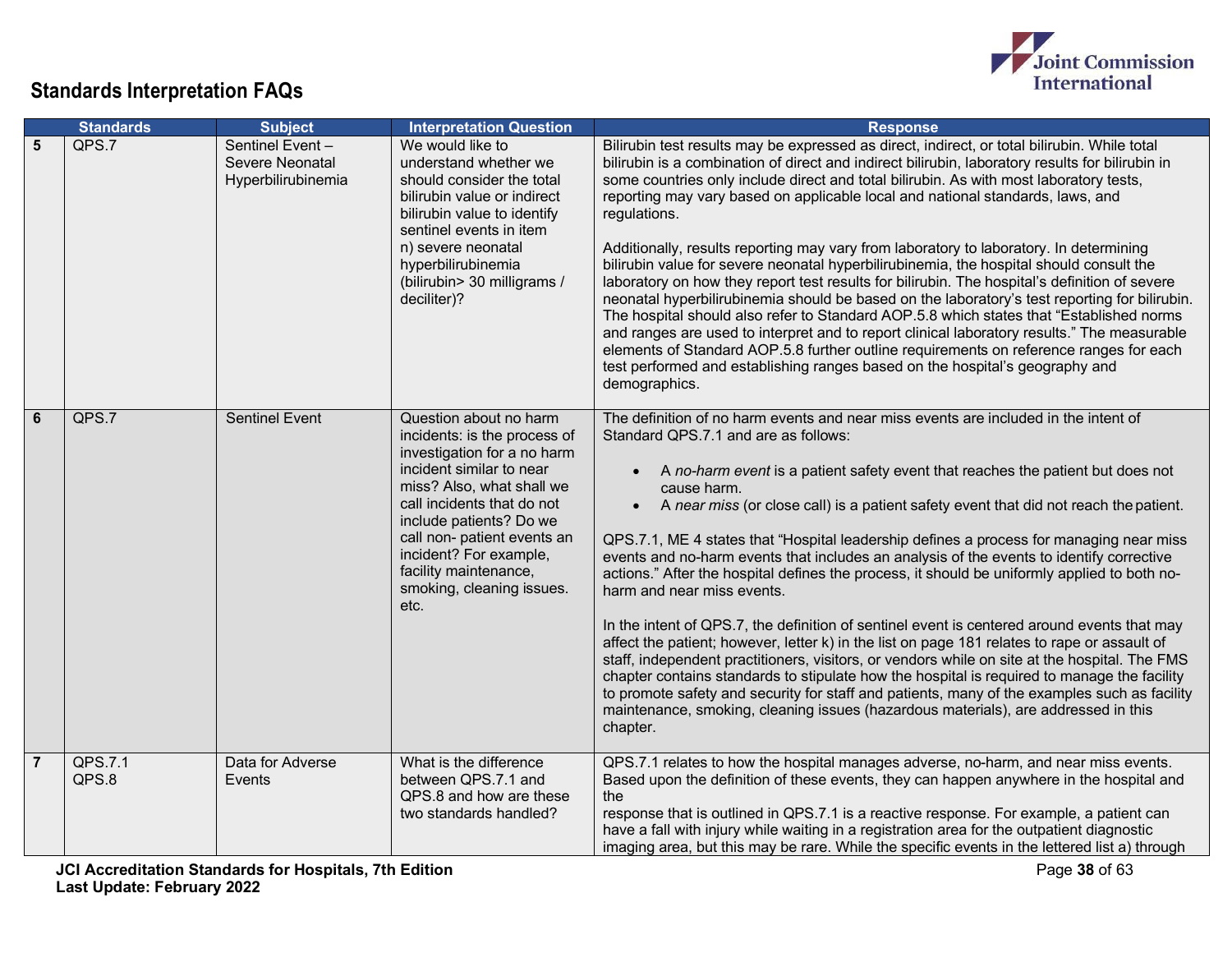## Standards Interpretation FAQs

| | Standards | Subject | Interpretation Question | Response |
|---|---|---|---|---|
| **5** | QPS.7 | Sentinel Event – Severe Neonatal Hyperbilirubinemia | We would like to understand whether we should consider the total bilirubin value or indirect bilirubin value to identify sentinel events in item n) severe neonatal hyperbilirubinemia (bilirubin> 30 milligrams / deciliter)? | Bilirubin test results may be expressed as direct, indirect, or total bilirubin. While total bilirubin is a combination of direct and indirect bilirubin, laboratory results for bilirubin in some countries only include direct and total bilirubin. As with most laboratory tests, reporting may vary based on applicable local and national standards, laws, and regulations.<br><br>Additionally, results reporting may vary from laboratory to laboratory. In determining bilirubin value for severe neonatal hyperbilirubinemia, the hospital should consult the laboratory on how they report test results for bilirubin. The hospital's definition of severe neonatal hyperbilirubinemia should be based on the laboratory's test reporting for bilirubin. The hospital should also refer to Standard AOP.5.8 which states that "Established norms and ranges are used to interpret and to report clinical laboratory results." The measurable elements of Standard AOP.5.8 further outline requirements on reference ranges for each test performed and establishing ranges based on the hospital's geography and demographics. |
| **6** | QPS.7 | Sentinel Event | Question about no harm incidents: is the process of investigation for a no harm incident similar to near miss? Also, what shall we call incidents that do not include patients? Do we call non- patient events an incident? For example, facility maintenance, smoking, cleaning issues. etc. | The definition of no harm events and near miss events are included in the intent of Standard QPS.7.1 and are as follows:<br><br>• A *no-harm event* is a patient safety event that reaches the patient but does not cause harm.<br>• A *near miss* (or close call) is a patient safety event that did not reach the patient.<br><br>QPS.7.1, ME 4 states that "Hospital leadership defines a process for managing near miss events and no-harm events that includes an analysis of the events to identify corrective actions." After the hospital defines the process, it should be uniformly applied to both no-harm and near miss events.<br><br>In the intent of QPS.7, the definition of sentinel event is centered around events that may affect the patient; however, letter k) in the list on page 181 relates to rape or assault of staff, independent practitioners, visitors, or vendors while on site at the hospital. The FMS chapter contains standards to stipulate how the hospital is required to manage the facility to promote safety and security for staff and patients, many of the examples such as facility maintenance, smoking, cleaning issues (hazardous materials), are addressed in this chapter. |
| **7** | QPS.7.1<br>QPS.8 | Data for Adverse Events | What is the difference between QPS.7.1 and QPS.8 and how are these two standards handled? | QPS.7.1 relates to how the hospital manages adverse, no-harm, and near miss events. Based upon the definition of these events, they can happen anywhere in the hospital and the<br>response that is outlined in QPS.7.1 is a reactive response. For example, a patient can have a fall with injury while waiting in a registration area for the outpatient diagnostic imaging area, but this may be rare. While the specific events in the lettered list a) through |

JCI Accreditation Standards for Hospitals, 7th Edition
Last Update: February 2022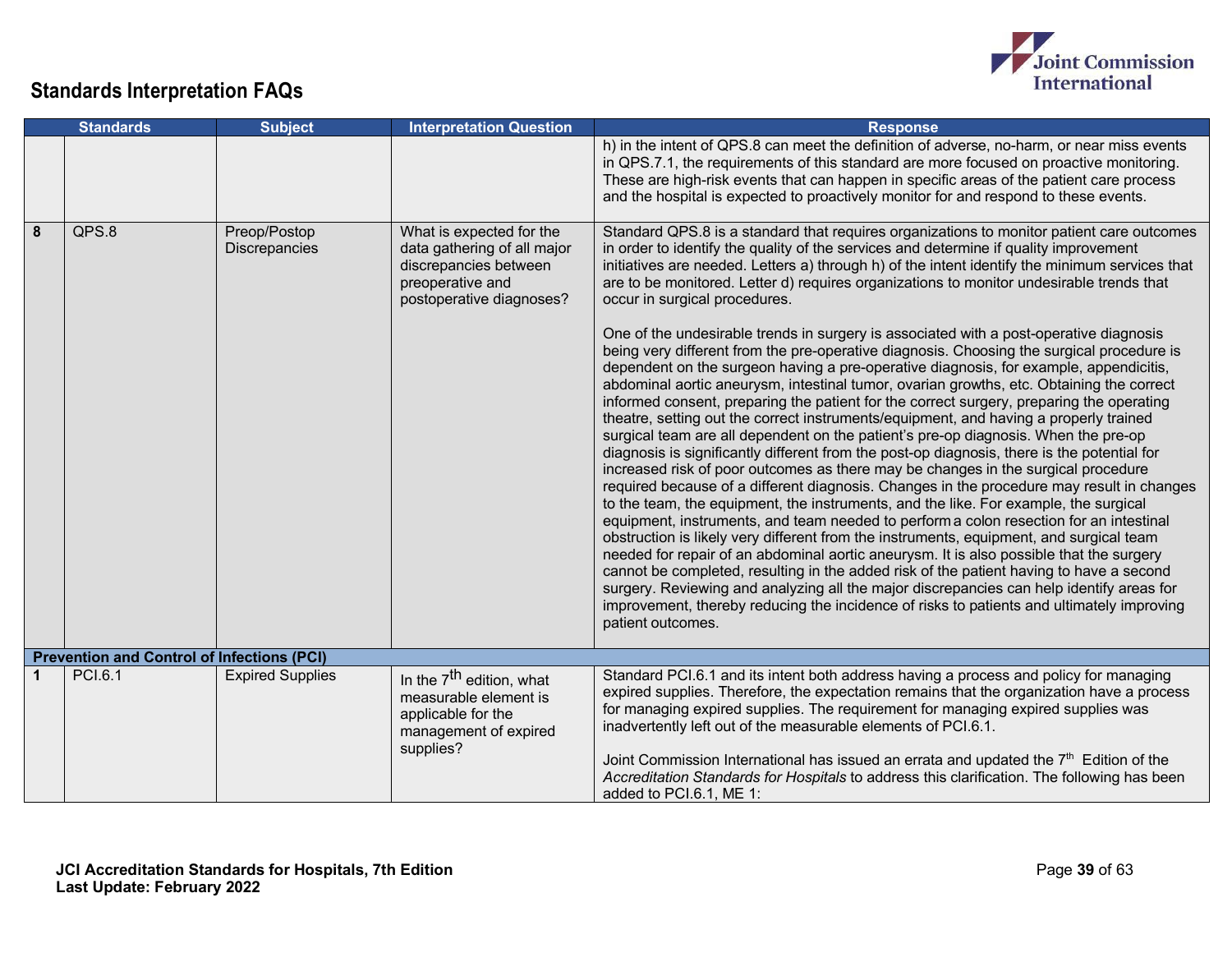## Standards Interpretation FAQs

| | Standards | Subject | Interpretation Question | Response |
|---|---|---|---|---|
| | | | | h) in the intent of QPS.8 can meet the definition of adverse, no-harm, or near miss events in QPS.7.1, the requirements of this standard are more focused on proactive monitoring. These are high-risk events that can happen in specific areas of the patient care process and the hospital is expected to proactively monitor for and respond to these events. |
| **8** | QPS.8 | Preop/Postop Discrepancies | What is expected for the data gathering of all major discrepancies between preoperative and postoperative diagnoses? | Standard QPS.8 is a standard that requires organizations to monitor patient care outcomes in order to identify the quality of the services and determine if quality improvement initiatives are needed. Letters a) through h) of the intent identify the minimum services that are to be monitored. Letter d) requires organizations to monitor undesirable trends that occur in surgical procedures.<br><br>One of the undesirable trends in surgery is associated with a post-operative diagnosis being very different from the pre-operative diagnosis. Choosing the surgical procedure is dependent on the surgeon having a pre-operative diagnosis, for example, appendicitis, abdominal aortic aneurysm, intestinal tumor, ovarian growths, etc. Obtaining the correct informed consent, preparing the patient for the correct surgery, preparing the operating theatre, setting out the correct instruments/equipment, and having a properly trained surgical team are all dependent on the patient's pre-op diagnosis. When the pre-op diagnosis is significantly different from the post-op diagnosis, there is the potential for increased risk of poor outcomes as there may be changes in the surgical procedure required because of a different diagnosis. Changes in the procedure may result in changes to the team, the equipment, the instruments, and the like. For example, the surgical equipment, instruments, and team needed to perform a colon resection for an intestinal obstruction is likely very different from the instruments, equipment, and surgical team needed for repair of an abdominal aortic aneurysm. It is also possible that the surgery cannot be completed, resulting in the added risk of the patient having to have a second surgery. Reviewing and analyzing all the major discrepancies can help identify areas for improvement, thereby reducing the incidence of risks to patients and ultimately improving patient outcomes. |
| **Prevention and Control of Infections (PCI)** | | | | |
| **1** | PCI.6.1 | Expired Supplies | In the 7th edition, what measurable element is applicable for the management of expired supplies? | Standard PCI.6.1 and its intent both address having a process and policy for managing expired supplies. Therefore, the expectation remains that the organization have a process for managing expired supplies. The requirement for managing expired supplies was inadvertently left out of the measurable elements of PCI.6.1.<br><br>Joint Commission International has issued an errata and updated the 7th Edition of the *Accreditation Standards for Hospitals* to address this clarification. The following has been added to PCI.6.1, ME 1: |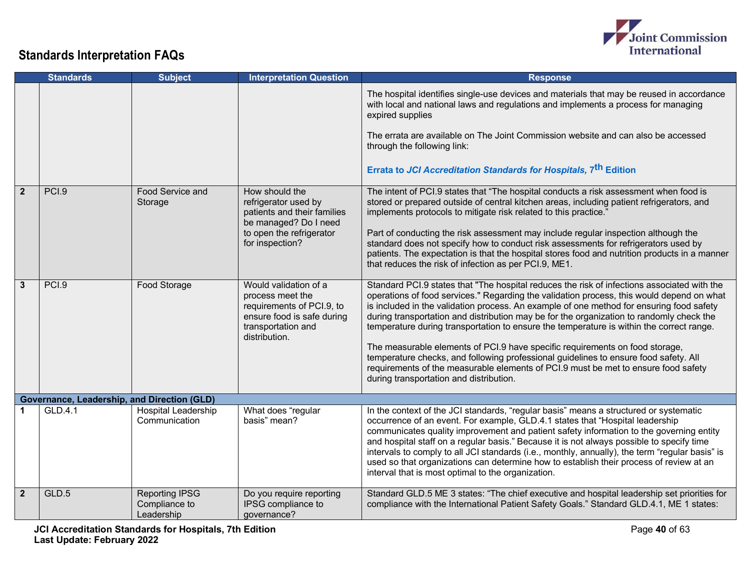## Standards Interpretation FAQs

| | Standards | Subject | Interpretation Question | Response |
|---|---|---|---|---|
| | | | | The hospital identifies single-use devices and materials that may be reused in accordance with local and national laws and regulations and implements a process for managing expired supplies<br><br>The errata are available on The Joint Commission website and can also be accessed through the following link:<br><br>**Errata to *JCI Accreditation Standards for Hospitals,* 7th Edition** |
| **2** | PCI.9 | Food Service and Storage | How should the refrigerator used by patients and their families be managed? Do I need to open the refrigerator for inspection? | The intent of PCI.9 states that "The hospital conducts a risk assessment when food is stored or prepared outside of central kitchen areas, including patient refrigerators, and implements protocols to mitigate risk related to this practice."<br><br>Part of conducting the risk assessment may include regular inspection although the standard does not specify how to conduct risk assessments for refrigerators used by patients. The expectation is that the hospital stores food and nutrition products in a manner that reduces the risk of infection as per PCI.9, ME1. |
| **3** | PCI.9 | Food Storage | Would validation of a process meet the requirements of PCI.9, to ensure food is safe during transportation and distribution. | Standard PCI.9 states that "The hospital reduces the risk of infections associated with the operations of food services." Regarding the validation process, this would depend on what is included in the validation process. An example of one method for ensuring food safety during transportation and distribution may be for the organization to randomly check the temperature during transportation to ensure the temperature is within the correct range.<br><br>The measurable elements of PCI.9 have specific requirements on food storage, temperature checks, and following professional guidelines to ensure food safety. All requirements of the measurable elements of PCI.9 must be met to ensure food safety during transportation and distribution. |
| **Governance, Leadership, and Direction (GLD)** | | | | |
| **1** | GLD.4.1 | Hospital Leadership Communication | What does "regular basis" mean? | In the context of the JCI standards, "regular basis" means a structured or systematic occurrence of an event. For example, GLD.4.1 states that "Hospital leadership communicates quality improvement and patient safety information to the governing entity and hospital staff on a regular basis." Because it is not always possible to specify time intervals to comply to all JCI standards (i.e., monthly, annually), the term "regular basis" is used so that organizations can determine how to establish their process of review at an interval that is most optimal to the organization. |
| **2** | GLD.5 | Reporting IPSG Compliance to Leadership | Do you require reporting IPSG compliance to governance? | Standard GLD.5 ME 3 states: "The chief executive and hospital leadership set priorities for compliance with the International Patient Safety Goals." Standard GLD.4.1, ME 1 states: |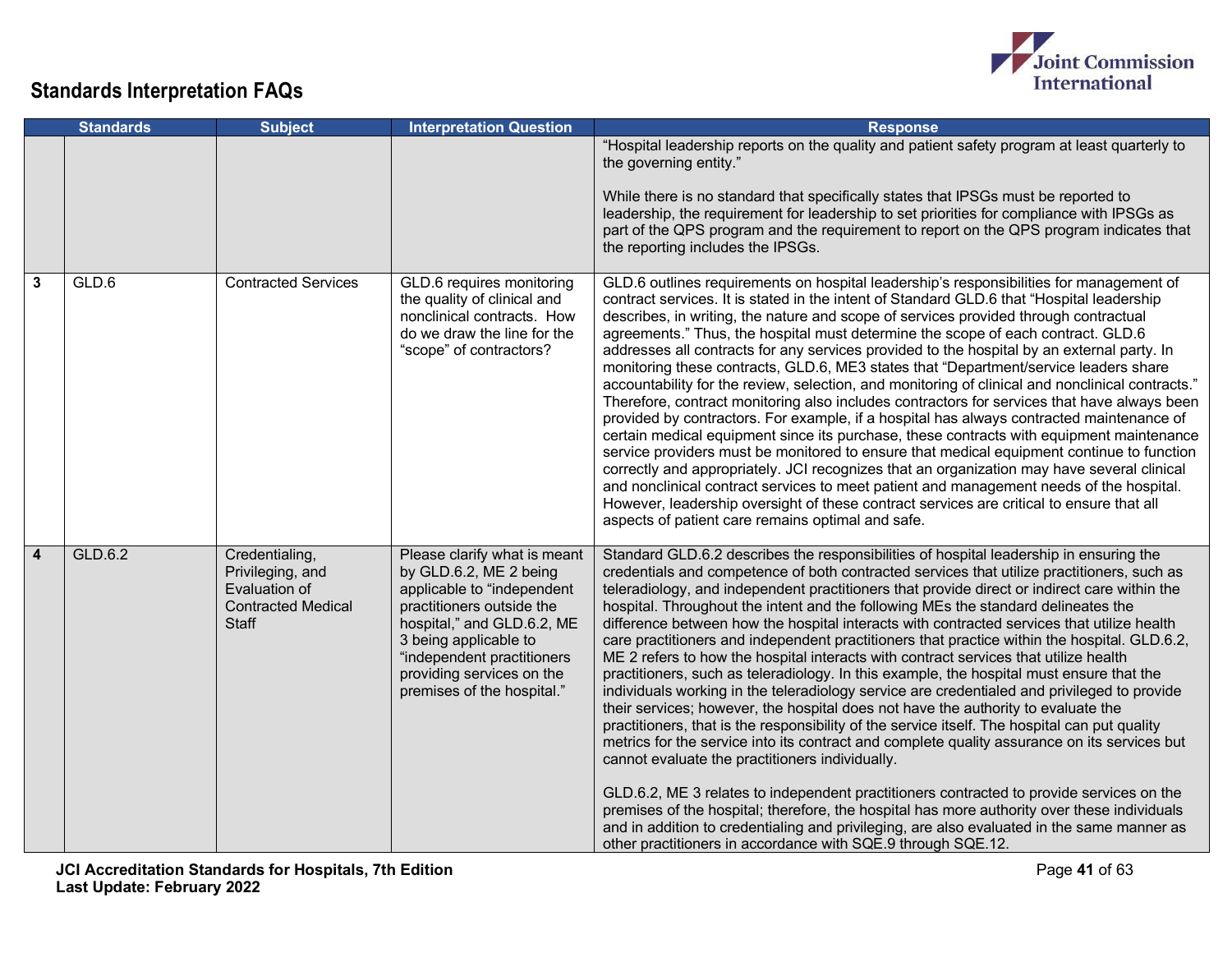## Standards Interpretation FAQs

| | Standards | Subject | Interpretation Question | Response |
|---|---|---|---|---|
| | | | | "Hospital leadership reports on the quality and patient safety program at least quarterly to the governing entity." While there is no standard that specifically states that IPSGs must be reported to leadership, the requirement for leadership to set priorities for compliance with IPSGs as part of the QPS program and the requirement to report on the QPS program indicates that the reporting includes the IPSGs. |
| 3 | GLD.6 | Contracted Services | GLD.6 requires monitoring the quality of clinical and nonclinical contracts. How do we draw the line for the "scope" of contractors? | GLD.6 outlines requirements on hospital leadership's responsibilities for management of contract services. It is stated in the intent of Standard GLD.6 that "Hospital leadership describes, in writing, the nature and scope of services provided through contractual agreements." Thus, the hospital must determine the scope of each contract. GLD.6 addresses all contracts for any services provided to the hospital by an external party. In monitoring these contracts, GLD.6, ME3 states that "Department/service leaders share accountability for the review, selection, and monitoring of clinical and nonclinical contracts." Therefore, contract monitoring also includes contractors for services that have always been provided by contractors. For example, if a hospital has always contracted maintenance of certain medical equipment since its purchase, these contracts with equipment maintenance service providers must be monitored to ensure that medical equipment continue to function correctly and appropriately. JCI recognizes that an organization may have several clinical and nonclinical contract services to meet patient and management needs of the hospital. However, leadership oversight of these contract services are critical to ensure that all aspects of patient care remains optimal and safe. |
| 4 | GLD.6.2 | Credentialing, Privileging, and Evaluation of Contracted Medical Staff | Please clarify what is meant by GLD.6.2, ME 2 being applicable to "independent practitioners outside the hospital," and GLD.6.2, ME 3 being applicable to "independent practitioners providing services on the premises of the hospital." | Standard GLD.6.2 describes the responsibilities of hospital leadership in ensuring the credentials and competence of both contracted services that utilize practitioners, such as teleradiology, and independent practitioners that provide direct or indirect care within the hospital. Throughout the intent and the following MEs the standard delineates the difference between how the hospital interacts with contracted services that utilize health care practitioners and independent practitioners that practice within the hospital. GLD.6.2, ME 2 refers to how the hospital interacts with contract services that utilize health practitioners, such as teleradiology. In this example, the hospital must ensure that the individuals working in the teleradiology service are credentialed and privileged to provide their services; however, the hospital does not have the authority to evaluate the practitioners, that is the responsibility of the service itself. The hospital can put quality metrics for the service into its contract and complete quality assurance on its services but cannot evaluate the practitioners individually. GLD.6.2, ME 3 relates to independent practitioners contracted to provide services on the premises of the hospital; therefore, the hospital has more authority over these individuals and in addition to credentialing and privileging, are also evaluated in the same manner as other practitioners in accordance with SQE.9 through SQE.12. |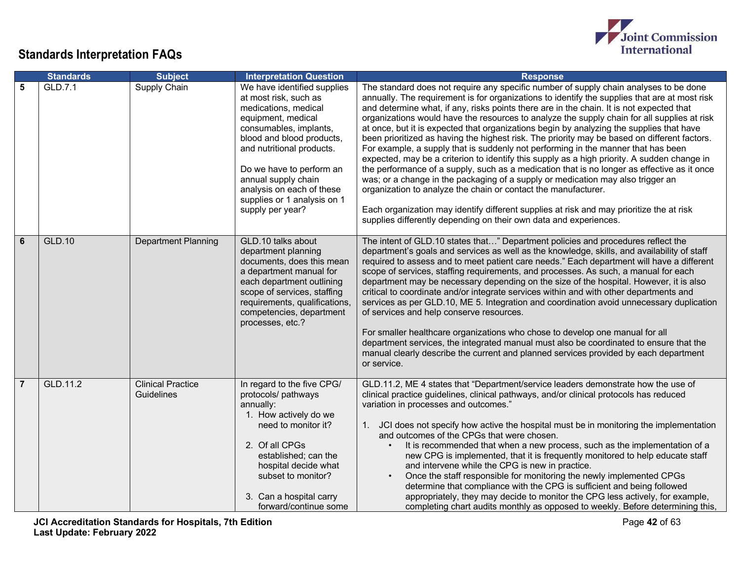## Standards Interpretation FAQs

| | Standards | Subject | Interpretation Question | Response |
|---|---|---|---|---|
| 5 | GLD.7.1 | Supply Chain | We have identified supplies at most risk, such as medications, medical equipment, medical consumables, implants, blood and blood products, and nutritional products.<br><br>Do we have to perform an annual supply chain analysis on each of these supplies or 1 analysis on 1 supply per year? | The standard does not require any specific number of supply chain analyses to be done annually. The requirement is for organizations to identify the supplies that are at most risk and determine what, if any, risks points there are in the chain. It is not expected that organizations would have the resources to analyze the supply chain for all supplies at risk at once, but it is expected that organizations begin by analyzing the supplies that have been prioritized as having the highest risk. The priority may be based on different factors. For example, a supply that is suddenly not performing in the manner that has been expected, may be a criterion to identify this supply as a high priority. A sudden change in the performance of a supply, such as a medication that is no longer as effective as it once was; or a change in the packaging of a supply or medication may also trigger an organization to analyze the chain or contact the manufacturer.<br><br>Each organization may identify different supplies at risk and may prioritize the at risk supplies differently depending on their own data and experiences. |
| 6 | GLD.10 | Department Planning | GLD.10 talks about department planning documents, does this mean a department manual for each department outlining scope of services, staffing requirements, qualifications, competencies, department processes, etc.? | The intent of GLD.10 states that…" Department policies and procedures reflect the department's goals and services as well as the knowledge, skills, and availability of staff required to assess and to meet patient care needs." Each department will have a different scope of services, staffing requirements, and processes. As such, a manual for each department may be necessary depending on the size of the hospital. However, it is also critical to coordinate and/or integrate services within and with other departments and services as per GLD.10, ME 5. Integration and coordination avoid unnecessary duplication of services and help conserve resources.<br><br>For smaller healthcare organizations who chose to develop one manual for all department services, the integrated manual must also be coordinated to ensure that the manual clearly describe the current and planned services provided by each department or service. |
| 7 | GLD.11.2 | Clinical Practice Guidelines | In regard to the five CPG/ protocols/ pathways annually:<br>1. How actively do we need to monitor it?<br><br>2. Of all CPGs established; can the hospital decide what subset to monitor?<br><br>3. Can a hospital carry forward/continue some | GLD.11.2, ME 4 states that "Department/service leaders demonstrate how the use of clinical practice guidelines, clinical pathways, and/or clinical protocols has reduced variation in processes and outcomes."<br><br>1. JCI does not specify how active the hospital must be in monitoring the implementation and outcomes of the CPGs that were chosen.<br>• It is recommended that when a new process, such as the implementation of a new CPG is implemented, that it is frequently monitored to help educate staff and intervene while the CPG is new in practice.<br>• Once the staff responsible for monitoring the newly implemented CPGs determine that compliance with the CPG is sufficient and being followed appropriately, they may decide to monitor the CPG less actively, for example, completing chart audits monthly as opposed to weekly. Before determining this, |

**JCI Accreditation Standards for Hospitals, 7th Edition**
**Last Update: February 2022**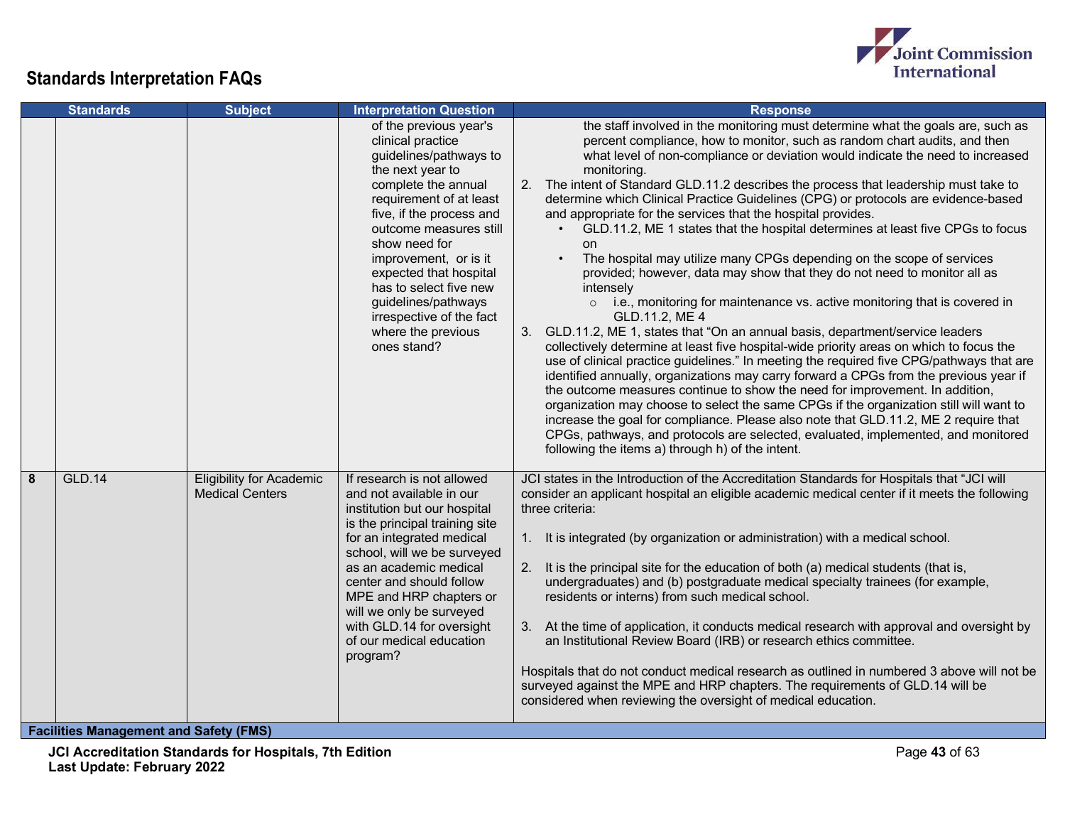## Standards Interpretation FAQs

| | Standards | Subject | Interpretation Question | Response |
|---|---|---|---|---|
| | | | of the previous year's clinical practice guidelines/pathways to the next year to complete the annual requirement of at least five, if the process and outcome measures still show need for improvement, or is it expected that hospital has to select five new guidelines/pathways irrespective of the fact where the previous ones stand? | the staff involved in the monitoring must determine what the goals are, such as percent compliance, how to monitor, such as random chart audits, and then what level of non-compliance or deviation would indicate the need to increased monitoring.<br>2. The intent of Standard GLD.11.2 describes the process that leadership must take to determine which Clinical Practice Guidelines (CPG) or protocols are evidence-based and appropriate for the services that the hospital provides.<br>• GLD.11.2, ME 1 states that the hospital determines at least five CPGs to focus on<br>• The hospital may utilize many CPGs depending on the scope of services provided; however, data may show that they do not need to monitor all as intensely<br>○ i.e., monitoring for maintenance vs. active monitoring that is covered in GLD.11.2, ME 4<br>3. GLD.11.2, ME 1, states that "On an annual basis, department/service leaders collectively determine at least five hospital-wide priority areas on which to focus the use of clinical practice guidelines." In meeting the required five CPG/pathways that are identified annually, organizations may carry forward a CPGs from the previous year if the outcome measures continue to show the need for improvement. In addition, organization may choose to select the same CPGs if the organization still will want to increase the goal for compliance. Please also note that GLD.11.2, ME 2 require that CPGs, pathways, and protocols are selected, evaluated, implemented, and monitored following the items a) through h) of the intent. |
| 8 | GLD.14 | Eligibility for Academic Medical Centers | If research is not allowed and not available in our institution but our hospital is the principal training site for an integrated medical school, will we be surveyed as an academic medical center and should follow MPE and HRP chapters or will we only be surveyed with GLD.14 for oversight of our medical education program? | JCI states in the Introduction of the Accreditation Standards for Hospitals that "JCI will consider an applicant hospital an eligible academic medical center if it meets the following three criteria:<br>1. It is integrated (by organization or administration) with a medical school.<br>2. It is the principal site for the education of both (a) medical students (that is, undergraduates) and (b) postgraduate medical specialty trainees (for example, residents or interns) from such medical school.<br>3. At the time of application, it conducts medical research with approval and oversight by an Institutional Review Board (IRB) or research ethics committee.<br>Hospitals that do not conduct medical research as outlined in numbered 3 above will not be surveyed against the MPE and HRP chapters. The requirements of GLD.14 will be considered when reviewing the oversight of medical education. |
| **Facilities Management and Safety (FMS)** | | | | |

**JCI Accreditation Standards for Hospitals, 7th Edition**
**Last Update: February 2022**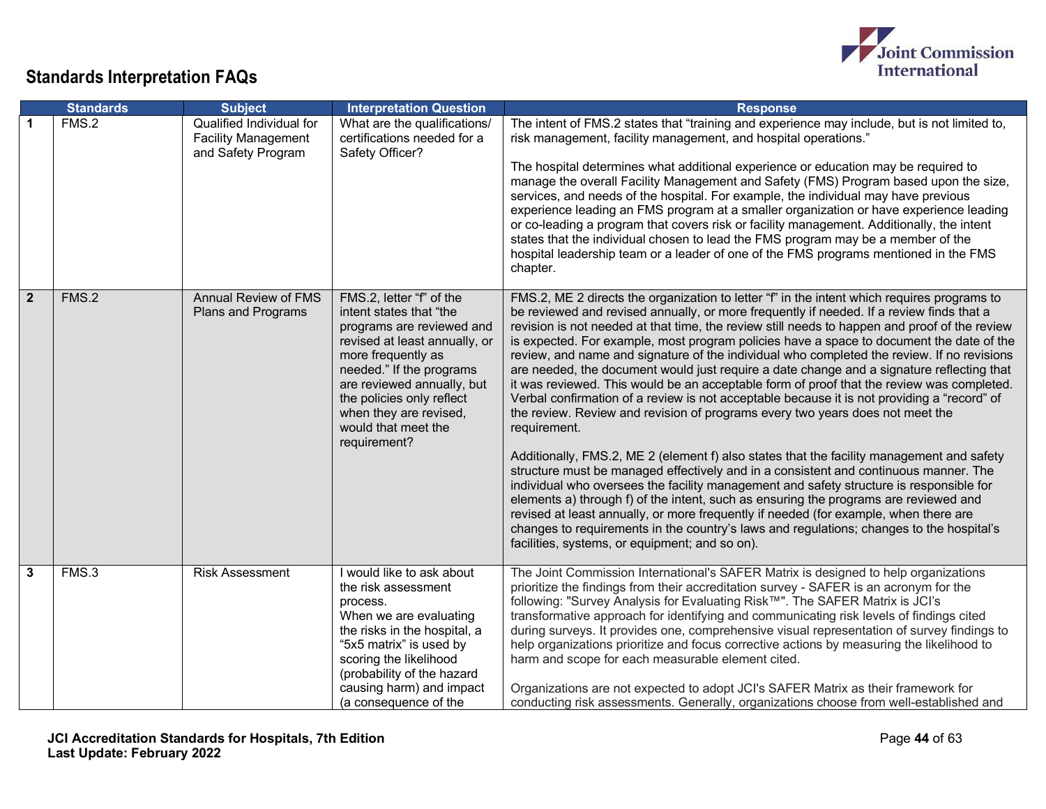## Standards Interpretation FAQs

| | Standards | Subject | Interpretation Question | Response |
|---|---|---|---|---|
| 1 | FMS.2 | Qualified Individual for Facility Management and Safety Program | What are the qualifications/ certifications needed for a Safety Officer? | The intent of FMS.2 states that "training and experience may include, but is not limited to, risk management, facility management, and hospital operations."<br><br>The hospital determines what additional experience or education may be required to manage the overall Facility Management and Safety (FMS) Program based upon the size, services, and needs of the hospital. For example, the individual may have previous experience leading an FMS program at a smaller organization or have experience leading or co-leading a program that covers risk or facility management. Additionally, the intent states that the individual chosen to lead the FMS program may be a member of the hospital leadership team or a leader of one of the FMS programs mentioned in the FMS chapter. |
| 2 | FMS.2 | Annual Review of FMS Plans and Programs | FMS.2, letter "f" of the intent states that "the programs are reviewed and revised at least annually, or more frequently as needed." If the programs are reviewed annually, but the policies only reflect when they are revised, would that meet the requirement? | FMS.2, ME 2 directs the organization to letter "f" in the intent which requires programs to be reviewed and revised annually, or more frequently if needed. If a review finds that a revision is not needed at that time, the review still needs to happen and proof of the review is expected. For example, most program policies have a space to document the date of the review, and name and signature of the individual who completed the review. If no revisions are needed, the document would just require a date change and a signature reflecting that it was reviewed. This would be an acceptable form of proof that the review was completed. Verbal confirmation of a review is not acceptable because it is not providing a "record" of the review. Review and revision of programs every two years does not meet the requirement.<br><br>Additionally, FMS.2, ME 2 (element f) also states that the facility management and safety structure must be managed effectively and in a consistent and continuous manner. The individual who oversees the facility management and safety structure is responsible for elements a) through f) of the intent, such as ensuring the programs are reviewed and revised at least annually, or more frequently if needed (for example, when there are changes to requirements in the country's laws and regulations; changes to the hospital's facilities, systems, or equipment; and so on). |
| 3 | FMS.3 | Risk Assessment | I would like to ask about the risk assessment process.<br>When we are evaluating the risks in the hospital, a "5x5 matrix" is used by scoring the likelihood (probability of the hazard causing harm) and impact (a consequence of the | The Joint Commission International's SAFER Matrix is designed to help organizations prioritize the findings from their accreditation survey - SAFER is an acronym for the following: "Survey Analysis for Evaluating Risk™". The SAFER Matrix is JCI's transformative approach for identifying and communicating risk levels of findings cited during surveys. It provides one, comprehensive visual representation of survey findings to help organizations prioritize and focus corrective actions by measuring the likelihood to harm and scope for each measurable element cited.<br><br>Organizations are not expected to adopt JCI's SAFER Matrix as their framework for conducting risk assessments. Generally, organizations choose from well-established and |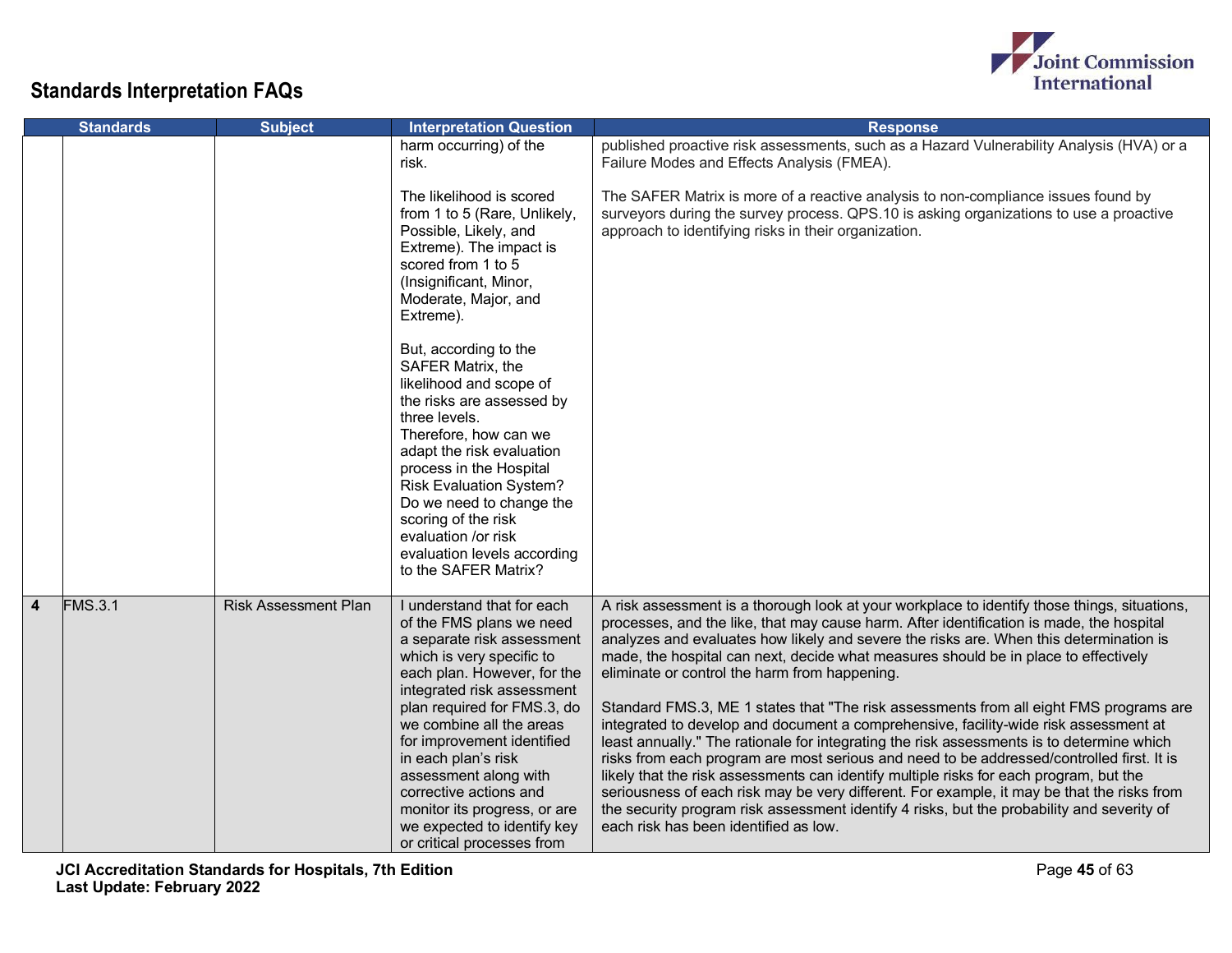## Standards Interpretation FAQs

| | Standards | Subject | Interpretation Question | Response |
|---|---|---|---|---|
| | | | harm occurring) of the risk.<br><br>The likelihood is scored from 1 to 5 (Rare, Unlikely, Possible, Likely, and Extreme). The impact is scored from 1 to 5 (Insignificant, Minor, Moderate, Major, and Extreme).<br><br>But, according to the SAFER Matrix, the likelihood and scope of the risks are assessed by three levels. Therefore, how can we adapt the risk evaluation process in the Hospital Risk Evaluation System? Do we need to change the scoring of the risk evaluation /or risk evaluation levels according to the SAFER Matrix? | published proactive risk assessments, such as a Hazard Vulnerability Analysis (HVA) or a Failure Modes and Effects Analysis (FMEA).<br><br>The SAFER Matrix is more of a reactive analysis to non-compliance issues found by surveyors during the survey process. QPS.10 is asking organizations to use a proactive approach to identifying risks in their organization. |
| 4 | FMS.3.1 | Risk Assessment Plan | I understand that for each of the FMS plans we need a separate risk assessment which is very specific to each plan. However, for the integrated risk assessment plan required for FMS.3, do we combine all the areas for improvement identified in each plan's risk assessment along with corrective actions and monitor its progress, or are we expected to identify key or critical processes from | A risk assessment is a thorough look at your workplace to identify those things, situations, processes, and the like, that may cause harm. After identification is made, the hospital analyzes and evaluates how likely and severe the risks are. When this determination is made, the hospital can next, decide what measures should be in place to effectively eliminate or control the harm from happening.<br><br>Standard FMS.3, ME 1 states that "The risk assessments from all eight FMS programs are integrated to develop and document a comprehensive, facility-wide risk assessment at least annually." The rationale for integrating the risk assessments is to determine which risks from each program are most serious and need to be addressed/controlled first. It is likely that the risk assessments can identify multiple risks for each program, but the seriousness of each risk may be very different. For example, it may be that the risks from the security program risk assessment identify 4 risks, but the probability and severity of each risk has been identified as low. |

**JCI Accreditation Standards for Hospitals, 7th Edition**
**Last Update: February 2022**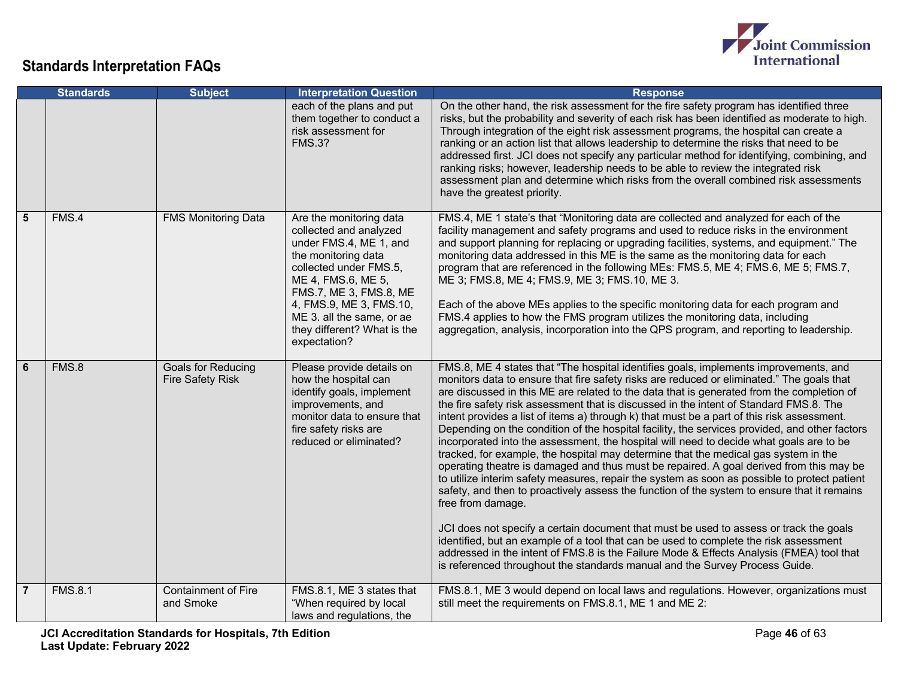## Standards Interpretation FAQs

| | Standards | Subject | Interpretation Question | Response |
|---|---|---|---|---|
| | | | each of the plans and put them together to conduct a risk assessment for FMS.3? | On the other hand, the risk assessment for the fire safety program has identified three risks, but the probability and severity of each risk has been identified as moderate to high. Through integration of the eight risk assessment programs, the hospital can create a ranking or an action list that allows leadership to determine the risks that need to be addressed first. JCI does not specify any particular method for identifying, combining, and ranking risks; however, leadership needs to be able to review the integrated risk assessment plan and determine which risks from the overall combined risk assessments have the greatest priority. |
| **5** | FMS.4 | FMS Monitoring Data | Are the monitoring data collected and analyzed under FMS.4, ME 1, and the monitoring data collected under FMS.5, ME 4, FMS.6, ME 5, FMS.7, ME 3, FMS.8, ME 4, FMS.9, ME 3, FMS.10, ME 3. all the same, or ae they different? What is the expectation? | FMS.4, ME 1 state's that "Monitoring data are collected and analyzed for each of the facility management and safety programs and used to reduce risks in the environment and support planning for replacing or upgrading facilities, systems, and equipment." The monitoring data addressed in this ME is the same as the monitoring data for each program that are referenced in the following MEs: FMS.5, ME 4; FMS.6, ME 5; FMS.7, ME 3; FMS.8, ME 4; FMS.9, ME 3; FMS.10, ME 3.<br><br>Each of the above MEs applies to the specific monitoring data for each program and FMS.4 applies to how the FMS program utilizes the monitoring data, including aggregation, analysis, incorporation into the QPS program, and reporting to leadership. |
| **6** | FMS.8 | Goals for Reducing Fire Safety Risk | Please provide details on how the hospital can identify goals, implement improvements, and monitor data to ensure that fire safety risks are reduced or eliminated? | FMS.8, ME 4 states that "The hospital identifies goals, implements improvements, and monitors data to ensure that fire safety risks are reduced or eliminated." The goals that are discussed in this ME are related to the data that is generated from the completion of the fire safety risk assessment that is discussed in the intent of Standard FMS.8. The intent provides a list of items a) through k) that must be a part of this risk assessment. Depending on the condition of the hospital facility, the services provided, and other factors incorporated into the assessment, the hospital will need to decide what goals are to be tracked, for example, the hospital may determine that the medical gas system in the operating theatre is damaged and thus must be repaired. A goal derived from this may be to utilize interim safety measures, repair the system as soon as possible to protect patient safety, and then to proactively assess the function of the system to ensure that it remains free from damage.<br><br>JCI does not specify a certain document that must be used to assess or track the goals identified, but an example of a tool that can be used to complete the risk assessment addressed in the intent of FMS.8 is the Failure Mode & Effects Analysis (FMEA) tool that is referenced throughout the standards manual and the Survey Process Guide. |
| **7** | FMS.8.1 | Containment of Fire and Smoke | FMS.8.1, ME 3 states that "When required by local laws and regulations, the | FMS.8.1, ME 3 would depend on local laws and regulations. However, organizations must still meet the requirements on FMS.8.1, ME 1 and ME 2: |

**JCI Accreditation Standards for Hospitals, 7th Edition**
**Last Update: February 2022**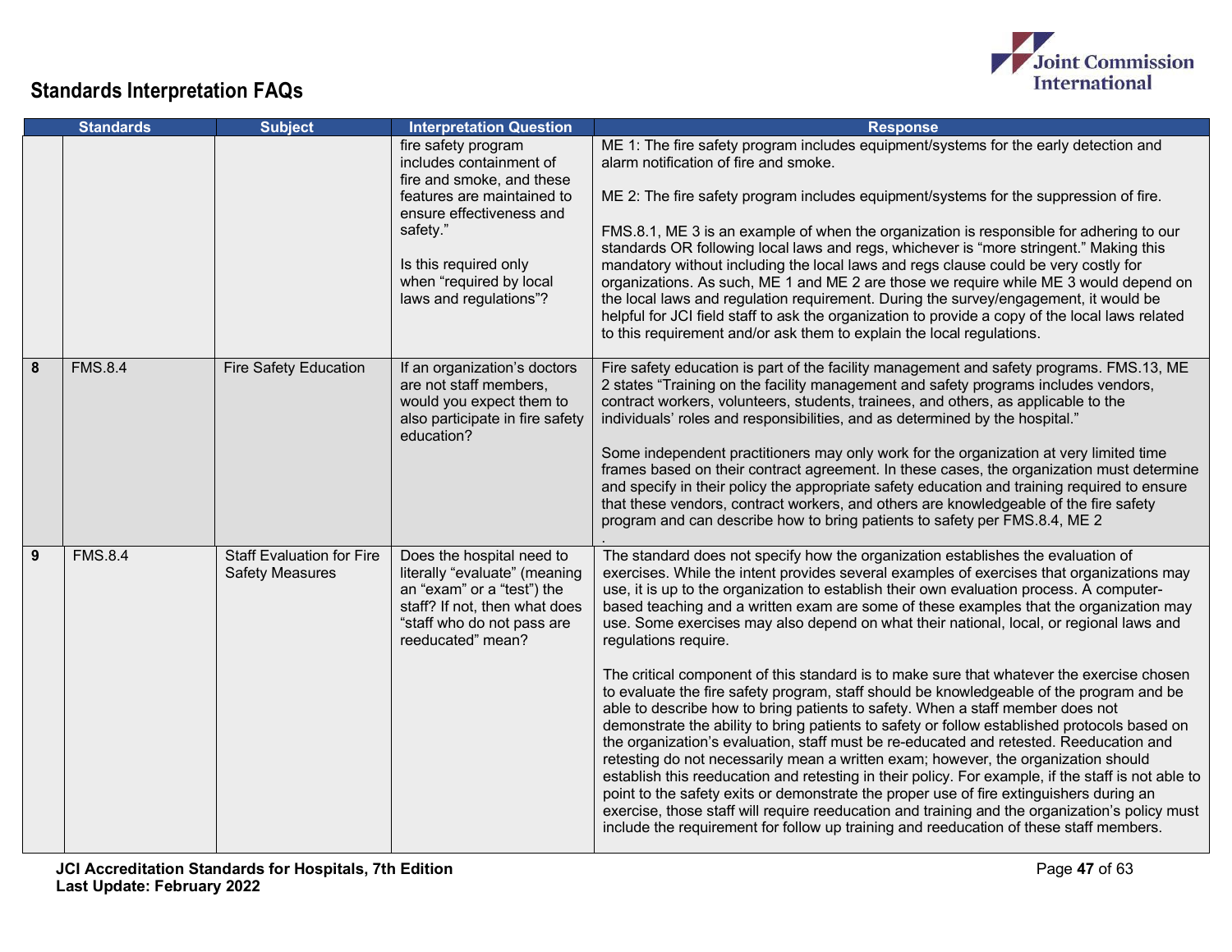## Standards Interpretation FAQs

| | Standards | Subject | Interpretation Question | Response |
|---|---|---|---|---|
| | | | fire safety program includes containment of fire and smoke, and these features are maintained to ensure effectiveness and safety."<br><br>Is this required only when "required by local laws and regulations"? | ME 1: The fire safety program includes equipment/systems for the early detection and alarm notification of fire and smoke.<br><br>ME 2: The fire safety program includes equipment/systems for the suppression of fire.<br><br>FMS.8.1, ME 3 is an example of when the organization is responsible for adhering to our standards OR following local laws and regs, whichever is "more stringent." Making this mandatory without including the local laws and regs clause could be very costly for organizations. As such, ME 1 and ME 2 are those we require while ME 3 would depend on the local laws and regulation requirement. During the survey/engagement, it would be helpful for JCI field staff to ask the organization to provide a copy of the local laws related to this requirement and/or ask them to explain the local regulations. |
| 8 | FMS.8.4 | Fire Safety Education | If an organization's doctors are not staff members, would you expect them to also participate in fire safety education? | Fire safety education is part of the facility management and safety programs. FMS.13, ME 2 states "Training on the facility management and safety programs includes vendors, contract workers, volunteers, students, trainees, and others, as applicable to the individuals' roles and responsibilities, and as determined by the hospital."<br><br>Some independent practitioners may only work for the organization at very limited time frames based on their contract agreement. In these cases, the organization must determine and specify in their policy the appropriate safety education and training required to ensure that these vendors, contract workers, and others are knowledgeable of the fire safety program and can describe how to bring patients to safety per FMS.8.4, ME 2<br>. |
| 9 | FMS.8.4 | Staff Evaluation for Fire Safety Measures | Does the hospital need to literally "evaluate" (meaning an "exam" or a "test") the staff? If not, then what does "staff who do not pass are reeducated" mean? | The standard does not specify how the organization establishes the evaluation of exercises. While the intent provides several examples of exercises that organizations may use, it is up to the organization to establish their own evaluation process. A computer-based teaching and a written exam are some of these examples that the organization may use. Some exercises may also depend on what their national, local, or regional laws and regulations require.<br><br>The critical component of this standard is to make sure that whatever the exercise chosen to evaluate the fire safety program, staff should be knowledgeable of the program and be able to describe how to bring patients to safety. When a staff member does not demonstrate the ability to bring patients to safety or follow established protocols based on the organization's evaluation, staff must be re-educated and retested. Reeducation and retesting do not necessarily mean a written exam; however, the organization should establish this reeducation and retesting in their policy. For example, if the staff is not able to point to the safety exits or demonstrate the proper use of fire extinguishers during an exercise, those staff will require reeducation and training and the organization's policy must include the requirement for follow up training and reeducation of these staff members. |

JCI Accreditation Standards for Hospitals, 7th Edition
Last Update: February 2022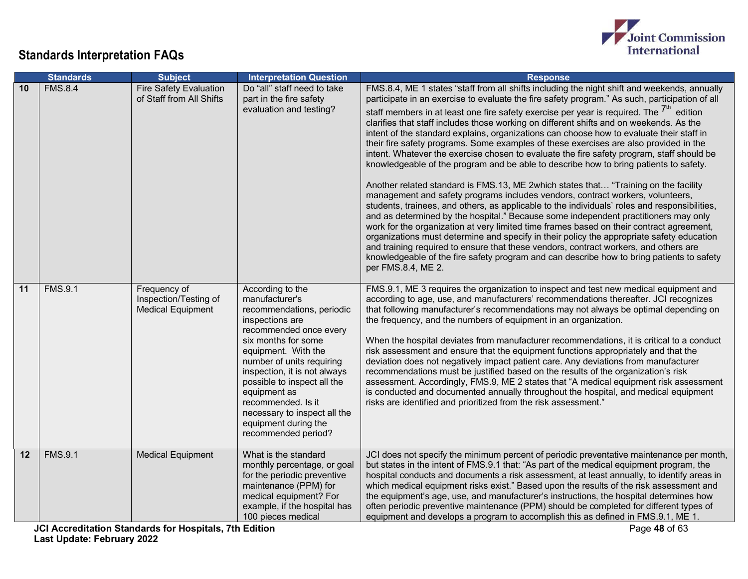## Standards Interpretation FAQs

| | Standards | Subject | Interpretation Question | Response |
|---|---|---|---|---|
| 10 | FMS.8.4 | Fire Safety Evaluation of Staff from All Shifts | Do "all" staff need to take part in the fire safety evaluation and testing? | FMS.8.4, ME 1 states "staff from all shifts including the night shift and weekends, annually participate in an exercise to evaluate the fire safety program." As such, participation of all staff members in at least one fire safety exercise per year is required. The 7th edition clarifies that staff includes those working on different shifts and on weekends. As the intent of the standard explains, organizations can choose how to evaluate their staff in their fire safety programs. Some examples of these exercises are also provided in the intent. Whatever the exercise chosen to evaluate the fire safety program, staff should be knowledgeable of the program and be able to describe how to bring patients to safety.<br><br>Another related standard is FMS.13, ME 2which states that… "Training on the facility management and safety programs includes vendors, contract workers, volunteers, students, trainees, and others, as applicable to the individuals' roles and responsibilities, and as determined by the hospital." Because some independent practitioners may only work for the organization at very limited time frames based on their contract agreement, organizations must determine and specify in their policy the appropriate safety education and training required to ensure that these vendors, contract workers, and others are knowledgeable of the fire safety program and can describe how to bring patients to safety per FMS.8.4, ME 2. |
| 11 | FMS.9.1 | Frequency of Inspection/Testing of Medical Equipment | According to the manufacturer's recommendations, periodic inspections are recommended once every six months for some equipment. With the number of units requiring inspection, it is not always possible to inspect all the equipment as recommended. Is it necessary to inspect all the equipment during the recommended period? | FMS.9.1, ME 3 requires the organization to inspect and test new medical equipment and according to age, use, and manufacturers' recommendations thereafter. JCI recognizes that following manufacturer's recommendations may not always be optimal depending on the frequency, and the numbers of equipment in an organization.<br><br>When the hospital deviates from manufacturer recommendations, it is critical to a conduct risk assessment and ensure that the equipment functions appropriately and that the deviation does not negatively impact patient care. Any deviations from manufacturer recommendations must be justified based on the results of the organization's risk assessment. Accordingly, FMS.9, ME 2 states that "A medical equipment risk assessment is conducted and documented annually throughout the hospital, and medical equipment risks are identified and prioritized from the risk assessment." |
| 12 | FMS.9.1 | Medical Equipment | What is the standard monthly percentage, or goal for the periodic preventive maintenance (PPM) for medical equipment? For example, if the hospital has 100 pieces medical | JCI does not specify the minimum percent of periodic preventative maintenance per month, but states in the intent of FMS.9.1 that: "As part of the medical equipment program, the hospital conducts and documents a risk assessment, at least annually, to identify areas in which medical equipment risks exist." Based upon the results of the risk assessment and the equipment's age, use, and manufacturer's instructions, the hospital determines how often periodic preventive maintenance (PPM) should be completed for different types of equipment and develops a program to accomplish this as defined in FMS.9.1, ME 1. |

**JCI Accreditation Standards for Hospitals, 7th Edition**
**Last Update: February 2022**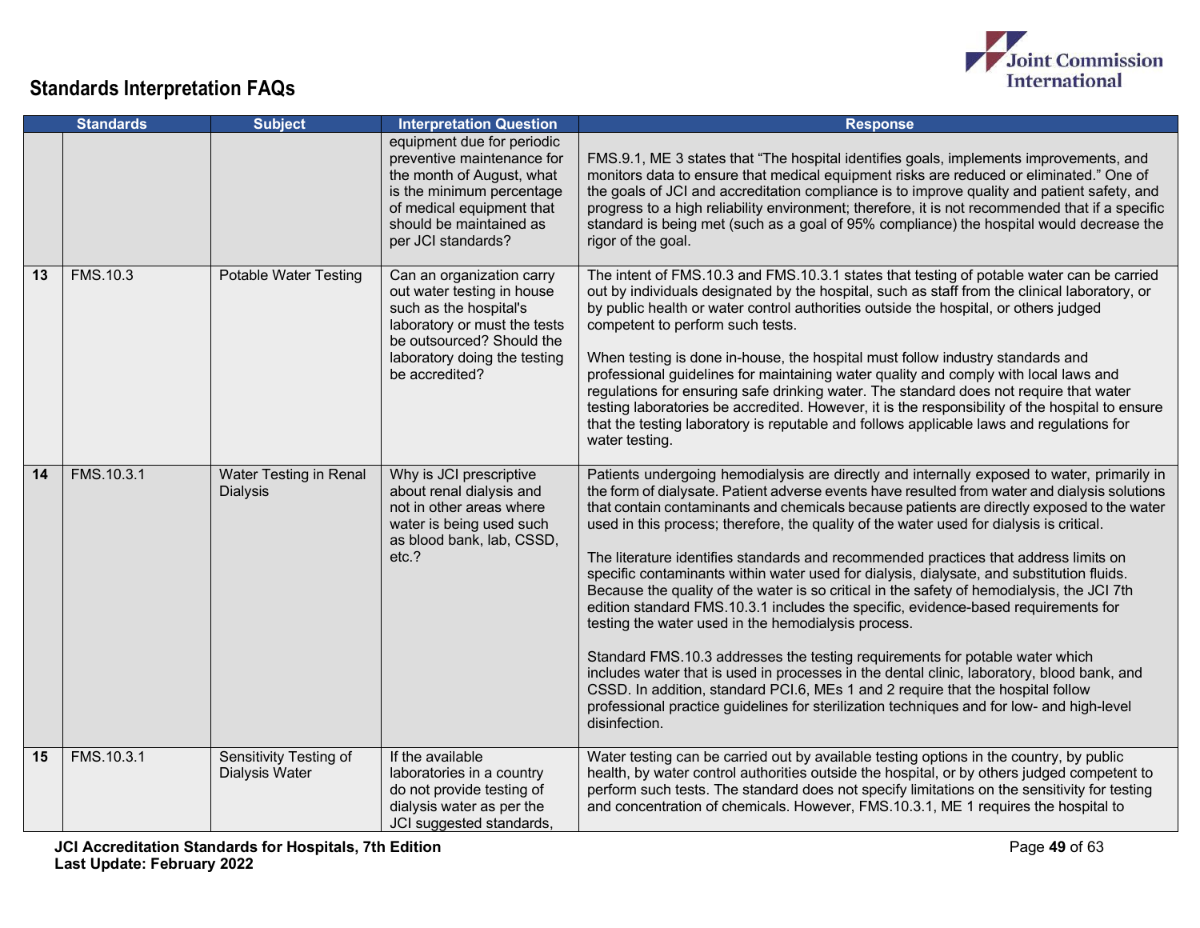## Standards Interpretation FAQs

| | Standards | Subject | Interpretation Question | Response |
|---|---|---|---|---|
| | | | equipment due for periodic preventive maintenance for the month of August, what is the minimum percentage of medical equipment that should be maintained as per JCI standards? | FMS.9.1, ME 3 states that "The hospital identifies goals, implements improvements, and monitors data to ensure that medical equipment risks are reduced or eliminated." One of the goals of JCI and accreditation compliance is to improve quality and patient safety, and progress to a high reliability environment; therefore, it is not recommended that if a specific standard is being met (such as a goal of 95% compliance) the hospital would decrease the rigor of the goal. |
| 13 | FMS.10.3 | Potable Water Testing | Can an organization carry out water testing in house such as the hospital's laboratory or must the tests be outsourced? Should the laboratory doing the testing be accredited? | The intent of FMS.10.3 and FMS.10.3.1 states that testing of potable water can be carried out by individuals designated by the hospital, such as staff from the clinical laboratory, or by public health or water control authorities outside the hospital, or others judged competent to perform such tests.<br><br>When testing is done in-house, the hospital must follow industry standards and professional guidelines for maintaining water quality and comply with local laws and regulations for ensuring safe drinking water. The standard does not require that water testing laboratories be accredited. However, it is the responsibility of the hospital to ensure that the testing laboratory is reputable and follows applicable laws and regulations for water testing. |
| 14 | FMS.10.3.1 | Water Testing in Renal Dialysis | Why is JCI prescriptive about renal dialysis and not in other areas where water is being used such as blood bank, lab, CSSD, etc.? | Patients undergoing hemodialysis are directly and internally exposed to water, primarily in the form of dialysate. Patient adverse events have resulted from water and dialysis solutions that contain contaminants and chemicals because patients are directly exposed to the water used in this process; therefore, the quality of the water used for dialysis is critical.<br><br>The literature identifies standards and recommended practices that address limits on specific contaminants within water used for dialysis, dialysate, and substitution fluids. Because the quality of the water is so critical in the safety of hemodialysis, the JCI 7th edition standard FMS.10.3.1 includes the specific, evidence-based requirements for testing the water used in the hemodialysis process.<br><br>Standard FMS.10.3 addresses the testing requirements for potable water which includes water that is used in processes in the dental clinic, laboratory, blood bank, and CSSD. In addition, standard PCI.6, MEs 1 and 2 require that the hospital follow professional practice guidelines for sterilization techniques and for low- and high-level disinfection. |
| 15 | FMS.10.3.1 | Sensitivity Testing of Dialysis Water | If the available laboratories in a country do not provide testing of dialysis water as per the JCI suggested standards, | Water testing can be carried out by available testing options in the country, by public health, by water control authorities outside the hospital, or by others judged competent to perform such tests. The standard does not specify limitations on the sensitivity for testing and concentration of chemicals. However, FMS.10.3.1, ME 1 requires the hospital to |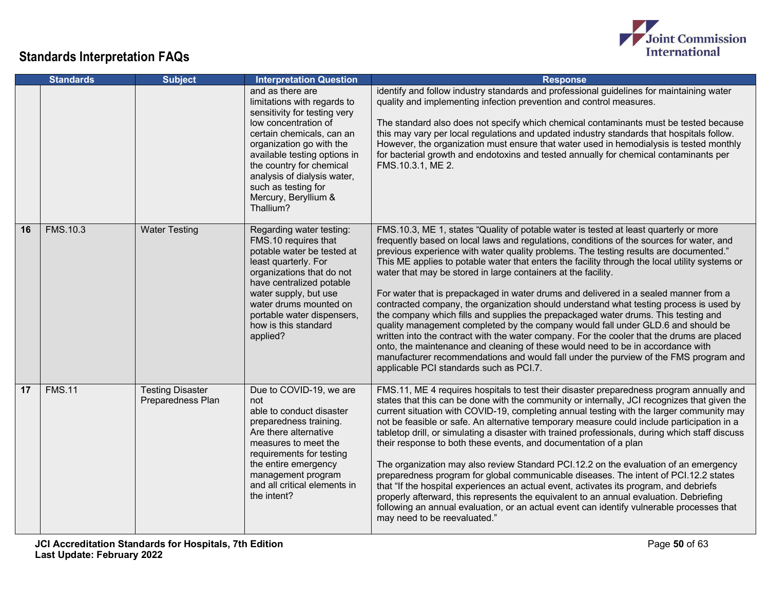## Standards Interpretation FAQs

| | Standards | Subject | Interpretation Question | Response |
|---|---|---|---|---|
| | | | and as there are limitations with regards to sensitivity for testing very low concentration of certain chemicals, can an organization go with the available testing options in the country for chemical analysis of dialysis water, such as testing for Mercury, Beryllium & Thallium? | identify and follow industry standards and professional guidelines for maintaining water quality and implementing infection prevention and control measures.<br><br>The standard also does not specify which chemical contaminants must be tested because this may vary per local regulations and updated industry standards that hospitals follow. However, the organization must ensure that water used in hemodialysis is tested monthly for bacterial growth and endotoxins and tested annually for chemical contaminants per FMS.10.3.1, ME 2. |
| 16 | FMS.10.3 | Water Testing | Regarding water testing: FMS.10 requires that potable water be tested at least quarterly. For organizations that do not have centralized potable water supply, but use water drums mounted on portable water dispensers, how is this standard applied? | FMS.10.3, ME 1, states "Quality of potable water is tested at least quarterly or more frequently based on local laws and regulations, conditions of the sources for water, and previous experience with water quality problems. The testing results are documented." This ME applies to potable water that enters the facility through the local utility systems or water that may be stored in large containers at the facility.<br><br>For water that is prepackaged in water drums and delivered in a sealed manner from a contracted company, the organization should understand what testing process is used by the company which fills and supplies the prepackaged water drums. This testing and quality management completed by the company would fall under GLD.6 and should be written into the contract with the water company. For the cooler that the drums are placed onto, the maintenance and cleaning of these would need to be in accordance with manufacturer recommendations and would fall under the purview of the FMS program and applicable PCI standards such as PCI.7. |
| 17 | FMS.11 | Testing Disaster Preparedness Plan | Due to COVID-19, we are not able to conduct disaster preparedness training. Are there alternative measures to meet the requirements for testing the entire emergency management program and all critical elements in the intent? | FMS.11, ME 4 requires hospitals to test their disaster preparedness program annually and states that this can be done with the community or internally, JCI recognizes that given the current situation with COVID-19, completing annual testing with the larger community may not be feasible or safe. An alternative temporary measure could include participation in a tabletop drill, or simulating a disaster with trained professionals, during which staff discuss their response to both these events, and documentation of a plan<br><br>The organization may also review Standard PCI.12.2 on the evaluation of an emergency preparedness program for global communicable diseases. The intent of PCI.12.2 states that "If the hospital experiences an actual event, activates its program, and debriefs properly afterward, this represents the equivalent to an annual evaluation. Debriefing following an annual evaluation, or an actual event can identify vulnerable processes that may need to be reevaluated." |

**JCI Accreditation Standards for Hospitals, 7th Edition**
**Last Update: February 2022**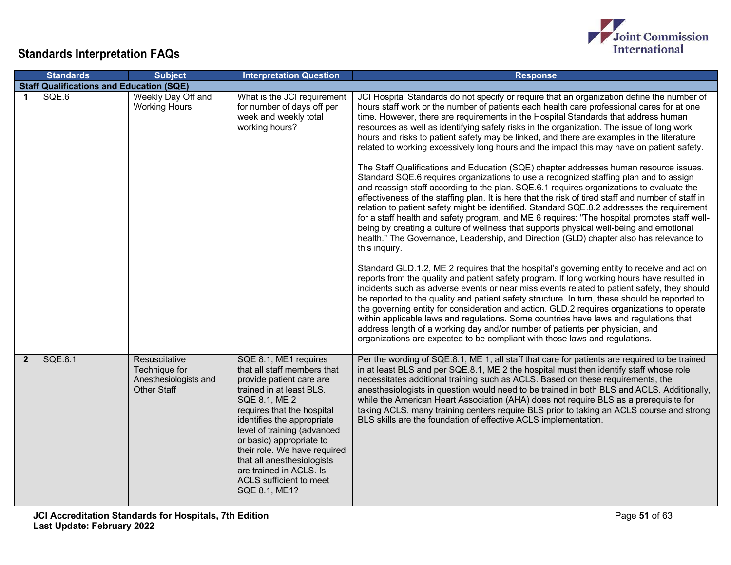## Standards Interpretation FAQs

| | Standards | Subject | Interpretation Question | Response |
|---|---|---|---|---|
| **Staff Qualifications and Education (SQE)** | | | | |
| **1** | SQE.6 | Weekly Day Off and Working Hours | What is the JCI requirement for number of days off per week and weekly total working hours? | JCI Hospital Standards do not specify or require that an organization define the number of hours staff work or the number of patients each health care professional cares for at one time. However, there are requirements in the Hospital Standards that address human resources as well as identifying safety risks in the organization. The issue of long work hours and risks to patient safety may be linked, and there are examples in the literature related to working excessively long hours and the impact this may have on patient safety.<br><br>The Staff Qualifications and Education (SQE) chapter addresses human resource issues. Standard SQE.6 requires organizations to use a recognized staffing plan and to assign and reassign staff according to the plan. SQE.6.1 requires organizations to evaluate the effectiveness of the staffing plan. It is here that the risk of tired staff and number of staff in relation to patient safety might be identified. Standard SQE.8.2 addresses the requirement for a staff health and safety program, and ME 6 requires: "The hospital promotes staff well-being by creating a culture of wellness that supports physical well-being and emotional health." The Governance, Leadership, and Direction (GLD) chapter also has relevance to this inquiry.<br><br>Standard GLD.1.2, ME 2 requires that the hospital's governing entity to receive and act on reports from the quality and patient safety program. If long working hours have resulted in incidents such as adverse events or near miss events related to patient safety, they should be reported to the quality and patient safety structure. In turn, these should be reported to the governing entity for consideration and action. GLD.2 requires organizations to operate within applicable laws and regulations. Some countries have laws and regulations that address length of a working day and/or number of patients per physician, and organizations are expected to be compliant with those laws and regulations. |
| **2** | SQE.8.1 | Resuscitative Technique for Anesthesiologists and Other Staff | SQE 8.1, ME1 requires that all staff members that provide patient care are trained in at least BLS. SQE 8.1, ME 2 requires that the hospital identifies the appropriate level of training (advanced or basic) appropriate to their role. We have required that all anesthesiologists are trained in ACLS. Is ACLS sufficient to meet SQE 8.1, ME1? | Per the wording of SQE.8.1, ME 1, all staff that care for patients are required to be trained in at least BLS and per SQE.8.1, ME 2 the hospital must then identify staff whose role necessitates additional training such as ACLS. Based on these requirements, the anesthesiologists in question would need to be trained in both BLS and ACLS. Additionally, while the American Heart Association (AHA) does not require BLS as a prerequisite for taking ACLS, many training centers require BLS prior to taking an ACLS course and strong BLS skills are the foundation of effective ACLS implementation. |

**JCI Accreditation Standards for Hospitals, 7th Edition**
**Last Update: February 2022**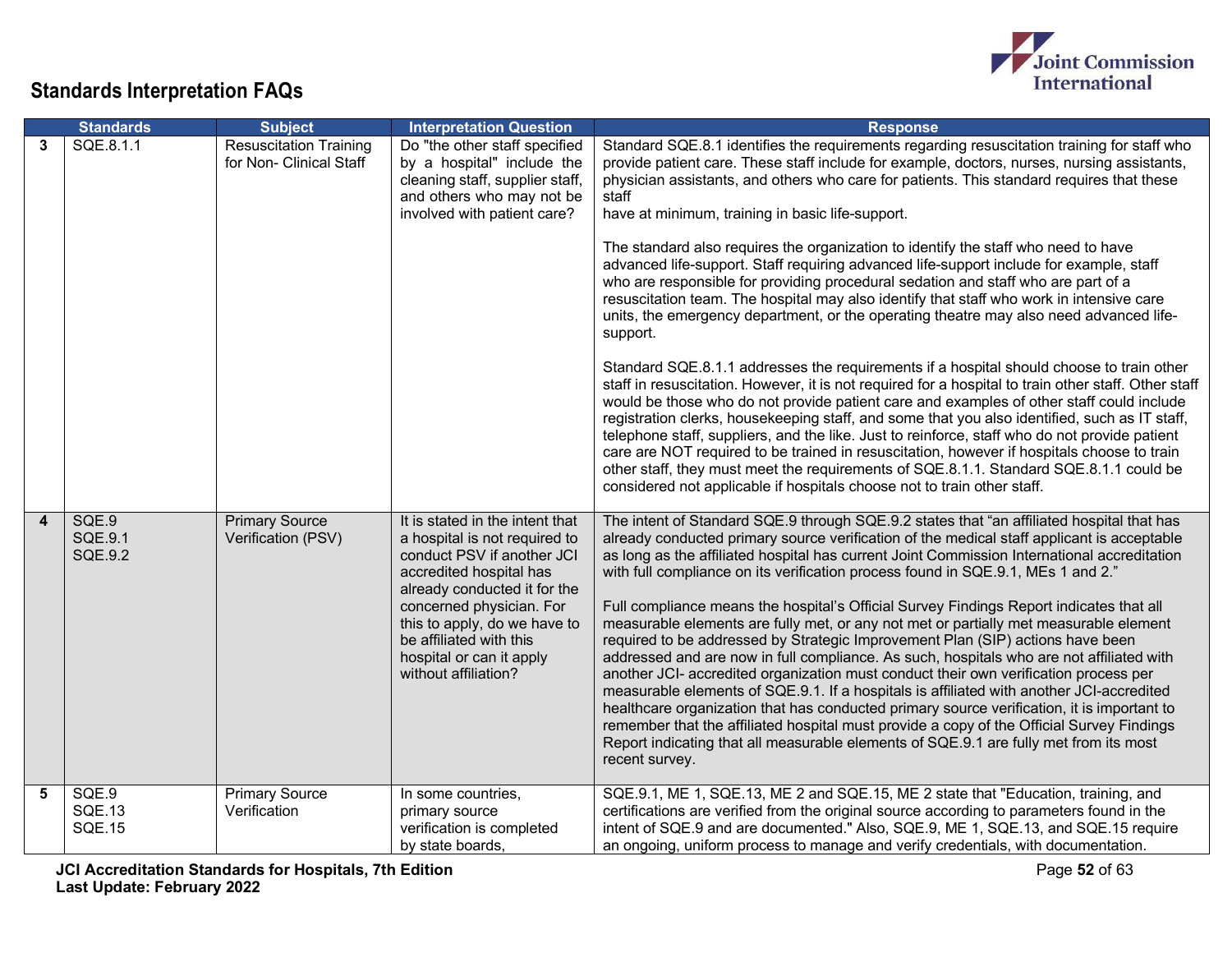## Standards Interpretation FAQs

| | Standards | Subject | Interpretation Question | Response |
|---|---|---|---|---|
| 3 | SQE.8.1.1 | Resuscitation Training for Non- Clinical Staff | Do "the other staff specified by a hospital" include the cleaning staff, supplier staff, and others who may not be involved with patient care? | Standard SQE.8.1 identifies the requirements regarding resuscitation training for staff who provide patient care. These staff include for example, doctors, nurses, nursing assistants, physician assistants, and others who care for patients. This standard requires that these staff have at minimum, training in basic life-support.<br><br>The standard also requires the organization to identify the staff who need to have advanced life-support. Staff requiring advanced life-support include for example, staff who are responsible for providing procedural sedation and staff who are part of a resuscitation team. The hospital may also identify that staff who work in intensive care units, the emergency department, or the operating theatre may also need advanced life-support.<br><br>Standard SQE.8.1.1 addresses the requirements if a hospital should choose to train other staff in resuscitation. However, it is not required for a hospital to train other staff. Other staff would be those who do not provide patient care and examples of other staff could include registration clerks, housekeeping staff, and some that you also identified, such as IT staff, telephone staff, suppliers, and the like. Just to reinforce, staff who do not provide patient care are NOT required to be trained in resuscitation, however if hospitals choose to train other staff, they must meet the requirements of SQE.8.1.1. Standard SQE.8.1.1 could be considered not applicable if hospitals choose not to train other staff. |
| 4 | SQE.9<br>SQE.9.1<br>SQE.9.2 | Primary Source Verification (PSV) | It is stated in the intent that a hospital is not required to conduct PSV if another JCI accredited hospital has already conducted it for the concerned physician. For this to apply, do we have to be affiliated with this hospital or can it apply without affiliation? | The intent of Standard SQE.9 through SQE.9.2 states that "an affiliated hospital that has already conducted primary source verification of the medical staff applicant is acceptable as long as the affiliated hospital has current Joint Commission International accreditation with full compliance on its verification process found in SQE.9.1, MEs 1 and 2."<br><br>Full compliance means the hospital's Official Survey Findings Report indicates that all measurable elements are fully met, or any not met or partially met measurable element required to be addressed by Strategic Improvement Plan (SIP) actions have been addressed and are now in full compliance. As such, hospitals who are not affiliated with another JCI- accredited organization must conduct their own verification process per measurable elements of SQE.9.1. If a hospitals is affiliated with another JCI-accredited healthcare organization that has conducted primary source verification, it is important to remember that the affiliated hospital must provide a copy of the Official Survey Findings Report indicating that all measurable elements of SQE.9.1 are fully met from its most recent survey. |
| 5 | SQE.9<br>SQE.13<br>SQE.15 | Primary Source Verification | In some countries, primary source verification is completed by state boards, | SQE.9.1, ME 1, SQE.13, ME 2 and SQE.15, ME 2 state that "Education, training, and certifications are verified from the original source according to parameters found in the intent of SQE.9 and are documented." Also, SQE.9, ME 1, SQE.13, and SQE.15 require an ongoing, uniform process to manage and verify credentials, with documentation. |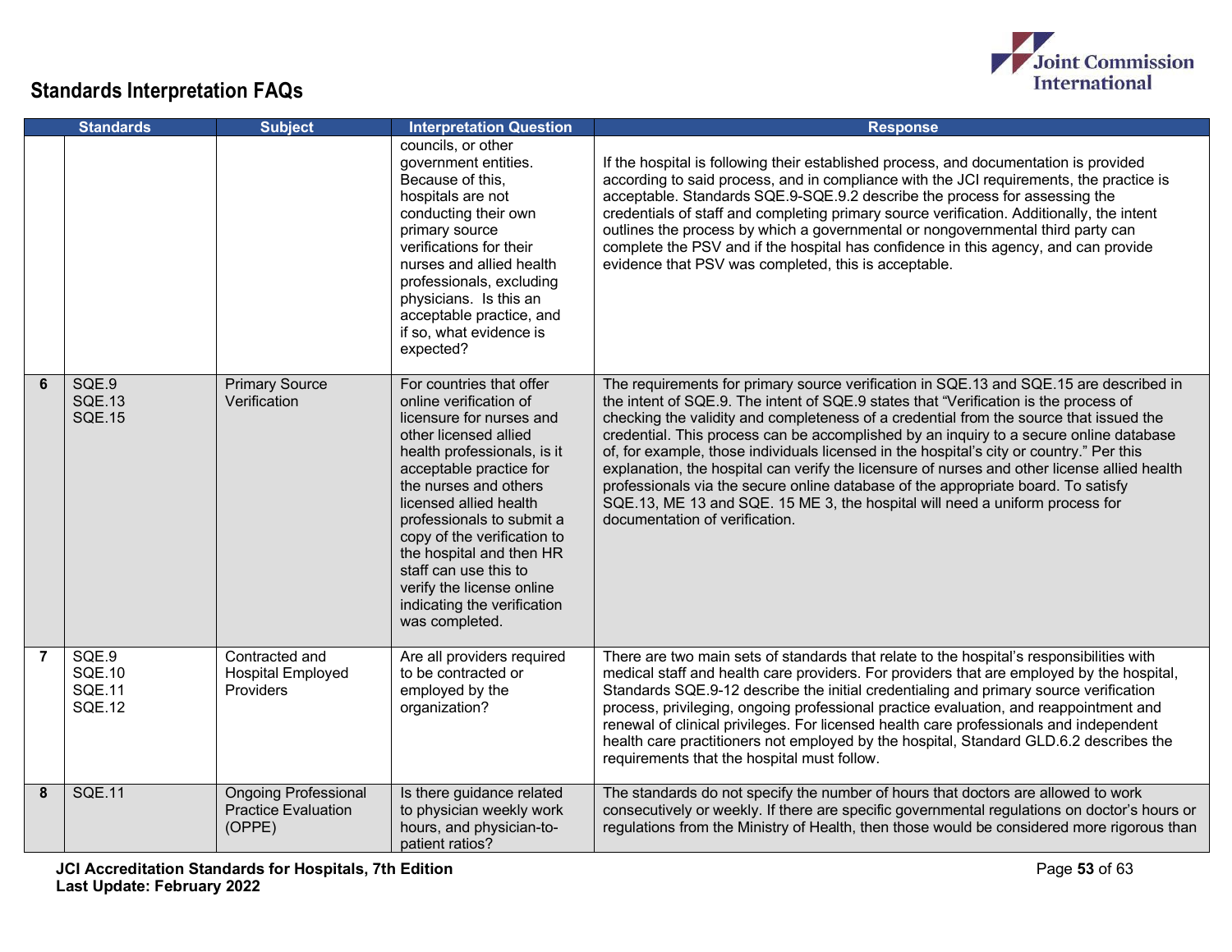## Standards Interpretation FAQs

| | Standards | Subject | Interpretation Question | Response |
|---|---|---|---|---|
| | | | councils, or other government entities. Because of this, hospitals are not conducting their own primary source verifications for their nurses and allied health professionals, excluding physicians. Is this an acceptable practice, and if so, what evidence is expected? | If the hospital is following their established process, and documentation is provided according to said process, and in compliance with the JCI requirements, the practice is acceptable. Standards SQE.9-SQE.9.2 describe the process for assessing the credentials of staff and completing primary source verification. Additionally, the intent outlines the process by which a governmental or nongovernmental third party can complete the PSV and if the hospital has confidence in this agency, and can provide evidence that PSV was completed, this is acceptable. |
| 6 | SQE.9<br>SQE.13<br>SQE.15 | Primary Source Verification | For countries that offer online verification of licensure for nurses and other licensed allied health professionals, is it acceptable practice for the nurses and others licensed allied health professionals to submit a copy of the verification to the hospital and then HR staff can use this to verify the license online indicating the verification was completed. | The requirements for primary source verification in SQE.13 and SQE.15 are described in the intent of SQE.9. The intent of SQE.9 states that "Verification is the process of checking the validity and completeness of a credential from the source that issued the credential. This process can be accomplished by an inquiry to a secure online database of, for example, those individuals licensed in the hospital's city or country." Per this explanation, the hospital can verify the licensure of nurses and other license allied health professionals via the secure online database of the appropriate board. To satisfy SQE.13, ME 13 and SQE. 15 ME 3, the hospital will need a uniform process for documentation of verification. |
| 7 | SQE.9<br>SQE.10<br>SQE.11<br>SQE.12 | Contracted and Hospital Employed Providers | Are all providers required to be contracted or employed by the organization? | There are two main sets of standards that relate to the hospital's responsibilities with medical staff and health care providers. For providers that are employed by the hospital, Standards SQE.9-12 describe the initial credentialing and primary source verification process, privileging, ongoing professional practice evaluation, and reappointment and renewal of clinical privileges. For licensed health care professionals and independent health care practitioners not employed by the hospital, Standard GLD.6.2 describes the requirements that the hospital must follow. |
| 8 | SQE.11 | Ongoing Professional Practice Evaluation (OPPE) | Is there guidance related to physician weekly work hours, and physician-to-patient ratios? | The standards do not specify the number of hours that doctors are allowed to work consecutively or weekly. If there are specific governmental regulations on doctor's hours or regulations from the Ministry of Health, then those would be considered more rigorous than |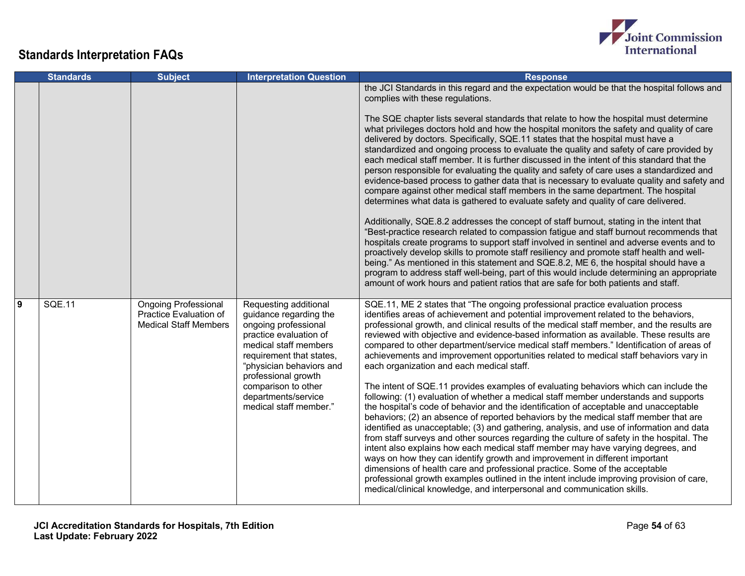## Standards Interpretation FAQs

| | Standards | Subject | Interpretation Question | Response |
|---|---|---|---|---|
| | | | | the JCI Standards in this regard and the expectation would be that the hospital follows and complies with these regulations.<br><br>The SQE chapter lists several standards that relate to how the hospital must determine what privileges doctors hold and how the hospital monitors the safety and quality of care delivered by doctors. Specifically, SQE.11 states that the hospital must have a standardized and ongoing process to evaluate the quality and safety of care provided by each medical staff member. It is further discussed in the intent of this standard that the person responsible for evaluating the quality and safety of care uses a standardized and evidence-based process to gather data that is necessary to evaluate quality and safety and compare against other medical staff members in the same department. The hospital determines what data is gathered to evaluate safety and quality of care delivered.<br><br>Additionally, SQE.8.2 addresses the concept of staff burnout, stating in the intent that "Best-practice research related to compassion fatigue and staff burnout recommends that hospitals create programs to support staff involved in sentinel and adverse events and to proactively develop skills to promote staff resiliency and promote staff health and well-being." As mentioned in this statement and SQE.8.2, ME 6, the hospital should have a program to address staff well-being, part of this would include determining an appropriate amount of work hours and patient ratios that are safe for both patients and staff. |
| 9 | SQE.11 | Ongoing Professional Practice Evaluation of Medical Staff Members | Requesting additional guidance regarding the ongoing professional practice evaluation of medical staff members requirement that states, "physician behaviors and professional growth comparison to other departments/service medical staff member." | SQE.11, ME 2 states that "The ongoing professional practice evaluation process identifies areas of achievement and potential improvement related to the behaviors, professional growth, and clinical results of the medical staff member, and the results are reviewed with objective and evidence-based information as available. These results are compared to other department/service medical staff members." Identification of areas of achievements and improvement opportunities related to medical staff behaviors vary in each organization and each medical staff.<br><br>The intent of SQE.11 provides examples of evaluating behaviors which can include the following: (1) evaluation of whether a medical staff member understands and supports the hospital's code of behavior and the identification of acceptable and unacceptable behaviors; (2) an absence of reported behaviors by the medical staff member that are identified as unacceptable; (3) and gathering, analysis, and use of information and data from staff surveys and other sources regarding the culture of safety in the hospital. The intent also explains how each medical staff member may have varying degrees, and ways on how they can identify growth and improvement in different important dimensions of health care and professional practice. Some of the acceptable professional growth examples outlined in the intent include improving provision of care, medical/clinical knowledge, and interpersonal and communication skills. |

**JCI Accreditation Standards for Hospitals, 7th Edition**
**Last Update: February 2022**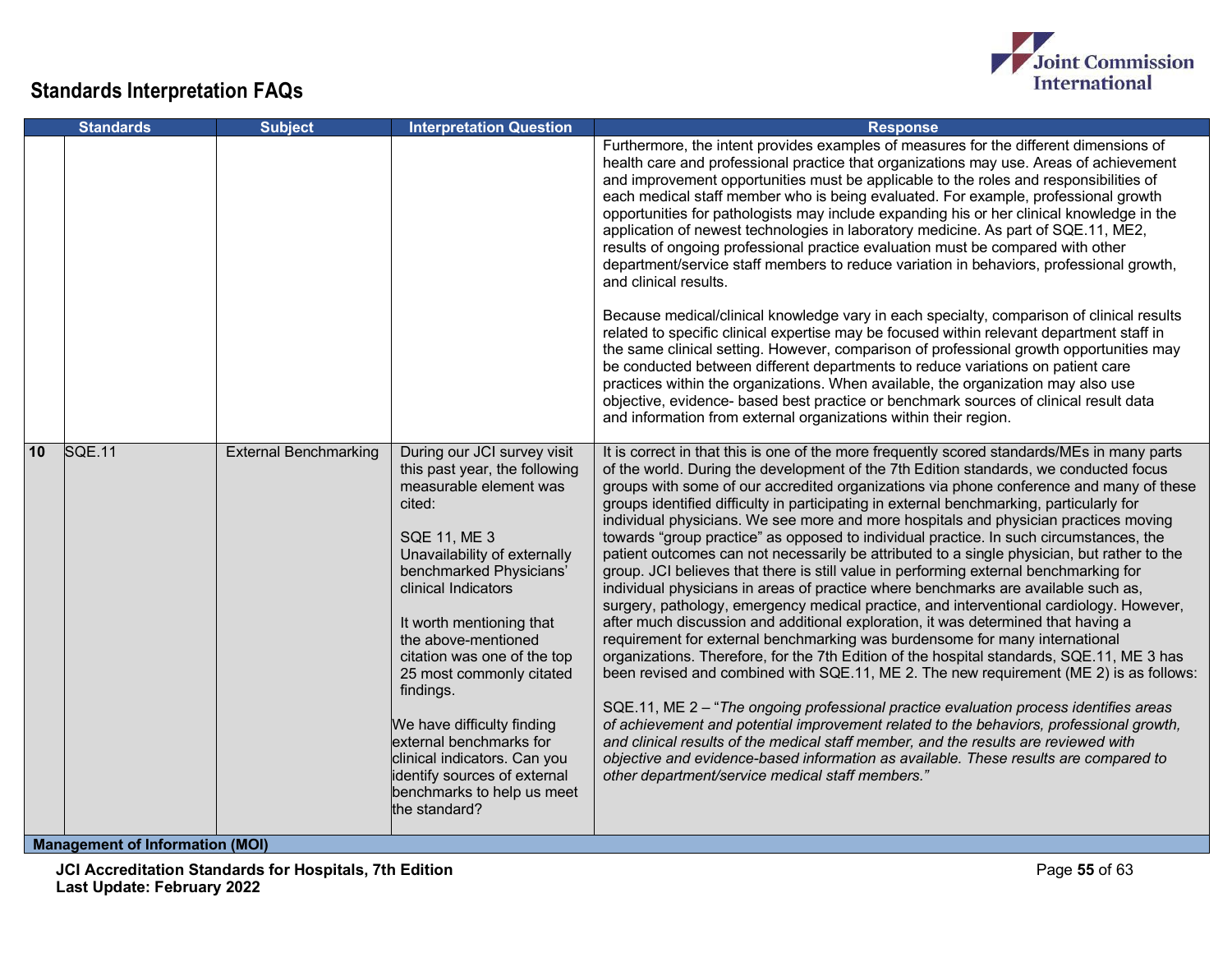## Standards Interpretation FAQs

| | Standards | Subject | Interpretation Question | Response |
|---|---|---|---|---|
| | | | | Furthermore, the intent provides examples of measures for the different dimensions of health care and professional practice that organizations may use. Areas of achievement and improvement opportunities must be applicable to the roles and responsibilities of each medical staff member who is being evaluated. For example, professional growth opportunities for pathologists may include expanding his or her clinical knowledge in the application of newest technologies in laboratory medicine. As part of SQE.11, ME2, results of ongoing professional practice evaluation must be compared with other department/service staff members to reduce variation in behaviors, professional growth, and clinical results.<br><br>Because medical/clinical knowledge vary in each specialty, comparison of clinical results related to specific clinical expertise may be focused within relevant department staff in the same clinical setting. However, comparison of professional growth opportunities may be conducted between different departments to reduce variations on patient care practices within the organizations. When available, the organization may also use objective, evidence- based best practice or benchmark sources of clinical result data and information from external organizations within their region. |
| 10 | SQE.11 | External Benchmarking | During our JCI survey visit this past year, the following measurable element was cited:<br><br>SQE 11, ME 3<br>Unavailability of externally benchmarked Physicians' clinical Indicators<br><br>It worth mentioning that the above-mentioned citation was one of the top 25 most commonly citated findings.<br><br>We have difficulty finding external benchmarks for clinical indicators. Can you identify sources of external benchmarks to help us meet the standard? | It is correct in that this is one of the more frequently scored standards/MEs in many parts of the world. During the development of the 7th Edition standards, we conducted focus groups with some of our accredited organizations via phone conference and many of these groups identified difficulty in participating in external benchmarking, particularly for individual physicians. We see more and more hospitals and physician practices moving towards "group practice" as opposed to individual practice. In such circumstances, the patient outcomes can not necessarily be attributed to a single physician, but rather to the group. JCI believes that there is still value in performing external benchmarking for individual physicians in areas of practice where benchmarks are available such as, surgery, pathology, emergency medical practice, and interventional cardiology. However, after much discussion and additional exploration, it was determined that having a requirement for external benchmarking was burdensome for many international organizations. Therefore, for the 7th Edition of the hospital standards, SQE.11, ME 3 has been revised and combined with SQE.11, ME 2. The new requirement (ME 2) is as follows:<br><br>SQE.11, ME 2 – "*The ongoing professional practice evaluation process identifies areas of achievement and potential improvement related to the behaviors, professional growth, and clinical results of the medical staff member, and the results are reviewed with objective and evidence-based information as available. These results are compared to other department/service medical staff members.*" |
| **Management of Information (MOI)** | | | | |

**JCI Accreditation Standards for Hospitals, 7th Edition**
**Last Update: February 2022**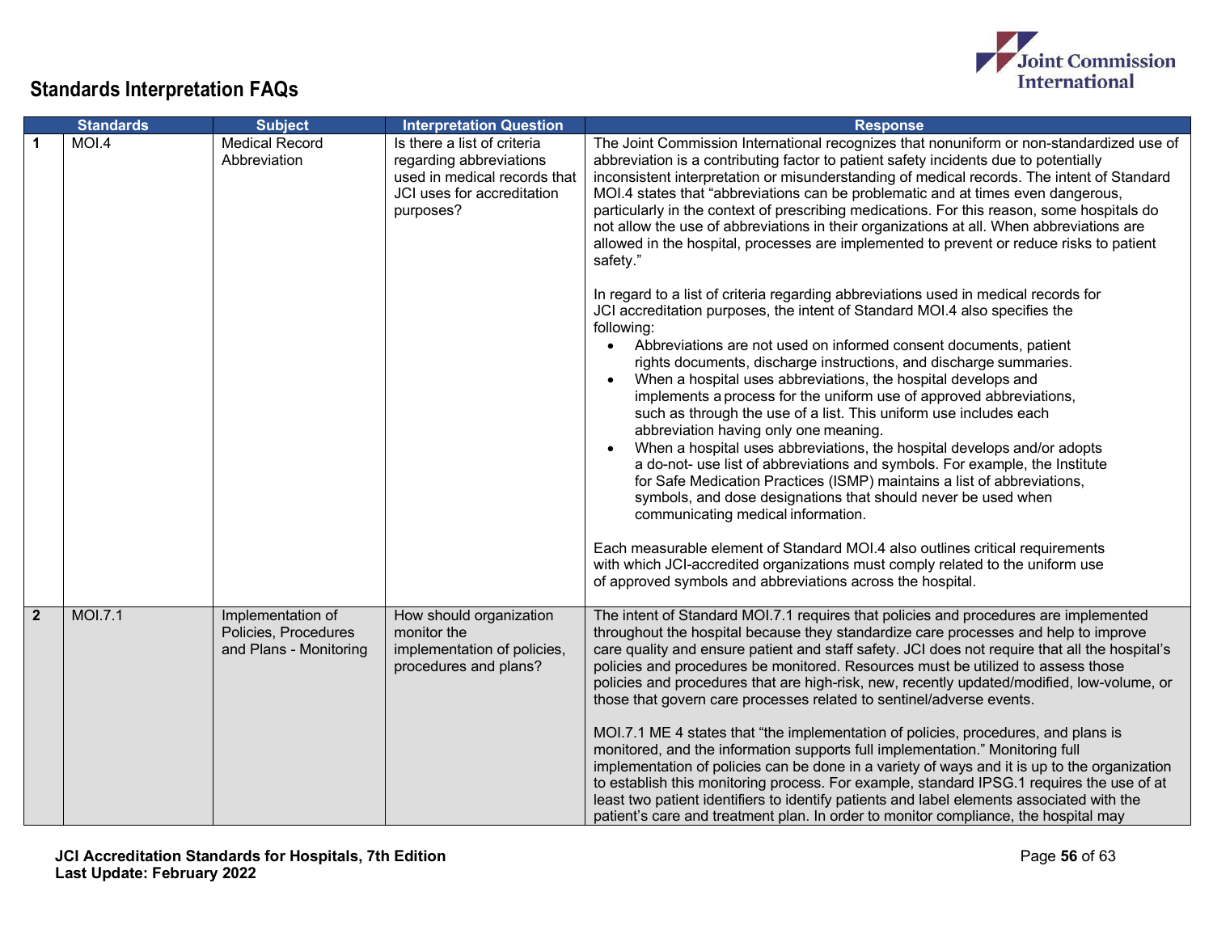## Standards Interpretation FAQs

| | Standards | Subject | Interpretation Question | Response |
|---|---|---|---|---|
| **1** | MOI.4 | Medical Record Abbreviation | Is there a list of criteria regarding abbreviations used in medical records that JCI uses for accreditation purposes? | The Joint Commission International recognizes that nonuniform or non-standardized use of abbreviation is a contributing factor to patient safety incidents due to potentially inconsistent interpretation or misunderstanding of medical records. The intent of Standard MOI.4 states that "abbreviations can be problematic and at times even dangerous, particularly in the context of prescribing medications. For this reason, some hospitals do not allow the use of abbreviations in their organizations at all. When abbreviations are allowed in the hospital, processes are implemented to prevent or reduce risks to patient safety."<br><br>In regard to a list of criteria regarding abbreviations used in medical records for JCI accreditation purposes, the intent of Standard MOI.4 also specifies the following:<br>• Abbreviations are not used on informed consent documents, patient rights documents, discharge instructions, and discharge summaries.<br>• When a hospital uses abbreviations, the hospital develops and implements a process for the uniform use of approved abbreviations, such as through the use of a list. This uniform use includes each abbreviation having only one meaning.<br>• When a hospital uses abbreviations, the hospital develops and/or adopts a do-not- use list of abbreviations and symbols. For example, the Institute for Safe Medication Practices (ISMP) maintains a list of abbreviations, symbols, and dose designations that should never be used when communicating medical information.<br><br>Each measurable element of Standard MOI.4 also outlines critical requirements with which JCI-accredited organizations must comply related to the uniform use of approved symbols and abbreviations across the hospital. |
| **2** | MOI.7.1 | Implementation of Policies, Procedures and Plans - Monitoring | How should organization monitor the implementation of policies, procedures and plans? | The intent of Standard MOI.7.1 requires that policies and procedures are implemented throughout the hospital because they standardize care processes and help to improve care quality and ensure patient and staff safety. JCI does not require that all the hospital's policies and procedures be monitored. Resources must be utilized to assess those policies and procedures that are high-risk, new, recently updated/modified, low-volume, or those that govern care processes related to sentinel/adverse events.<br><br>MOI.7.1 ME 4 states that "the implementation of policies, procedures, and plans is monitored, and the information supports full implementation." Monitoring full implementation of policies can be done in a variety of ways and it is up to the organization to establish this monitoring process. For example, standard IPSG.1 requires the use of at least two patient identifiers to identify patients and label elements associated with the patient's care and treatment plan. In order to monitor compliance, the hospital may |

JCI Accreditation Standards for Hospitals, 7th Edition
Last Update: February 2022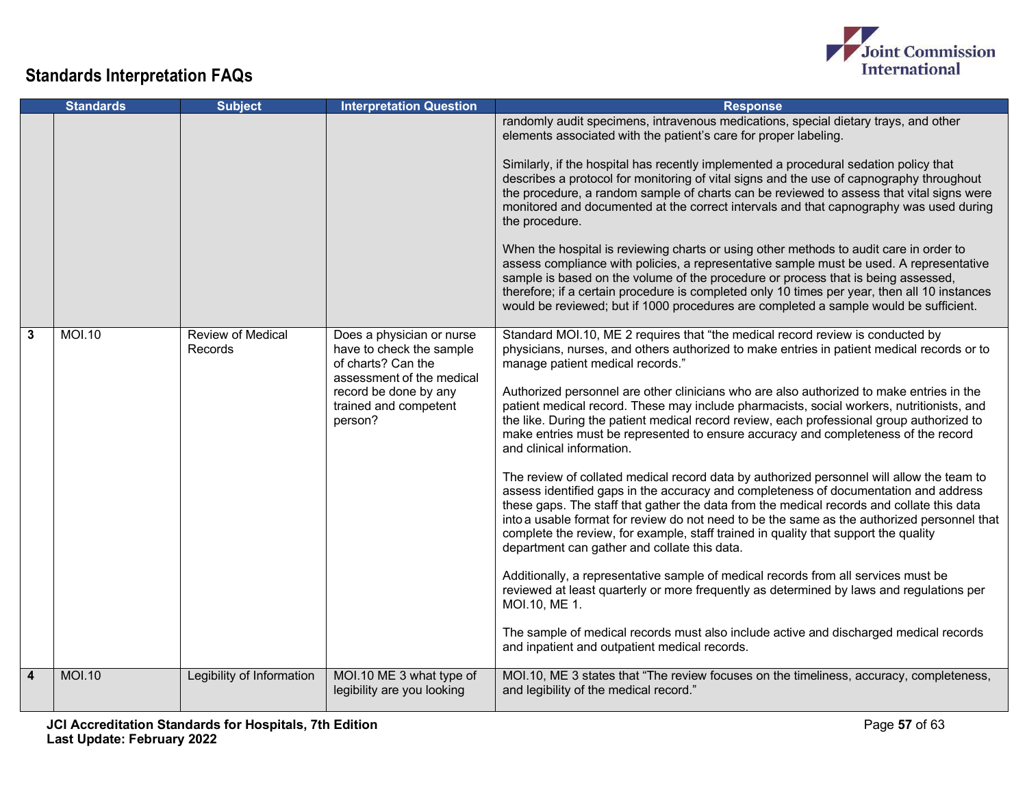## Standards Interpretation FAQs

| | Standards | Subject | Interpretation Question | Response |
|---|---|---|---|---|
| | | | | randomly audit specimens, intravenous medications, special dietary trays, and other elements associated with the patient's care for proper labeling.<br><br>Similarly, if the hospital has recently implemented a procedural sedation policy that describes a protocol for monitoring of vital signs and the use of capnography throughout the procedure, a random sample of charts can be reviewed to assess that vital signs were monitored and documented at the correct intervals and that capnography was used during the procedure.<br><br>When the hospital is reviewing charts or using other methods to audit care in order to assess compliance with policies, a representative sample must be used. A representative sample is based on the volume of the procedure or process that is being assessed, therefore; if a certain procedure is completed only 10 times per year, then all 10 instances would be reviewed; but if 1000 procedures are completed a sample would be sufficient. |
| 3 | MOI.10 | Review of Medical Records | Does a physician or nurse have to check the sample of charts? Can the assessment of the medical record be done by any trained and competent person? | Standard MOI.10, ME 2 requires that "the medical record review is conducted by physicians, nurses, and others authorized to make entries in patient medical records or to manage patient medical records."<br><br>Authorized personnel are other clinicians who are also authorized to make entries in the patient medical record. These may include pharmacists, social workers, nutritionists, and the like. During the patient medical record review, each professional group authorized to make entries must be represented to ensure accuracy and completeness of the record and clinical information.<br><br>The review of collated medical record data by authorized personnel will allow the team to assess identified gaps in the accuracy and completeness of documentation and address these gaps. The staff that gather the data from the medical records and collate this data into a usable format for review do not need to be the same as the authorized personnel that complete the review, for example, staff trained in quality that support the quality department can gather and collate this data.<br><br>Additionally, a representative sample of medical records from all services must be reviewed at least quarterly or more frequently as determined by laws and regulations per MOI.10, ME 1.<br><br>The sample of medical records must also include active and discharged medical records and inpatient and outpatient medical records. |
| 4 | MOI.10 | Legibility of Information | MOI.10 ME 3 what type of legibility are you looking | MOI.10, ME 3 states that "The review focuses on the timeliness, accuracy, completeness, and legibility of the medical record." |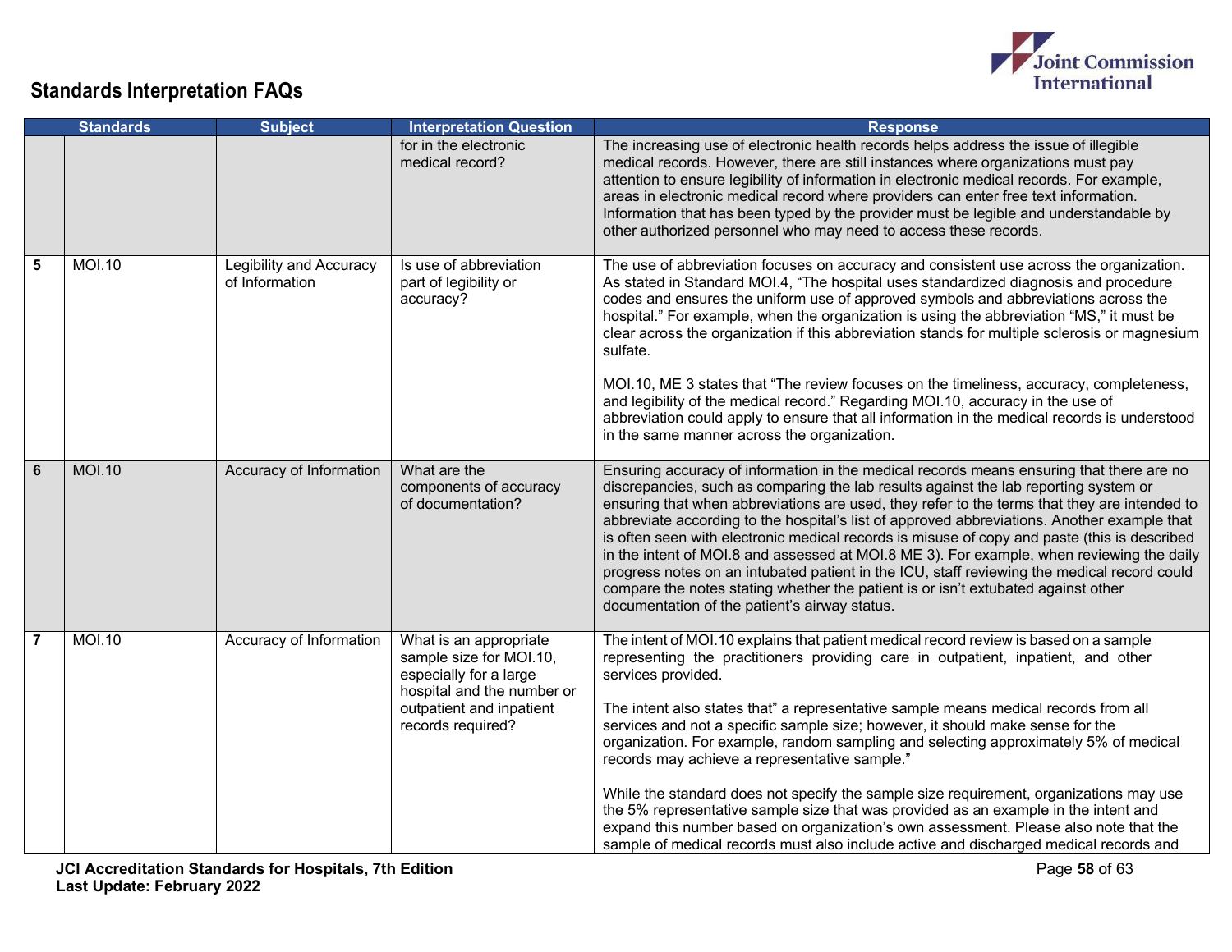## Standards Interpretation FAQs

| | Standards | Subject | Interpretation Question | Response |
|---|---|---|---|---|
| | | | for in the electronic medical record? | The increasing use of electronic health records helps address the issue of illegible medical records. However, there are still instances where organizations must pay attention to ensure legibility of information in electronic medical records. For example, areas in electronic medical record where providers can enter free text information. Information that has been typed by the provider must be legible and understandable by other authorized personnel who may need to access these records. |
| **5** | MOI.10 | Legibility and Accuracy of Information | Is use of abbreviation part of legibility or accuracy? | The use of abbreviation focuses on accuracy and consistent use across the organization. As stated in Standard MOI.4, "The hospital uses standardized diagnosis and procedure codes and ensures the uniform use of approved symbols and abbreviations across the hospital." For example, when the organization is using the abbreviation "MS," it must be clear across the organization if this abbreviation stands for multiple sclerosis or magnesium sulfate.<br><br>MOI.10, ME 3 states that "The review focuses on the timeliness, accuracy, completeness, and legibility of the medical record." Regarding MOI.10, accuracy in the use of abbreviation could apply to ensure that all information in the medical records is understood in the same manner across the organization. |
| **6** | MOI.10 | Accuracy of Information | What are the components of accuracy of documentation? | Ensuring accuracy of information in the medical records means ensuring that there are no discrepancies, such as comparing the lab results against the lab reporting system or ensuring that when abbreviations are used, they refer to the terms that they are intended to abbreviate according to the hospital's list of approved abbreviations. Another example that is often seen with electronic medical records is misuse of copy and paste (this is described in the intent of MOI.8 and assessed at MOI.8 ME 3). For example, when reviewing the daily progress notes on an intubated patient in the ICU, staff reviewing the medical record could compare the notes stating whether the patient is or isn't extubated against other documentation of the patient's airway status. |
| **7** | MOI.10 | Accuracy of Information | What is an appropriate sample size for MOI.10, especially for a large hospital and the number or outpatient and inpatient records required? | The intent of MOI.10 explains that patient medical record review is based on a sample representing the practitioners providing care in outpatient, inpatient, and other services provided.<br><br>The intent also states that" a representative sample means medical records from all services and not a specific sample size; however, it should make sense for the organization. For example, random sampling and selecting approximately 5% of medical records may achieve a representative sample."<br><br>While the standard does not specify the sample size requirement, organizations may use the 5% representative sample size that was provided as an example in the intent and expand this number based on organization's own assessment. Please also note that the sample of medical records must also include active and discharged medical records and |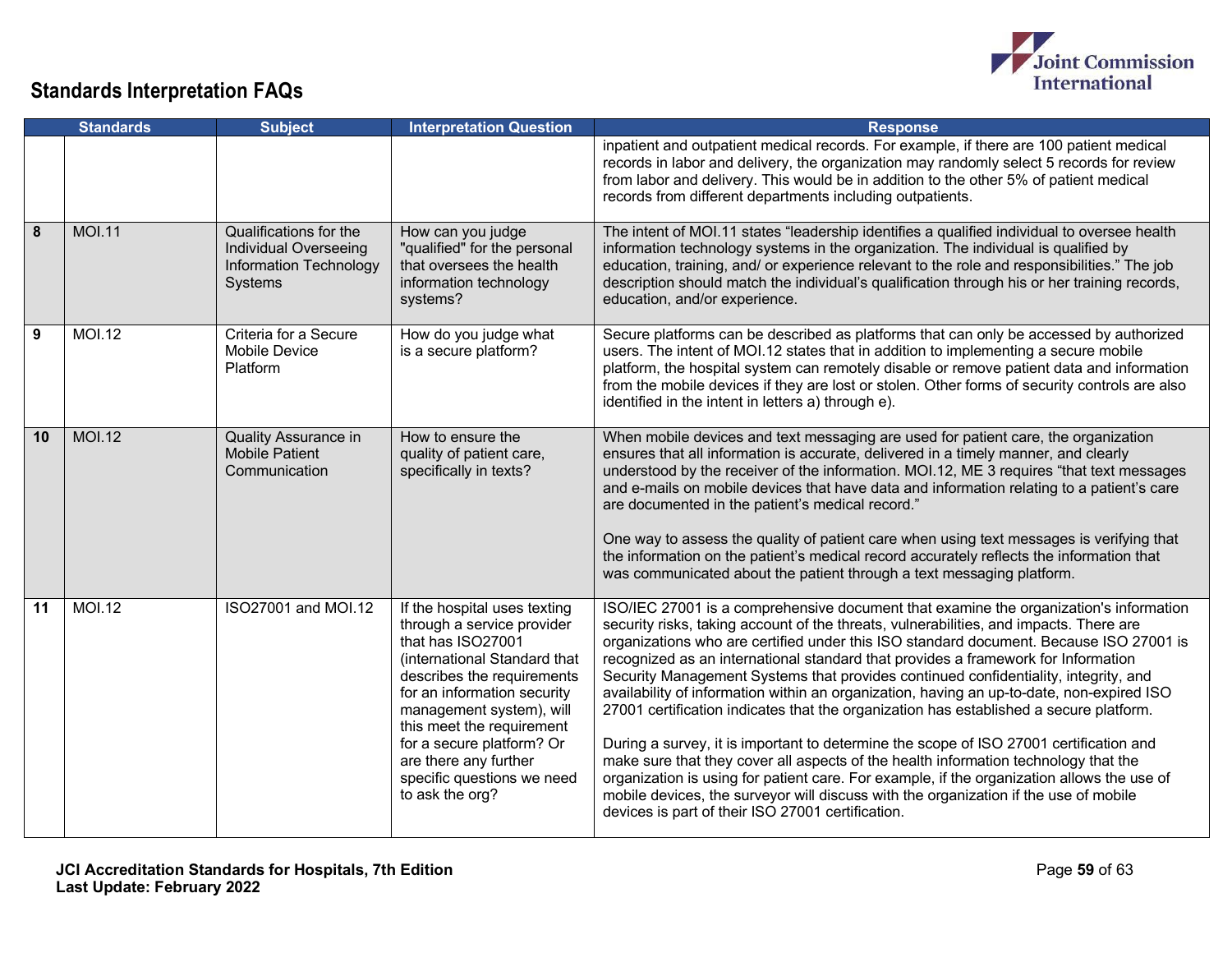## Standards Interpretation FAQs

| | Standards | Subject | Interpretation Question | Response |
|---|---|---|---|---|
| | | | | inpatient and outpatient medical records. For example, if there are 100 patient medical records in labor and delivery, the organization may randomly select 5 records for review from labor and delivery. This would be in addition to the other 5% of patient medical records from different departments including outpatients. |
| 8 | MOI.11 | Qualifications for the Individual Overseeing Information Technology Systems | How can you judge "qualified" for the personal that oversees the health information technology systems? | The intent of MOI.11 states "leadership identifies a qualified individual to oversee health information technology systems in the organization. The individual is qualified by education, training, and/ or experience relevant to the role and responsibilities." The job description should match the individual's qualification through his or her training records, education, and/or experience. |
| 9 | MOI.12 | Criteria for a Secure Mobile Device Platform | How do you judge what is a secure platform? | Secure platforms can be described as platforms that can only be accessed by authorized users. The intent of MOI.12 states that in addition to implementing a secure mobile platform, the hospital system can remotely disable or remove patient data and information from the mobile devices if they are lost or stolen. Other forms of security controls are also identified in the intent in letters a) through e). |
| 10 | MOI.12 | Quality Assurance in Mobile Patient Communication | How to ensure the quality of patient care, specifically in texts? | When mobile devices and text messaging are used for patient care, the organization ensures that all information is accurate, delivered in a timely manner, and clearly understood by the receiver of the information. MOI.12, ME 3 requires "that text messages and e-mails on mobile devices that have data and information relating to a patient's care are documented in the patient's medical record."<br><br>One way to assess the quality of patient care when using text messages is verifying that the information on the patient's medical record accurately reflects the information that was communicated about the patient through a text messaging platform. |
| 11 | MOI.12 | ISO27001 and MOI.12 | If the hospital uses texting through a service provider that has ISO27001 (international Standard that describes the requirements for an information security management system), will this meet the requirement for a secure platform? Or are there any further specific questions we need to ask the org? | ISO/IEC 27001 is a comprehensive document that examine the organization's information security risks, taking account of the threats, vulnerabilities, and impacts. There are organizations who are certified under this ISO standard document. Because ISO 27001 is recognized as an international standard that provides a framework for Information Security Management Systems that provides continued confidentiality, integrity, and availability of information within an organization, having an up-to-date, non-expired ISO 27001 certification indicates that the organization has established a secure platform.<br><br>During a survey, it is important to determine the scope of ISO 27001 certification and make sure that they cover all aspects of the health information technology that the organization is using for patient care. For example, if the organization allows the use of mobile devices, the surveyor will discuss with the organization if the use of mobile devices is part of their ISO 27001 certification. |

**JCI Accreditation Standards for Hospitals, 7th Edition**
**Last Update: February 2022**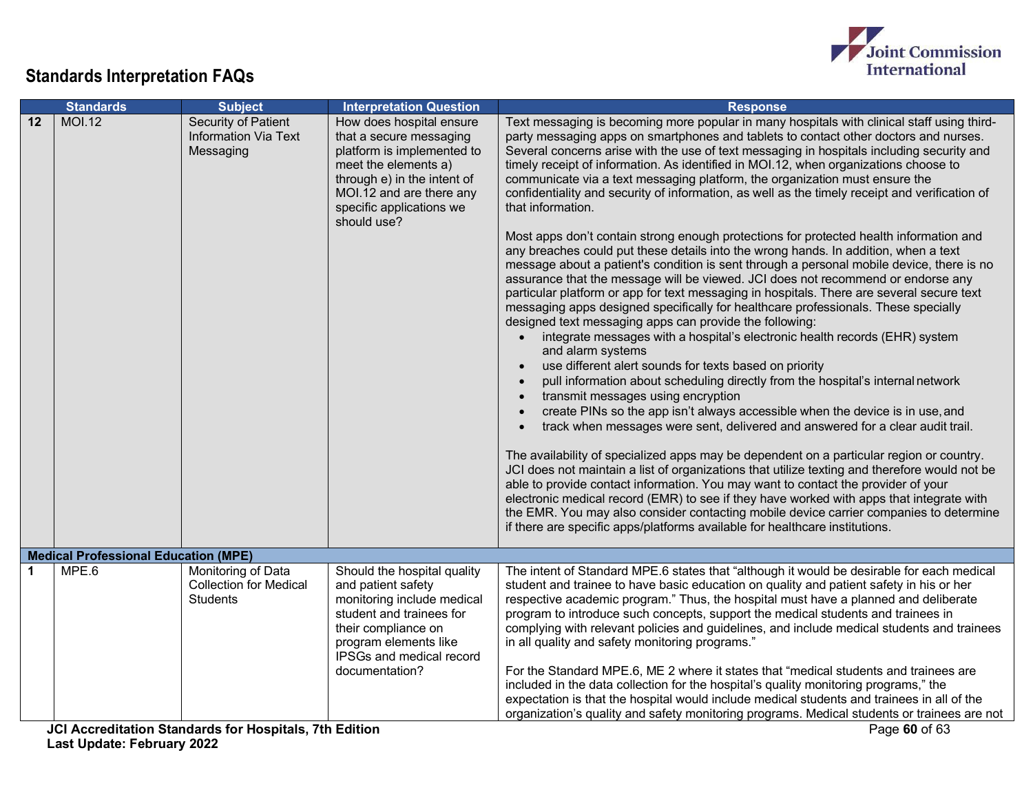## Standards Interpretation FAQs

| | Standards | Subject | Interpretation Question | Response |
|---|---|---|---|---|
| 12 | MOI.12 | Security of Patient Information Via Text Messaging | How does hospital ensure that a secure messaging platform is implemented to meet the elements a) through e) in the intent of MOI.12 and are there any specific applications we should use? | Text messaging is becoming more popular in many hospitals with clinical staff using third-party messaging apps on smartphones and tablets to contact other doctors and nurses. Several concerns arise with the use of text messaging in hospitals including security and timely receipt of information. As identified in MOI.12, when organizations choose to communicate via a text messaging platform, the organization must ensure the confidentiality and security of information, as well as the timely receipt and verification of that information.<br><br>Most apps don't contain strong enough protections for protected health information and any breaches could put these details into the wrong hands. In addition, when a text message about a patient's condition is sent through a personal mobile device, there is no assurance that the message will be viewed. JCI does not recommend or endorse any particular platform or app for text messaging in hospitals. There are several secure text messaging apps designed specifically for healthcare professionals. These specially designed text messaging apps can provide the following:<br>• integrate messages with a hospital's electronic health records (EHR) system and alarm systems<br>• use different alert sounds for texts based on priority<br>• pull information about scheduling directly from the hospital's internal network<br>• transmit messages using encryption<br>• create PINs so the app isn't always accessible when the device is in use, and<br>• track when messages were sent, delivered and answered for a clear audit trail.<br><br>The availability of specialized apps may be dependent on a particular region or country. JCI does not maintain a list of organizations that utilize texting and therefore would not be able to provide contact information. You may want to contact the provider of your electronic medical record (EMR) to see if they have worked with apps that integrate with the EMR. You may also consider contacting mobile device carrier companies to determine if there are specific apps/platforms available for healthcare institutions. |
| **Medical Professional Education (MPE)** | | | | |
| 1 | MPE.6 | Monitoring of Data Collection for Medical Students | Should the hospital quality and patient safety monitoring include medical student and trainees for their compliance on program elements like IPSGs and medical record documentation? | The intent of Standard MPE.6 states that "although it would be desirable for each medical student and trainee to have basic education on quality and patient safety in his or her respective academic program." Thus, the hospital must have a planned and deliberate program to introduce such concepts, support the medical students and trainees in complying with relevant policies and guidelines, and include medical students and trainees in all quality and safety monitoring programs."<br><br>For the Standard MPE.6, ME 2 where it states that "medical students and trainees are included in the data collection for the hospital's quality monitoring programs," the expectation is that the hospital would include medical students and trainees in all of the organization's quality and safety monitoring programs. Medical students or trainees are not |

JCI Accreditation Standards for Hospitals, 7th Edition
Last Update: February 2022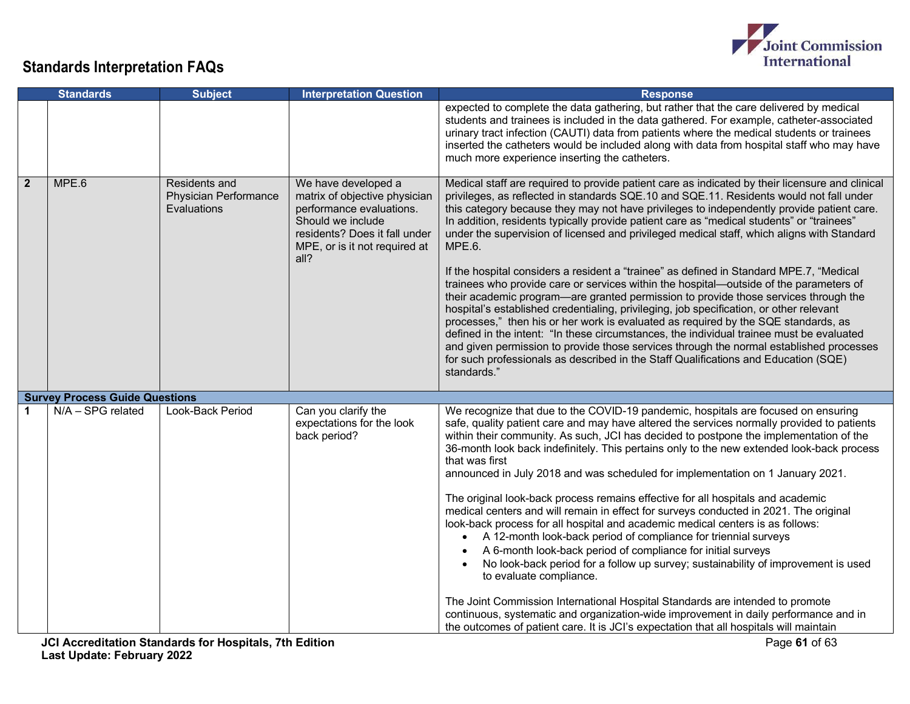## Standards Interpretation FAQs

| | Standards | Subject | Interpretation Question | Response |
|---|---|---|---|---|
| | | | | expected to complete the data gathering, but rather that the care delivered by medical students and trainees is included in the data gathered. For example, catheter-associated urinary tract infection (CAUTI) data from patients where the medical students or trainees inserted the catheters would be included along with data from hospital staff who may have much more experience inserting the catheters. |
| **2** | MPE.6 | Residents and Physician Performance Evaluations | We have developed a matrix of objective physician performance evaluations. Should we include residents? Does it fall under MPE, or is it not required at all? | Medical staff are required to provide patient care as indicated by their licensure and clinical privileges, as reflected in standards SQE.10 and SQE.11. Residents would not fall under this category because they may not have privileges to independently provide patient care. In addition, residents typically provide patient care as "medical students" or "trainees" under the supervision of licensed and privileged medical staff, which aligns with Standard MPE.6.<br><br>If the hospital considers a resident a "trainee" as defined in Standard MPE.7, "Medical trainees who provide care or services within the hospital—outside of the parameters of their academic program—are granted permission to provide those services through the hospital's established credentialing, privileging, job specification, or other relevant processes," then his or her work is evaluated as required by the SQE standards, as defined in the intent: "In these circumstances, the individual trainee must be evaluated and given permission to provide those services through the normal established processes for such professionals as described in the Staff Qualifications and Education (SQE) standards." |
| **Survey Process Guide Questions** | | | | |
| **1** | N/A – SPG related | Look-Back Period | Can you clarify the expectations for the look back period? | We recognize that due to the COVID-19 pandemic, hospitals are focused on ensuring safe, quality patient care and may have altered the services normally provided to patients within their community. As such, JCI has decided to postpone the implementation of the 36-month look back indefinitely. This pertains only to the new extended look-back process that was first announced in July 2018 and was scheduled for implementation on 1 January 2021.<br><br>The original look-back process remains effective for all hospitals and academic medical centers and will remain in effect for surveys conducted in 2021. The original look-back process for all hospital and academic medical centers is as follows:<br>• A 12-month look-back period of compliance for triennial surveys<br>• A 6-month look-back period of compliance for initial surveys<br>• No look-back period for a follow up survey; sustainability of improvement is used to evaluate compliance.<br><br>The Joint Commission International Hospital Standards are intended to promote continuous, systematic and organization-wide improvement in daily performance and in the outcomes of patient care. It is JCI's expectation that all hospitals will maintain |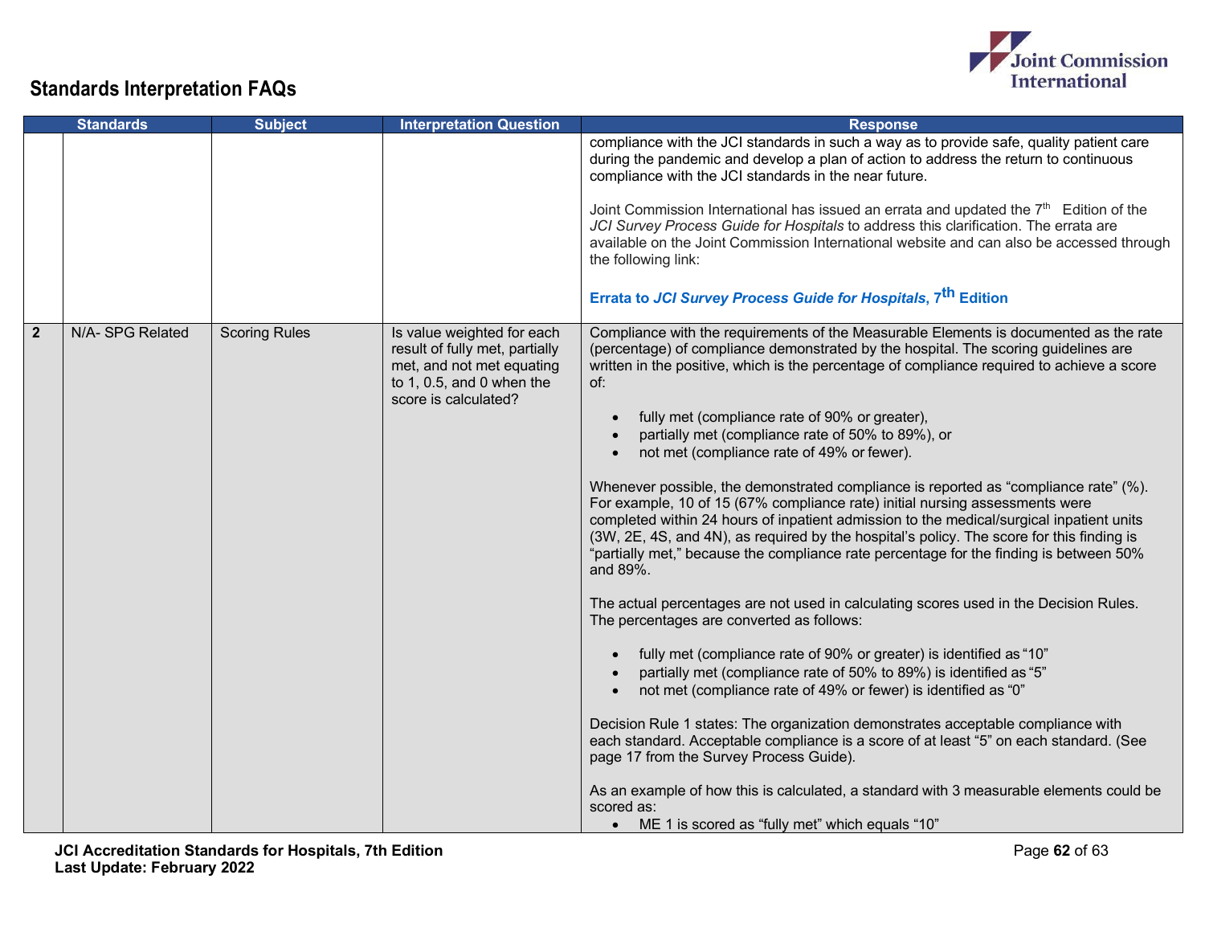## Standards Interpretation FAQs

| | Standards | Subject | Interpretation Question | Response |
|---|---|---|---|---|
| | | | | compliance with the JCI standards in such a way as to provide safe, quality patient care during the pandemic and develop a plan of action to address the return to continuous compliance with the JCI standards in the near future.<br><br>Joint Commission International has issued an errata and updated the 7th Edition of the *JCI Survey Process Guide for Hospitals* to address this clarification. The errata are available on the Joint Commission International website and can also be accessed through the following link:<br><br>**Errata to *JCI Survey Process Guide for Hospitals*, 7th Edition** |
| **2** | N/A- SPG Related | Scoring Rules | Is value weighted for each result of fully met, partially met, and not met equating to 1, 0.5, and 0 when the score is calculated? | Compliance with the requirements of the Measurable Elements is documented as the rate (percentage) of compliance demonstrated by the hospital. The scoring guidelines are written in the positive, which is the percentage of compliance required to achieve a score of:<br><br>• fully met (compliance rate of 90% or greater),<br>• partially met (compliance rate of 50% to 89%), or<br>• not met (compliance rate of 49% or fewer).<br><br>Whenever possible, the demonstrated compliance is reported as "compliance rate" (%). For example, 10 of 15 (67% compliance rate) initial nursing assessments were completed within 24 hours of inpatient admission to the medical/surgical inpatient units (3W, 2E, 4S, and 4N), as required by the hospital's policy. The score for this finding is "partially met," because the compliance rate percentage for the finding is between 50% and 89%.<br><br>The actual percentages are not used in calculating scores used in the Decision Rules. The percentages are converted as follows:<br><br>• fully met (compliance rate of 90% or greater) is identified as "10"<br>• partially met (compliance rate of 50% to 89%) is identified as "5"<br>• not met (compliance rate of 49% or fewer) is identified as "0"<br><br>Decision Rule 1 states: The organization demonstrates acceptable compliance with each standard. Acceptable compliance is a score of at least "5" on each standard. (See page 17 from the Survey Process Guide).<br><br>As an example of how this is calculated, a standard with 3 measurable elements could be scored as:<br>• ME 1 is scored as "fully met" which equals "10" |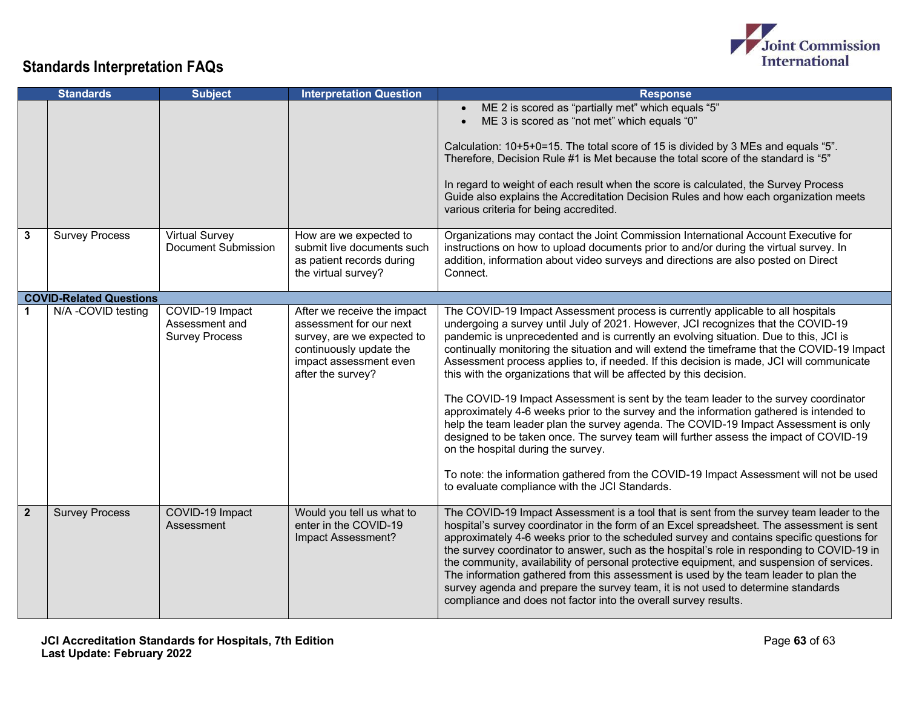## Standards Interpretation FAQs

| | Standards | Subject | Interpretation Question | Response |
|---|---|---|---|---|
| | | | | • ME 2 is scored as “partially met” which equals “5”<br>• ME 3 is scored as “not met” which equals “0”<br><br>Calculation: 10+5+0=15. The total score of 15 is divided by 3 MEs and equals “5”. Therefore, Decision Rule #1 is Met because the total score of the standard is “5”<br><br>In regard to weight of each result when the score is calculated, the Survey Process Guide also explains the Accreditation Decision Rules and how each organization meets various criteria for being accredited. |
| 3 | Survey Process | Virtual Survey Document Submission | How are we expected to submit live documents such as patient records during the virtual survey? | Organizations may contact the Joint Commission International Account Executive for instructions on how to upload documents prior to and/or during the virtual survey. In addition, information about video surveys and directions are also posted on Direct Connect. |
| **COVID-Related Questions** | | | | |
| 1 | N/A -COVID testing | COVID-19 Impact Assessment and Survey Process | After we receive the impact assessment for our next survey, are we expected to continuously update the impact assessment even after the survey? | The COVID-19 Impact Assessment process is currently applicable to all hospitals undergoing a survey until July of 2021. However, JCI recognizes that the COVID-19 pandemic is unprecedented and is currently an evolving situation. Due to this, JCI is continually monitoring the situation and will extend the timeframe that the COVID-19 Impact Assessment process applies to, if needed. If this decision is made, JCI will communicate this with the organizations that will be affected by this decision.<br><br>The COVID-19 Impact Assessment is sent by the team leader to the survey coordinator approximately 4-6 weeks prior to the survey and the information gathered is intended to help the team leader plan the survey agenda. The COVID-19 Impact Assessment is only designed to be taken once. The survey team will further assess the impact of COVID-19 on the hospital during the survey.<br><br>To note: the information gathered from the COVID-19 Impact Assessment will not be used to evaluate compliance with the JCI Standards. |
| 2 | Survey Process | COVID-19 Impact Assessment | Would you tell us what to enter in the COVID-19 Impact Assessment? | The COVID-19 Impact Assessment is a tool that is sent from the survey team leader to the hospital’s survey coordinator in the form of an Excel spreadsheet. The assessment is sent approximately 4-6 weeks prior to the scheduled survey and contains specific questions for the survey coordinator to answer, such as the hospital’s role in responding to COVID-19 in the community, availability of personal protective equipment, and suspension of services. The information gathered from this assessment is used by the team leader to plan the survey agenda and prepare the survey team, it is not used to determine standards compliance and does not factor into the overall survey results. |